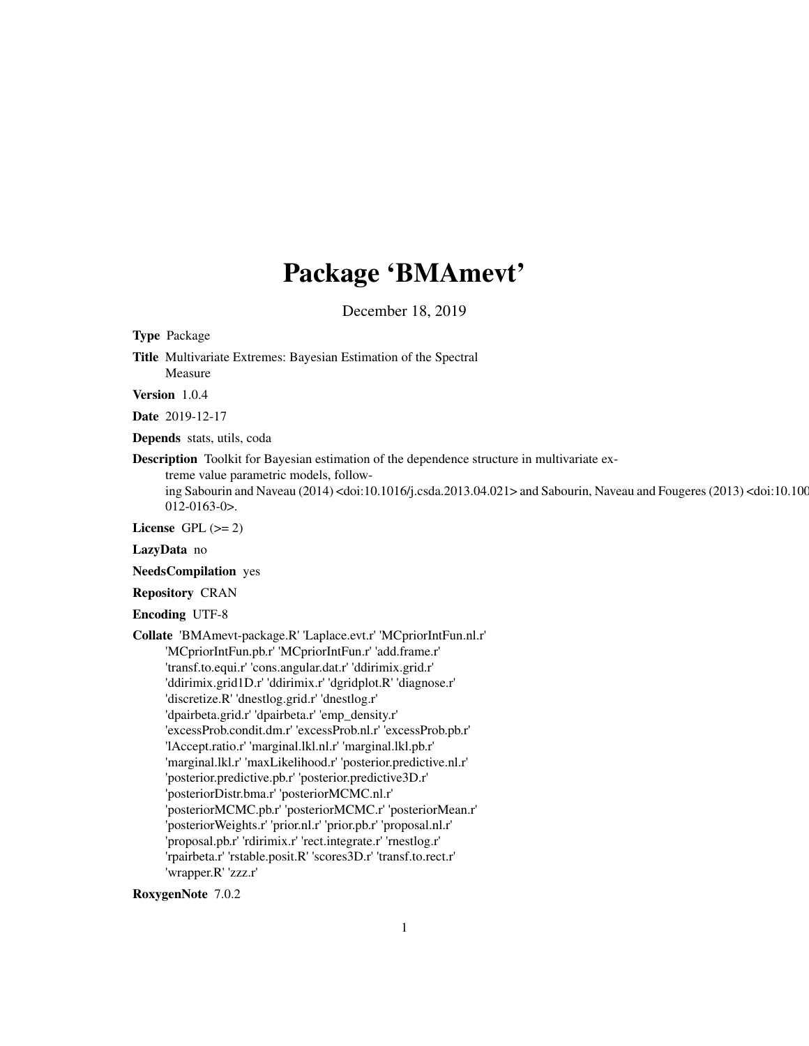# Package 'BMAmevt'

December 18, 2019

**Type** Package

**Title** Multivariate Extremes: Bayesian Estimation of the Spectral Measure

**Version** 1.0.4

**Date** 2019-12-17

**Depends** stats, utils, coda

**Description** Toolkit for Bayesian estimation of the dependence structure in multivariate extreme value parametric models, following Sabourin and Naveau (2014) <doi:10.1016/j.csda.2013.04.021> and Sabourin, Naveau and Fougeres (2013) <doi:10.100 012-0163-0>.

**License** GPL (>= 2)

**LazyData** no

**NeedsCompilation** yes

**Repository** CRAN

**Encoding** UTF-8

**Collate** 'BMAmevt-package.R' 'Laplace.evt.r' 'MCpriorIntFun.nl.r' 'MCpriorIntFun.pb.r' 'MCpriorIntFun.r' 'add.frame.r' 'transf.to.equi.r' 'cons.angular.dat.r' 'ddirimix.grid.r' 'ddirimix.grid1D.r' 'ddirimix.r' 'dgridplot.R' 'diagnose.r' 'discretize.R' 'dnestlog.grid.r' 'dnestlog.r' 'dpairbeta.grid.r' 'dpairbeta.r' 'emp_density.r' 'excessProb.condit.dm.r' 'excessProb.nl.r' 'excessProb.pb.r' 'lAccept.ratio.r' 'marginal.lkl.nl.r' 'marginal.lkl.pb.r' 'marginal.lkl.r' 'maxLikelihood.r' 'posterior.predictive.nl.r' 'posterior.predictive.pb.r' 'posterior.predictive3D.r' 'posteriorDistr.bma.r' 'posteriorMCMC.nl.r' 'posteriorMCMC.pb.r' 'posteriorMCMC.r' 'posteriorMean.r' 'posteriorWeights.r' 'prior.nl.r' 'prior.pb.r' 'proposal.nl.r' 'proposal.pb.r' 'rdirimix.r' 'rect.integrate.r' 'rnestlog.r' 'rpairbeta.r' 'rstable.posit.R' 'scores3D.r' 'transf.to.rect.r' 'wrapper.R' 'zzz.r'

**RoxygenNote** 7.0.2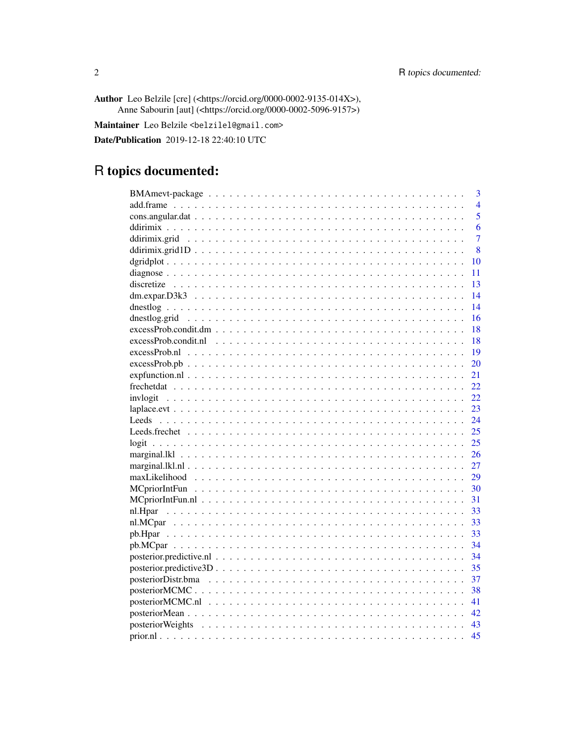**Author** Leo Belzile [cre] (<https://orcid.org/0000-0002-9135-014X>), Anne Sabourin [aut] (<https://orcid.org/0000-0002-5096-9157>)

**Maintainer** Leo Belzile <belzilel@gmail.com>

**Date/Publication** 2019-12-18 22:40:10 UTC

# R topics documented:

| | |
|---|---|
| BMAmevt-package | 3 |
| add.frame | 4 |
| cons.angular.dat | 5 |
| ddirimix | 6 |
| ddirimix.grid | 7 |
| ddirimix.grid1D | 8 |
| dgridplot | 10 |
| diagnose | 11 |
| discretize | 13 |
| dm.expar.D3k3 | 14 |
| dnestlog | 14 |
| dnestlog.grid | 16 |
| excessProb.condit.dm | 18 |
| excessProb.condit.nl | 18 |
| excessProb.nl | 19 |
| excessProb.pb | 20 |
| expfunction.nl | 21 |
| frechetdat | 22 |
| invlogit | 22 |
| laplace.evt | 23 |
| Leeds | 24 |
| Leeds.frechet | 25 |
| logit | 25 |
| marginal.lkl | 26 |
| marginal.lkl.nl | 27 |
| maxLikelihood | 29 |
| MCpriorIntFun | 30 |
| MCpriorIntFun.nl | 31 |
| nl.Hpar | 33 |
| nl.MCpar | 33 |
| pb.Hpar | 33 |
| pb.MCpar | 34 |
| posterior.predictive.nl | 34 |
| posterior.predictive3D | 35 |
| posteriorDistr.bma | 37 |
| posteriorMCMC | 38 |
| posteriorMCMC.nl | 41 |
| posteriorMean | 42 |
| posteriorWeights | 43 |
| prior.nl | 45 |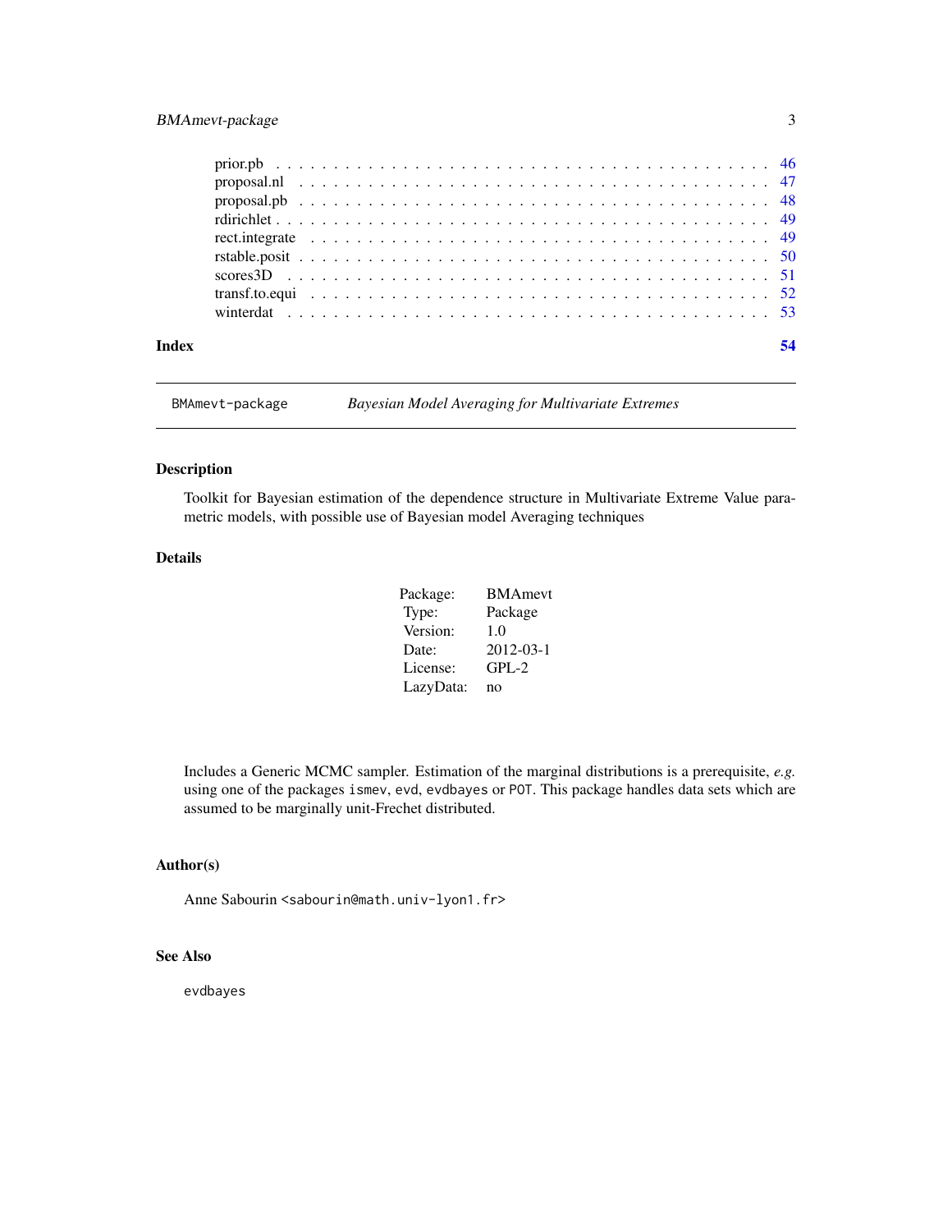| | |
|---|---|
| prior.pb | 46 |
| proposal.nl | 47 |
| proposal.pb | 48 |
| rdirichlet | 49 |
| rect.integrate | 49 |
| rstable.posit | 50 |
| scores3D | 51 |
| transf.to.equi | 52 |
| winterdat | 53 |

**Index** **54**

---

BMAmevt-package *Bayesian Model Averaging for Multivariate Extremes*

---

## Description

Toolkit for Bayesian estimation of the dependence structure in Multivariate Extreme Value parametric models, with possible use of Bayesian model Averaging techniques

## Details

| | |
|---|---|
| Package: | BMAmevt |
| Type: | Package |
| Version: | 1.0 |
| Date: | 2012-03-1 |
| License: | GPL-2 |
| LazyData: | no |

Includes a Generic MCMC sampler. Estimation of the marginal distributions is a prerequisite, *e.g.* using one of the packages `ismev`, `evd`, `evdbayes` or `POT`. This package handles data sets which are assumed to be marginally unit-Frechet distributed.

## Author(s)

Anne Sabourin <sabourin@math.univ-lyon1.fr>

## See Also

`evdbayes`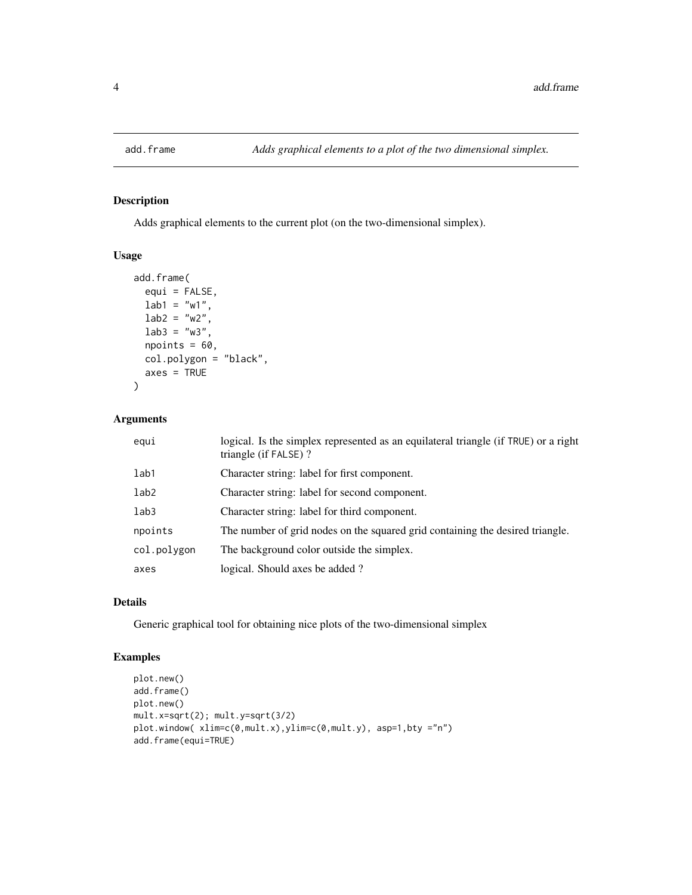add.frame *Adds graphical elements to a plot of the two dimensional simplex.*

## Description

Adds graphical elements to the current plot (on the two-dimensional simplex).

## Usage

```
add.frame(
  equi = FALSE,
  lab1 = "w1",
  lab2 = "w2",
  lab3 = "w3",
  npoints = 60,
  col.polygon = "black",
  axes = TRUE
)
```

## Arguments

| | |
|---|---|
| equi | logical. Is the simplex represented as an equilateral triangle (if TRUE) or a right triangle (if FALSE) ? |
| lab1 | Character string: label for first component. |
| lab2 | Character string: label for second component. |
| lab3 | Character string: label for third component. |
| npoints | The number of grid nodes on the squared grid containing the desired triangle. |
| col.polygon | The background color outside the simplex. |
| axes | logical. Should axes be added ? |

## Details

Generic graphical tool for obtaining nice plots of the two-dimensional simplex

## Examples

```
plot.new()
add.frame()
plot.new()
mult.x=sqrt(2); mult.y=sqrt(3/2)
plot.window( xlim=c(0,mult.x),ylim=c(0,mult.y), asp=1,bty ="n")
add.frame(equi=TRUE)
```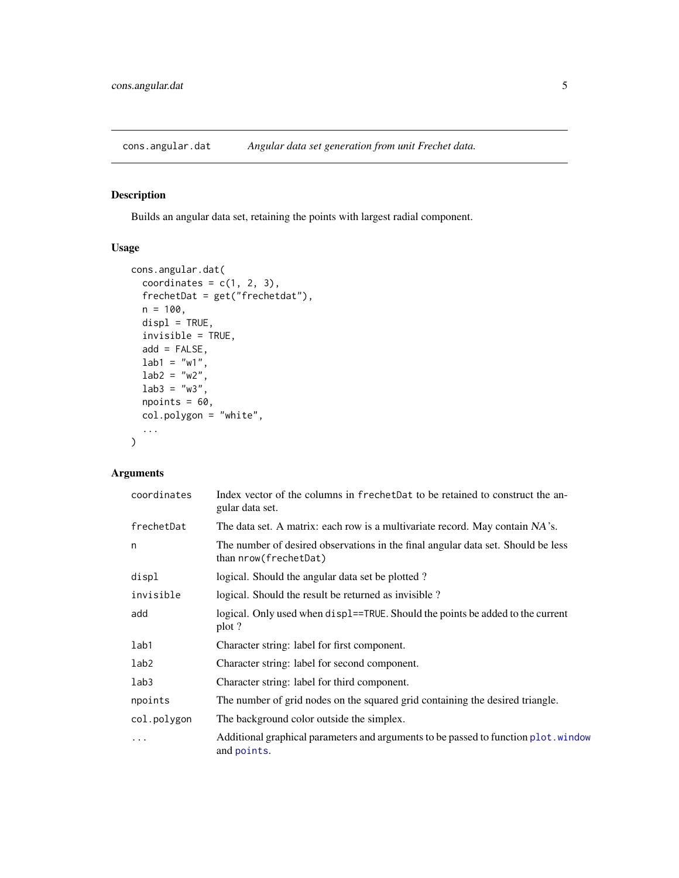## cons.angular.dat *Angular data set generation from unit Frechet data.*

### Description

Builds an angular data set, retaining the points with largest radial component.

### Usage

```
cons.angular.dat(
  coordinates = c(1, 2, 3),
  frechetDat = get("frechetdat"),
  n = 100,
  displ = TRUE,
  invisible = TRUE,
  add = FALSE,
  lab1 = "w1",
  lab2 = "w2",
  lab3 = "w3",
  npoints = 60,
  col.polygon = "white",
  ...
)
```

### Arguments

| | |
|---|---|
| `coordinates` | Index vector of the columns in `frechetDat` to be retained to construct the angular data set. |
| `frechetDat` | The data set. A matrix: each row is a multivariate record. May contain *NA*'s. |
| `n` | The number of desired observations in the final angular data set. Should be less than `nrow(frechetDat)` |
| `displ` | logical. Should the angular data set be plotted ? |
| `invisible` | logical. Should the result be returned as invisible ? |
| `add` | logical. Only used when `displ==TRUE`. Should the points be added to the current plot ? |
| `lab1` | Character string: label for first component. |
| `lab2` | Character string: label for second component. |
| `lab3` | Character string: label for third component. |
| `npoints` | The number of grid nodes on the squared grid containing the desired triangle. |
| `col.polygon` | The background color outside the simplex. |
| `...` | Additional graphical parameters and arguments to be passed to function `plot.window` and `points`. |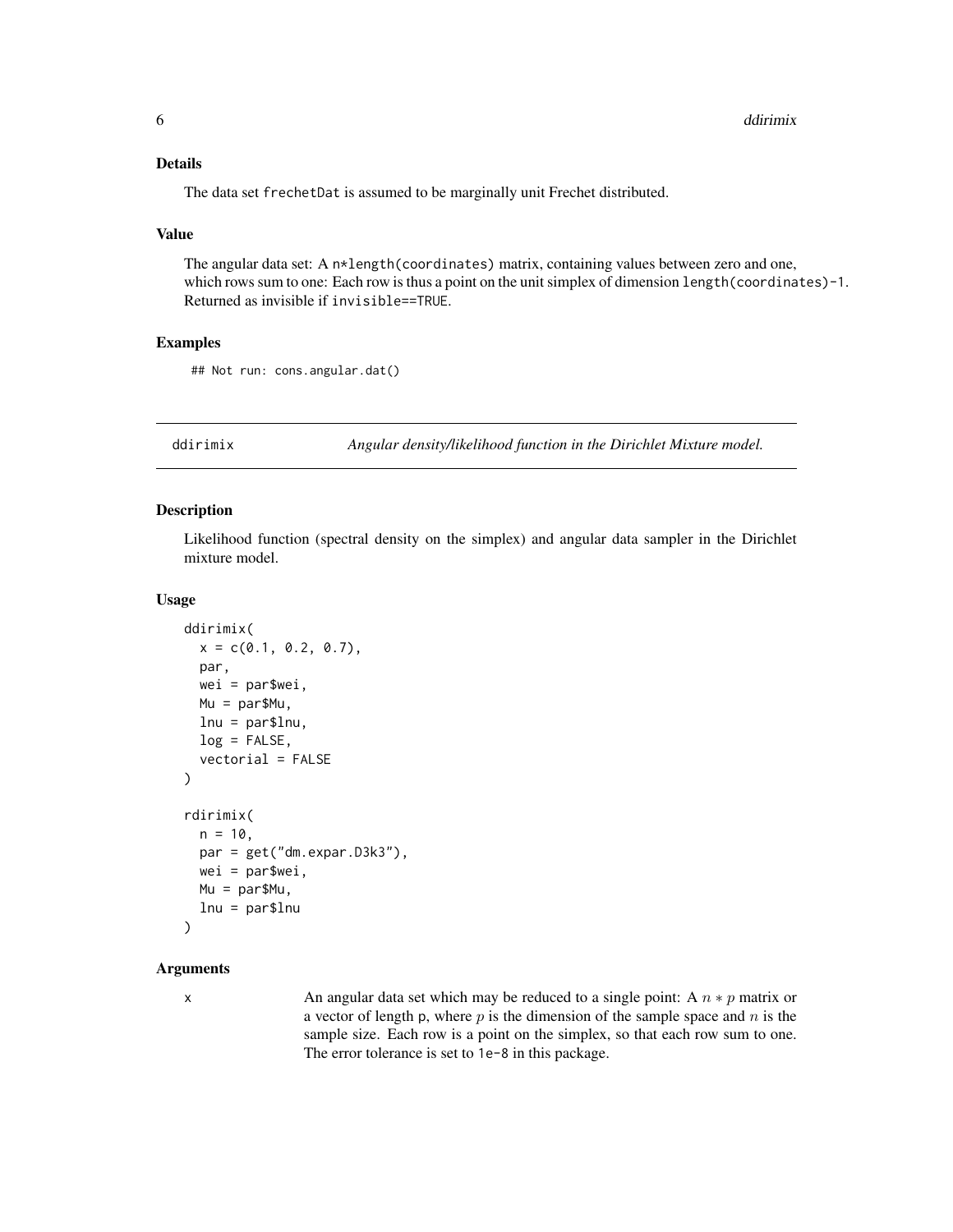### Details

The data set `frechetDat` is assumed to be marginally unit Frechet distributed.

### Value

The angular data set: A `n*length(coordinates)` matrix, containing values between zero and one, which rows sum to one: Each row is thus a point on the unit simplex of dimension `length(coordinates)-1`. Returned as invisible if `invisible==TRUE`.

### Examples

```
## Not run: cons.angular.dat()
```

---

## ddirimix — *Angular density/likelihood function in the Dirichlet Mixture model.*

---

### Description

Likelihood function (spectral density on the simplex) and angular data sampler in the Dirichlet mixture model.

### Usage

```
ddirimix(
  x = c(0.1, 0.2, 0.7),
  par,
  wei = par$wei,
  Mu = par$Mu,
  lnu = par$lnu,
  log = FALSE,
  vectorial = FALSE
)

rdirimix(
  n = 10,
  par = get("dm.expar.D3k3"),
  wei = par$wei,
  Mu = par$Mu,
  lnu = par$lnu
)
```

### Arguments

`x` An angular data set which may be reduced to a single point: A $n * p$ matrix or a vector of length `p`, where $p$ is the dimension of the sample space and $n$ is the sample size. Each row is a point on the simplex, so that each row sum to one. The error tolerance is set to `1e-8` in this package.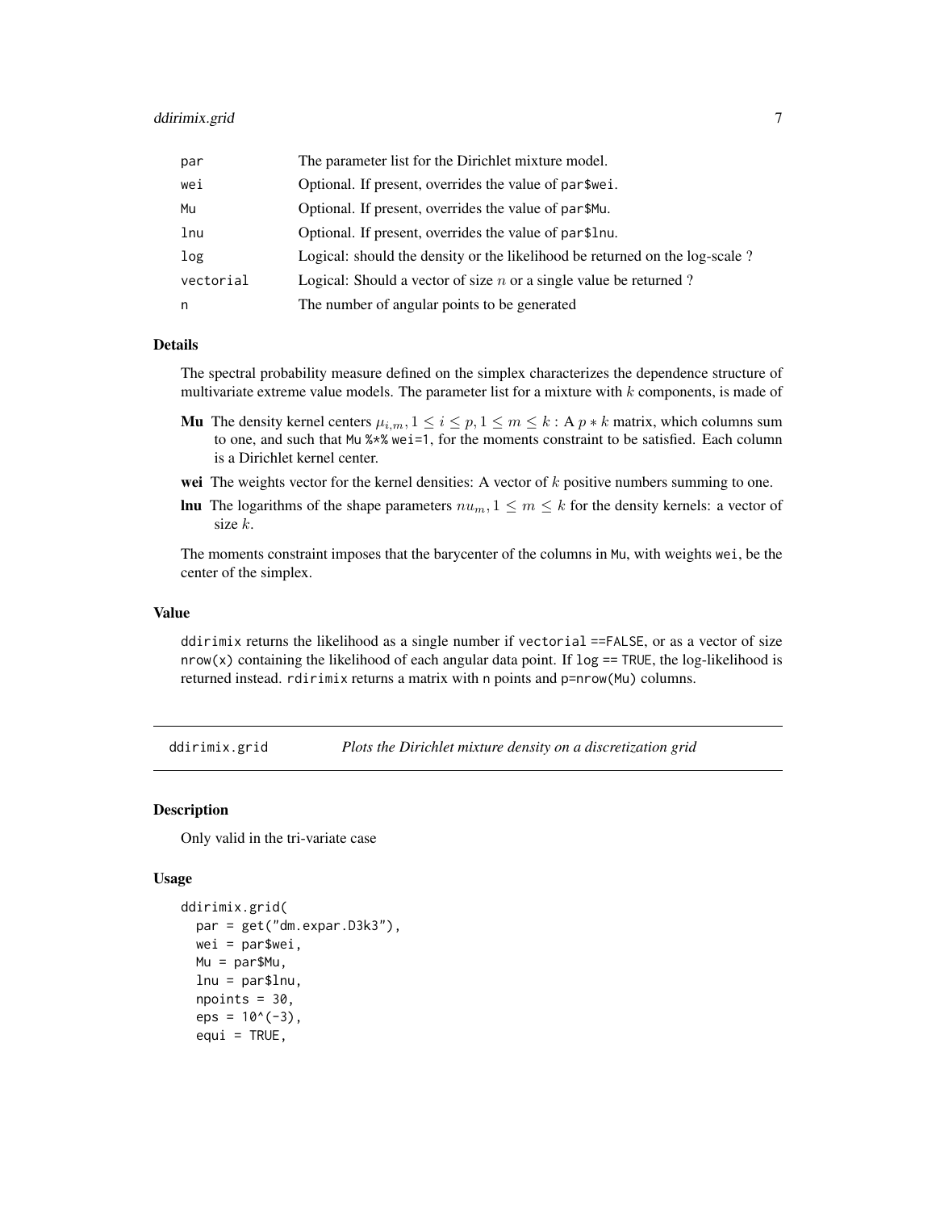| | |
|---|---|
| par | The parameter list for the Dirichlet mixture model. |
| wei | Optional. If present, overrides the value of par$wei. |
| Mu | Optional. If present, overrides the value of par$Mu. |
| lnu | Optional. If present, overrides the value of par$lnu. |
| log | Logical: should the density or the likelihood be returned on the log-scale ? |
| vectorial | Logical: Should a vector of size $n$ or a single value be returned ? |
| n | The number of angular points to be generated |

### Details

The spectral probability measure defined on the simplex characterizes the dependence structure of multivariate extreme value models. The parameter list for a mixture with $k$ components, is made of

- **Mu** The density kernel centers $\mu_{i,m}, 1 \leq i \leq p, 1 \leq m \leq k$ : A $p * k$ matrix, which columns sum to one, and such that `Mu %*% wei=1`, for the moments constraint to be satisfied. Each column is a Dirichlet kernel center.
- **wei** The weights vector for the kernel densities: A vector of $k$ positive numbers summing to one.
- **lnu** The logarithms of the shape parameters $nu_m, 1 \leq m \leq k$ for the density kernels: a vector of size $k$.

The moments constraint imposes that the barycenter of the columns in Mu, with weights wei, be the center of the simplex.

### Value

ddirimix returns the likelihood as a single number if vectorial ==FALSE, or as a vector of size nrow(x) containing the likelihood of each angular data point. If log == TRUE, the log-likelihood is returned instead. rdirimix returns a matrix with n points and p=nrow(Mu) columns.

---

## ddirimix.grid *Plots the Dirichlet mixture density on a discretization grid*

### Description

Only valid in the tri-variate case

### Usage

```
ddirimix.grid(
  par = get("dm.expar.D3k3"),
  wei = par$wei,
  Mu = par$Mu,
  lnu = par$lnu,
  npoints = 30,
  eps = 10^(-3),
  equi = TRUE,
```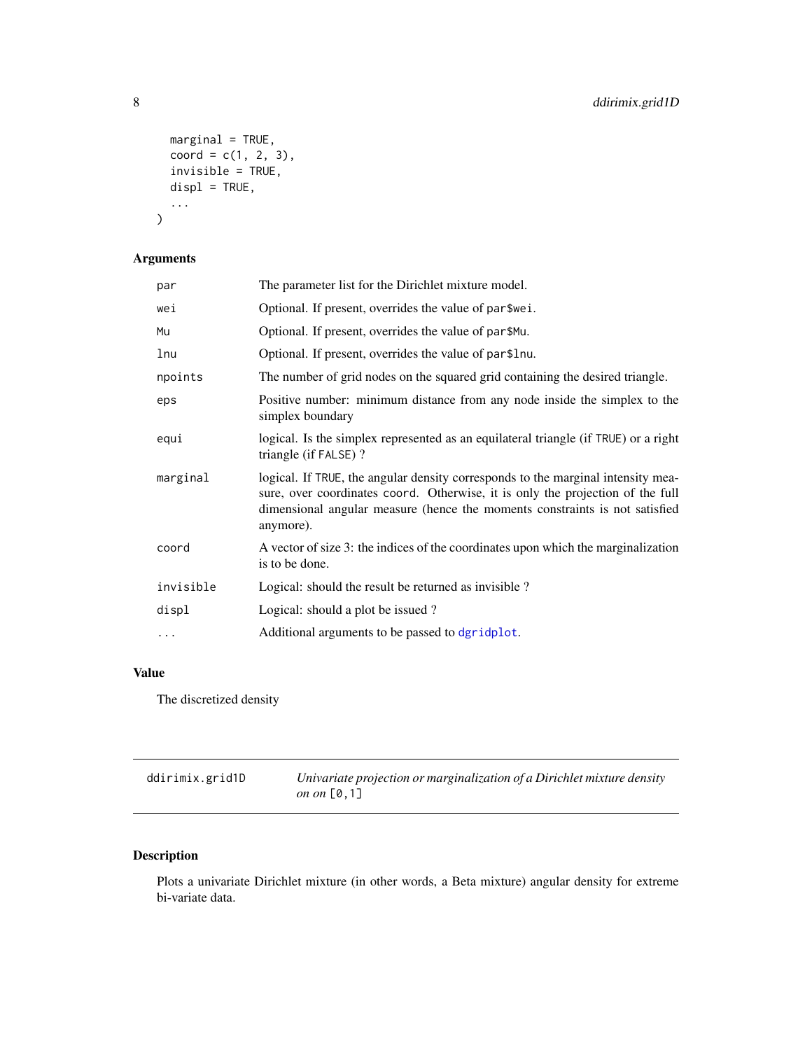```
  marginal = TRUE,
  coord = c(1, 2, 3),
  invisible = TRUE,
  displ = TRUE,
  ...
)
```

## Arguments

| | |
|---|---|
| `par` | The parameter list for the Dirichlet mixture model. |
| `wei` | Optional. If present, overrides the value of `par$wei`. |
| `Mu` | Optional. If present, overrides the value of `par$Mu`. |
| `lnu` | Optional. If present, overrides the value of `par$lnu`. |
| `npoints` | The number of grid nodes on the squared grid containing the desired triangle. |
| `eps` | Positive number: minimum distance from any node inside the simplex to the simplex boundary |
| `equi` | logical. Is the simplex represented as an equilateral triangle (if `TRUE`) or a right triangle (if `FALSE`) ? |
| `marginal` | logical. If `TRUE`, the angular density corresponds to the marginal intensity measure, over coordinates `coord`. Otherwise, it is only the projection of the full dimensional angular measure (hence the moments constraints is not satisfied anymore). |
| `coord` | A vector of size 3: the indices of the coordinates upon which the marginalization is to be done. |
| `invisible` | Logical: should the result be returned as invisible ? |
| `displ` | Logical: should a plot be issued ? |
| `...` | Additional arguments to be passed to `dgridplot`. |

## Value

The discretized density

---

`ddirimix.grid1D` *Univariate projection or marginalization of a Dirichlet mixture density on on* `[0,1]`

---

## Description

Plots a univariate Dirichlet mixture (in other words, a Beta mixture) angular density for extreme bi-variate data.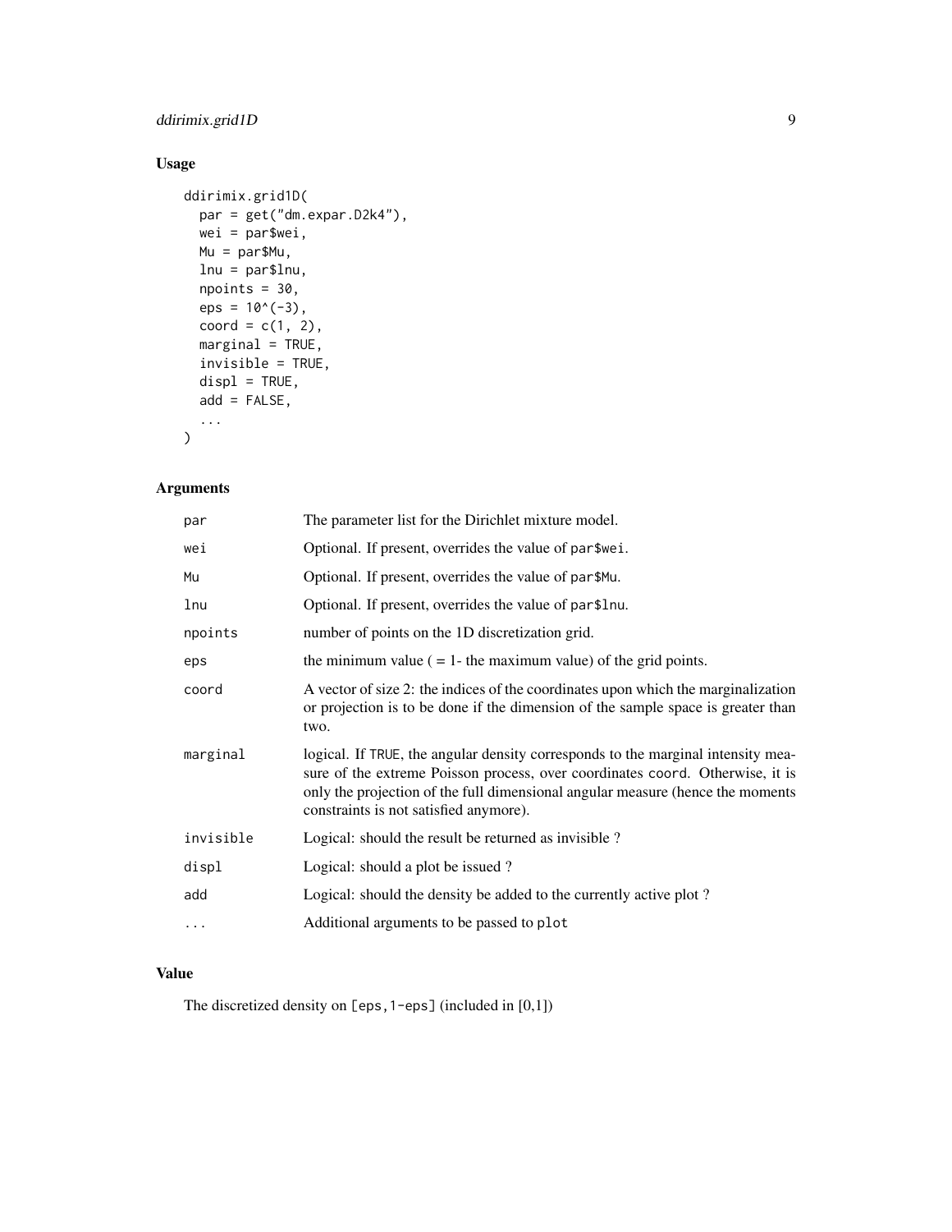## Usage

```
ddirimix.grid1D(
  par = get("dm.expar.D2k4"),
  wei = par$wei,
  Mu = par$Mu,
  lnu = par$lnu,
  npoints = 30,
  eps = 10^(-3),
  coord = c(1, 2),
  marginal = TRUE,
  invisible = TRUE,
  displ = TRUE,
  add = FALSE,
  ...
)
```

## Arguments

| | |
|---|---|
| par | The parameter list for the Dirichlet mixture model. |
| wei | Optional. If present, overrides the value of par$wei. |
| Mu | Optional. If present, overrides the value of par$Mu. |
| lnu | Optional. If present, overrides the value of par$lnu. |
| npoints | number of points on the 1D discretization grid. |
| eps | the minimum value ( = 1- the maximum value) of the grid points. |
| coord | A vector of size 2: the indices of the coordinates upon which the marginalization or projection is to be done if the dimension of the sample space is greater than two. |
| marginal | logical. If TRUE, the angular density corresponds to the marginal intensity measure of the extreme Poisson process, over coordinates coord. Otherwise, it is only the projection of the full dimensional angular measure (hence the moments constraints is not satisfied anymore). |
| invisible | Logical: should the result be returned as invisible ? |
| displ | Logical: should a plot be issued ? |
| add | Logical: should the density be added to the currently active plot ? |
| ... | Additional arguments to be passed to plot |

## Value

The discretized density on [eps,1-eps] (included in [0,1])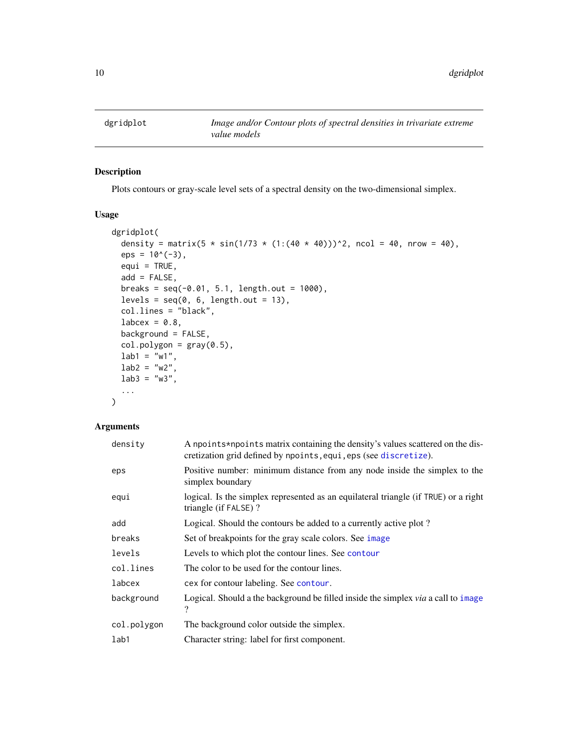## dgridplot — *Image and/or Contour plots of spectral densities in trivariate extreme value models*

### Description

Plots contours or gray-scale level sets of a spectral density on the two-dimensional simplex.

### Usage

```
dgridplot(
  density = matrix(5 * sin(1/73 * (1:(40 * 40)))^2, ncol = 40, nrow = 40),
  eps = 10^(-3),
  equi = TRUE,
  add = FALSE,
  breaks = seq(-0.01, 5.1, length.out = 1000),
  levels = seq(0, 6, length.out = 13),
  col.lines = "black",
  labcex = 0.8,
  background = FALSE,
  col.polygon = gray(0.5),
  lab1 = "w1",
  lab2 = "w2",
  lab3 = "w3",
  ...
)
```

### Arguments

| Argument | Description |
|---|---|
| `density` | A `npoints*npoints` matrix containing the density's values scattered on the discretization grid defined by `npoints,equi,eps` (see `discretize`). |
| `eps` | Positive number: minimum distance from any node inside the simplex to the simplex boundary |
| `equi` | logical. Is the simplex represented as an equilateral triangle (if `TRUE`) or a right triangle (if `FALSE`) ? |
| `add` | Logical. Should the contours be added to a currently active plot ? |
| `breaks` | Set of breakpoints for the gray scale colors. See `image` |
| `levels` | Levels to which plot the contour lines. See `contour` |
| `col.lines` | The color to be used for the contour lines. |
| `labcex` | `cex` for contour labeling. See `contour`. |
| `background` | Logical. Should a the background be filled inside the simplex *via* a call to `image` ? |
| `col.polygon` | The background color outside the simplex. |
| `lab1` | Character string: label for first component. |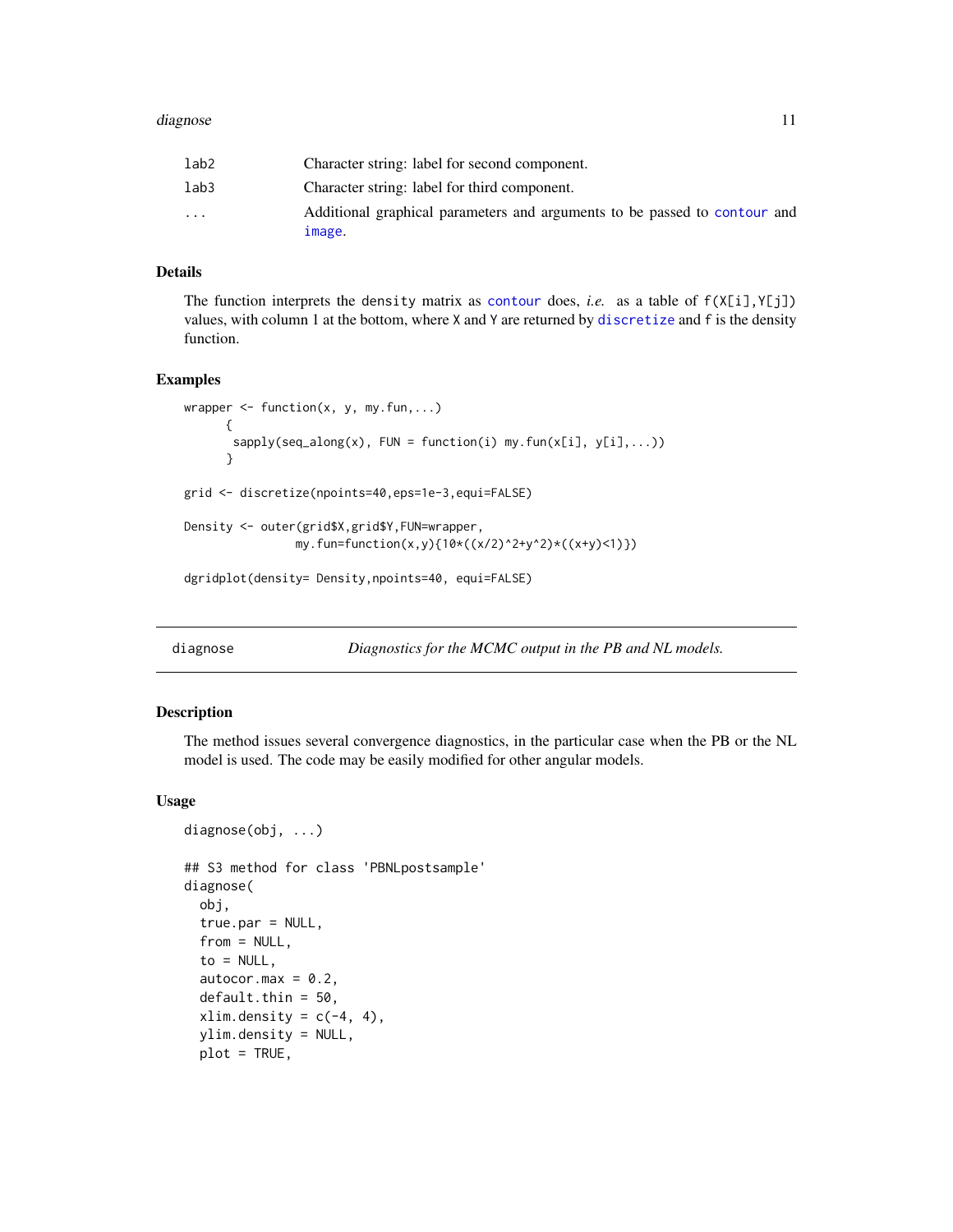| | |
|---|---|
| lab2 | Character string: label for second component. |
| lab3 | Character string: label for third component. |
| ... | Additional graphical parameters and arguments to be passed to contour and image. |

### Details

The function interprets the density matrix as contour does, *i.e.* as a table of f(X[i],Y[j]) values, with column 1 at the bottom, where X and Y are returned by discretize and f is the density function.

### Examples

```
wrapper <- function(x, y, my.fun,...)
      {
       sapply(seq_along(x), FUN = function(i) my.fun(x[i], y[i],...))
      }

grid <- discretize(npoints=40,eps=1e-3,equi=FALSE)

Density <- outer(grid$X,grid$Y,FUN=wrapper,
              my.fun=function(x,y){10*((x/2)^2+y^2)*((x+y)<1)})

dgridplot(density= Density,npoints=40, equi=FALSE)
```

---

## diagnose &nbsp;&nbsp;&nbsp; *Diagnostics for the MCMC output in the PB and NL models.*

### Description

The method issues several convergence diagnostics, in the particular case when the PB or the NL model is used. The code may be easily modified for other angular models.

### Usage

```
diagnose(obj, ...)

## S3 method for class 'PBNLpostsample'
diagnose(
  obj,
  true.par = NULL,
  from = NULL,
  to = NULL,
  autocor.max = 0.2,
  default.thin = 50,
  xlim.density = c(-4, 4),
  ylim.density = NULL,
  plot = TRUE,
```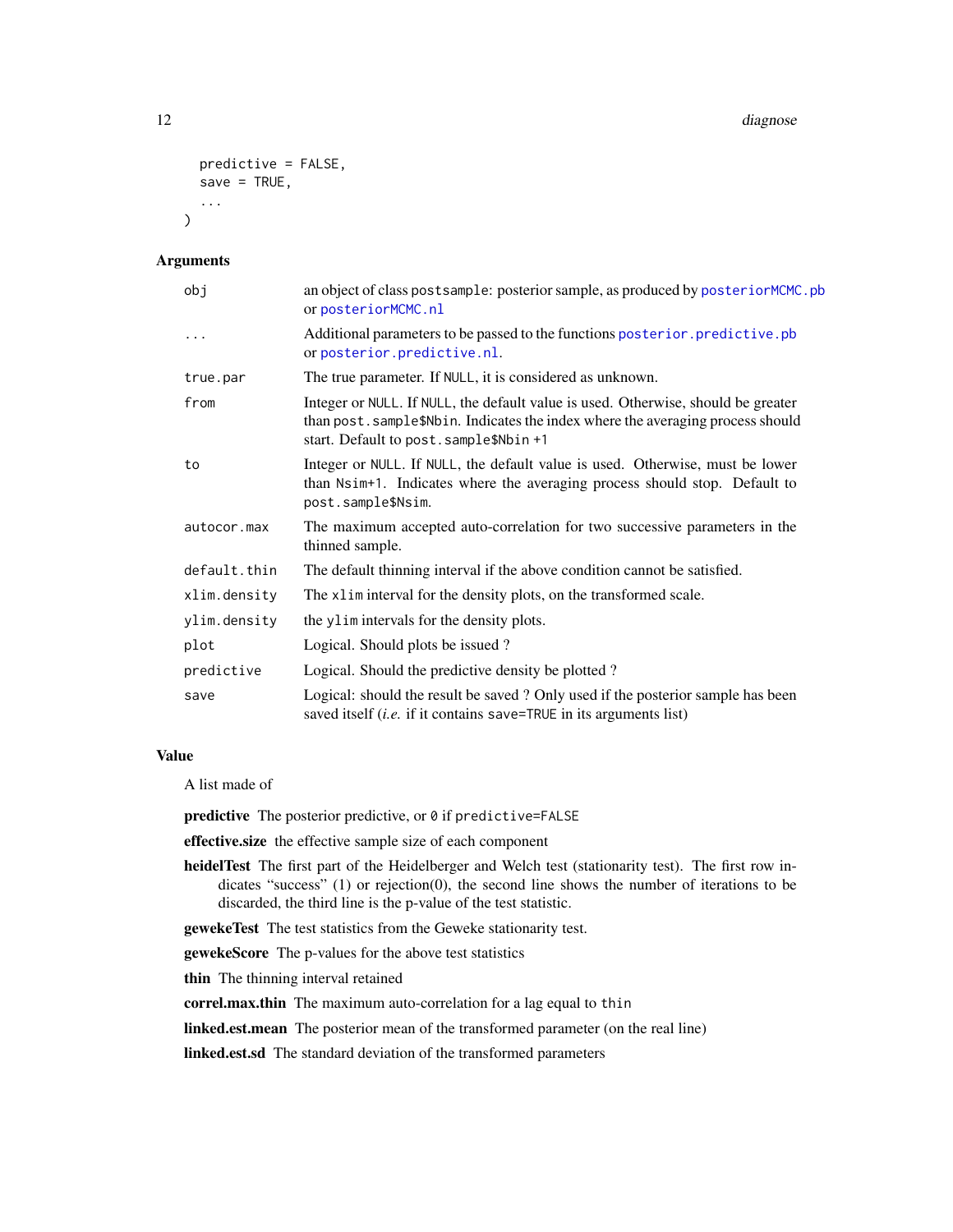```
  predictive = FALSE,
  save = TRUE,
  ...
)
```

## Arguments

| | |
|---|---|
| obj | an object of class postsample: posterior sample, as produced by posteriorMCMC.pb or posteriorMCMC.nl |
| ... | Additional parameters to be passed to the functions posterior.predictive.pb or posterior.predictive.nl. |
| true.par | The true parameter. If NULL, it is considered as unknown. |
| from | Integer or NULL. If NULL, the default value is used. Otherwise, should be greater than post.sample$Nbin. Indicates the index where the averaging process should start. Default to post.sample$Nbin +1 |
| to | Integer or NULL. If NULL, the default value is used. Otherwise, must be lower than Nsim+1. Indicates where the averaging process should stop. Default to post.sample$Nsim. |
| autocor.max | The maximum accepted auto-correlation for two successive parameters in the thinned sample. |
| default.thin | The default thinning interval if the above condition cannot be satisfied. |
| xlim.density | The xlim interval for the density plots, on the transformed scale. |
| ylim.density | the ylim intervals for the density plots. |
| plot | Logical. Should plots be issued ? |
| predictive | Logical. Should the predictive density be plotted ? |
| save | Logical: should the result be saved ? Only used if the posterior sample has been saved itself (*i.e.* if it contains save=TRUE in its arguments list) |

## Value

A list made of

**predictive** The posterior predictive, or 0 if predictive=FALSE

**effective.size** the effective sample size of each component

**heidelTest** The first part of the Heidelberger and Welch test (stationarity test). The first row indicates "success" (1) or rejection(0), the second line shows the number of iterations to be discarded, the third line is the p-value of the test statistic.

**gewekeTest** The test statistics from the Geweke stationarity test.

**gewekeScore** The p-values for the above test statistics

**thin** The thinning interval retained

**correl.max.thin** The maximum auto-correlation for a lag equal to thin

**linked.est.mean** The posterior mean of the transformed parameter (on the real line)

**linked.est.sd** The standard deviation of the transformed parameters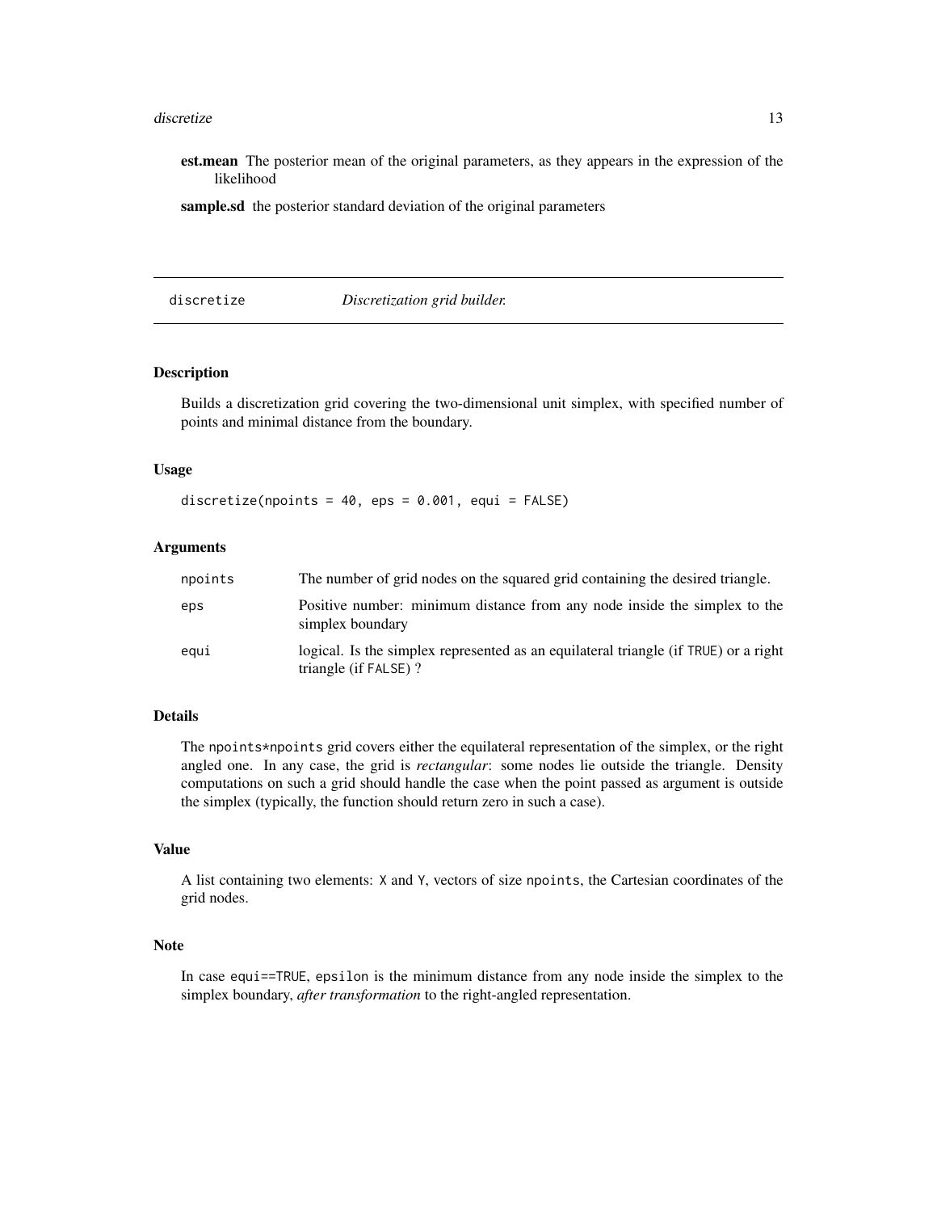**est.mean** The posterior mean of the original parameters, as they appears in the expression of the likelihood

**sample.sd** the posterior standard deviation of the original parameters

## discretize — *Discretization grid builder.*

### Description

Builds a discretization grid covering the two-dimensional unit simplex, with specified number of points and minimal distance from the boundary.

### Usage

```
discretize(npoints = 40, eps = 0.001, equi = FALSE)
```

### Arguments

| | |
|---|---|
| npoints | The number of grid nodes on the squared grid containing the desired triangle. |
| eps | Positive number: minimum distance from any node inside the simplex to the simplex boundary |
| equi | logical. Is the simplex represented as an equilateral triangle (if TRUE) or a right triangle (if FALSE) ? |

### Details

The npoints*npoints grid covers either the equilateral representation of the simplex, or the right angled one. In any case, the grid is *rectangular*: some nodes lie outside the triangle. Density computations on such a grid should handle the case when the point passed as argument is outside the simplex (typically, the function should return zero in such a case).

### Value

A list containing two elements: X and Y, vectors of size npoints, the Cartesian coordinates of the grid nodes.

### Note

In case equi==TRUE, epsilon is the minimum distance from any node inside the simplex to the simplex boundary, *after transformation* to the right-angled representation.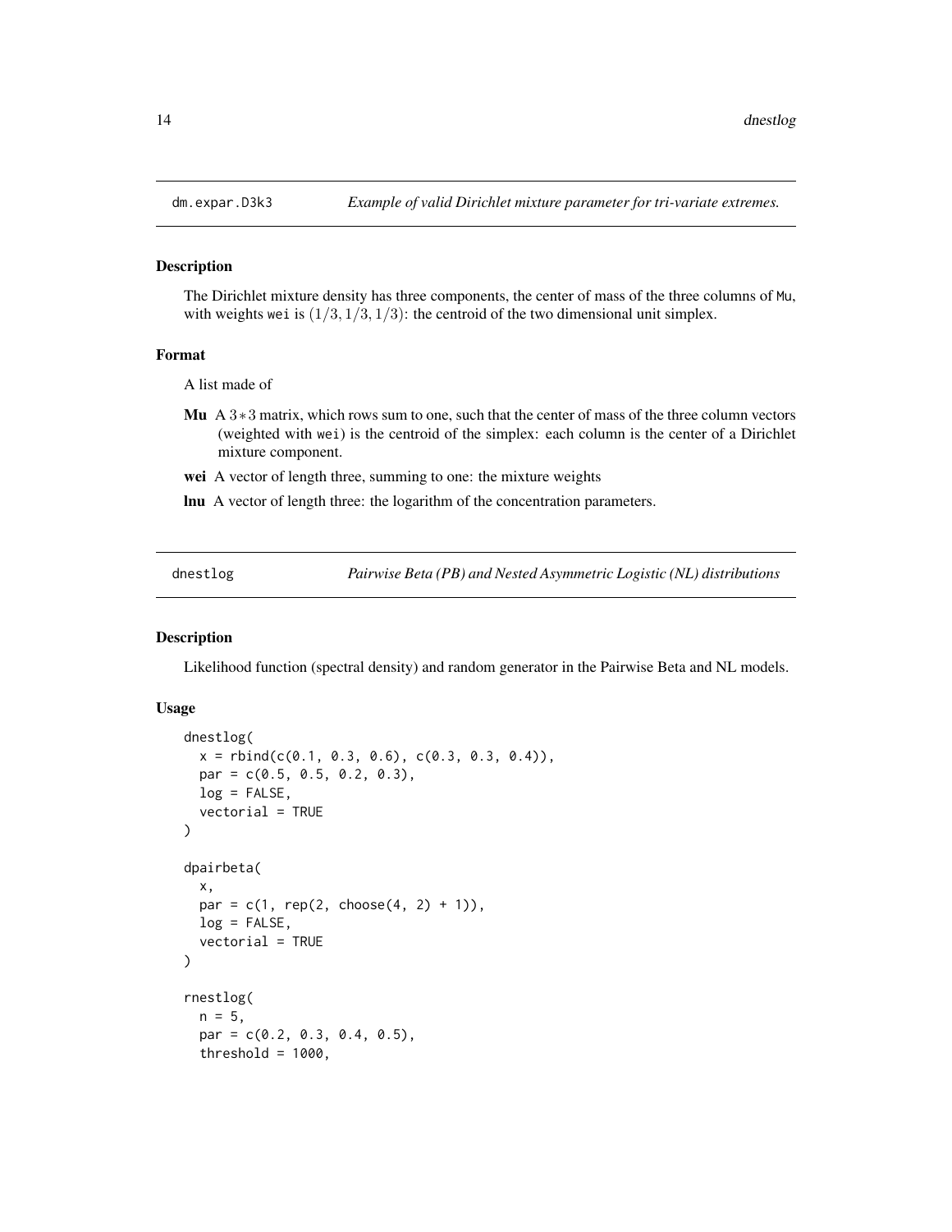## dm.expar.D3k3 — *Example of valid Dirichlet mixture parameter for tri-variate extremes.*

### Description

The Dirichlet mixture density has three components, the center of mass of the three columns of Mu, with weights wei is $(1/3, 1/3, 1/3)$: the centroid of the two dimensional unit simplex.

### Format

A list made of

**Mu** A $3*3$ matrix, which rows sum to one, such that the center of mass of the three column vectors (weighted with wei) is the centroid of the simplex: each column is the center of a Dirichlet mixture component.

**wei** A vector of length three, summing to one: the mixture weights

**lnu** A vector of length three: the logarithm of the concentration parameters.

## dnestlog — *Pairwise Beta (PB) and Nested Asymmetric Logistic (NL) distributions*

### Description

Likelihood function (spectral density) and random generator in the Pairwise Beta and NL models.

### Usage

```
dnestlog(
  x = rbind(c(0.1, 0.3, 0.6), c(0.3, 0.3, 0.4)),
  par = c(0.5, 0.5, 0.2, 0.3),
  log = FALSE,
  vectorial = TRUE
)

dpairbeta(
  x,
  par = c(1, rep(2, choose(4, 2) + 1)),
  log = FALSE,
  vectorial = TRUE
)

rnestlog(
  n = 5,
  par = c(0.2, 0.3, 0.4, 0.5),
  threshold = 1000,
```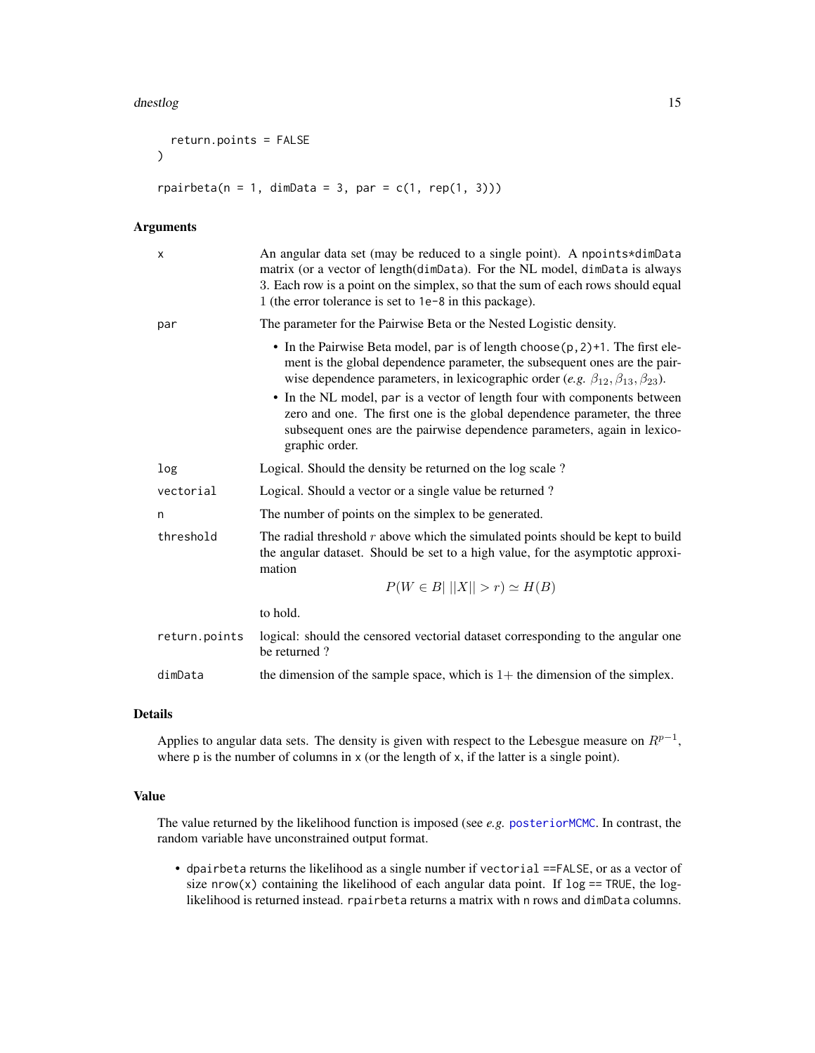```
  return.points = FALSE
)

rpairbeta(n = 1, dimData = 3, par = c(1, rep(1, 3)))
```

## Arguments

| | |
|---|---|
| x | An angular data set (may be reduced to a single point). A npoints*dimData matrix (or a vector of length(dimData). For the NL model, dimData is always 3. Each row is a point on the simplex, so that the sum of each rows should equal 1 (the error tolerance is set to 1e-8 in this package). |
| par | The parameter for the Pairwise Beta or the Nested Logistic density. <br>• In the Pairwise Beta model, par is of length choose(p,2)+1. The first element is the global dependence parameter, the subsequent ones are the pairwise dependence parameters, in lexicographic order (*e.g.* $\beta_{12}, \beta_{13}, \beta_{23}$). <br>• In the NL model, par is a vector of length four with components between zero and one. The first one is the global dependence parameter, the three subsequent ones are the pairwise dependence parameters, again in lexicographic order. |
| log | Logical. Should the density be returned on the log scale ? |
| vectorial | Logical. Should a vector or a single value be returned ? |
| n | The number of points on the simplex to be generated. |
| threshold | The radial threshold $r$ above which the simulated points should be kept to build the angular dataset. Should be set to a high value, for the asymptotic approximation $$P(W \in B \mid \|X\| > r) \simeq H(B)$$ to hold. |
| return.points | logical: should the censored vectorial dataset corresponding to the angular one be returned ? |
| dimData | the dimension of the sample space, which is $1+$ the dimension of the simplex. |

## Details

Applies to angular data sets. The density is given with respect to the Lebesgue measure on $R^{p-1}$, where p is the number of columns in x (or the length of x, if the latter is a single point).

## Value

The value returned by the likelihood function is imposed (see *e.g.* posteriorMCMC. In contrast, the random variable have unconstrained output format.

- dpairbeta returns the likelihood as a single number if vectorial ==FALSE, or as a vector of size nrow(x) containing the likelihood of each angular data point. If log == TRUE, the log-likelihood is returned instead. rpairbeta returns a matrix with n rows and dimData columns.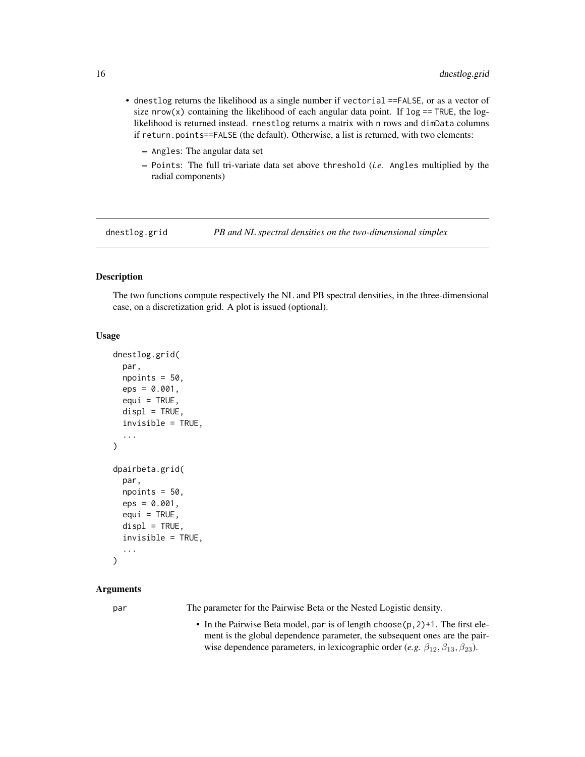- dnestlog returns the likelihood as a single number if vectorial ==FALSE, or as a vector of size nrow(x) containing the likelihood of each angular data point. If log == TRUE, the log-likelihood is returned instead. rnestlog returns a matrix with n rows and dimData columns if return.points==FALSE (the default). Otherwise, a list is returned, with two elements:
  - Angles: The angular data set
  - Points: The full tri-variate data set above threshold (*i.e.* Angles multiplied by the radial components)

## dnestlog.grid — *PB and NL spectral densities on the two-dimensional simplex*

### Description

The two functions compute respectively the NL and PB spectral densities, in the three-dimensional case, on a discretization grid. A plot is issued (optional).

### Usage

```
dnestlog.grid(
  par,
  npoints = 50,
  eps = 0.001,
  equi = TRUE,
  displ = TRUE,
  invisible = TRUE,
  ...
)

dpairbeta.grid(
  par,
  npoints = 50,
  eps = 0.001,
  equi = TRUE,
  displ = TRUE,
  invisible = TRUE,
  ...
)
```

### Arguments

par The parameter for the Pairwise Beta or the Nested Logistic density.

- In the Pairwise Beta model, par is of length choose(p,2)+1. The first element is the global dependence parameter, the subsequent ones are the pairwise dependence parameters, in lexicographic order (*e.g.* $\beta_{12}, \beta_{13}, \beta_{23}$).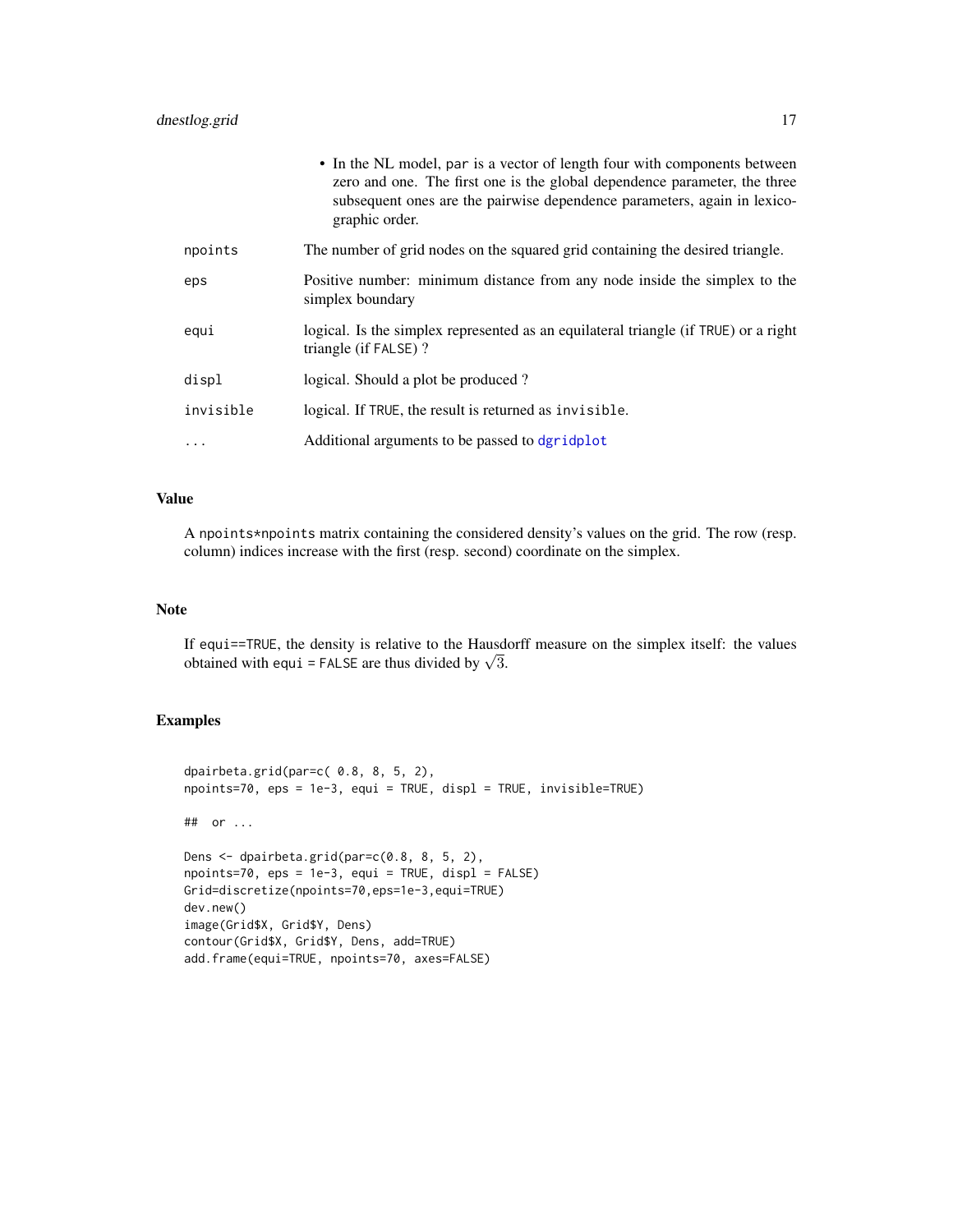- In the NL model, `par` is a vector of length four with components between zero and one. The first one is the global dependence parameter, the three subsequent ones are the pairwise dependence parameters, again in lexicographic order.

| | |
|---|---|
| `npoints` | The number of grid nodes on the squared grid containing the desired triangle. |
| `eps` | Positive number: minimum distance from any node inside the simplex to the simplex boundary |
| `equi` | logical. Is the simplex represented as an equilateral triangle (if `TRUE`) or a right triangle (if `FALSE`) ? |
| `displ` | logical. Should a plot be produced ? |
| `invisible` | logical. If `TRUE`, the result is returned as `invisible`. |
| `...` | Additional arguments to be passed to `dgridplot` |

## Value

A `npoints*npoints` matrix containing the considered density's values on the grid. The row (resp. column) indices increase with the first (resp. second) coordinate on the simplex.

## Note

If `equi==TRUE`, the density is relative to the Hausdorff measure on the simplex itself: the values obtained with `equi = FALSE` are thus divided by $\sqrt{3}$.

## Examples

```
dpairbeta.grid(par=c( 0.8, 8, 5, 2),
npoints=70, eps = 1e-3, equi = TRUE, displ = TRUE, invisible=TRUE)

##  or ...

Dens <- dpairbeta.grid(par=c(0.8, 8, 5, 2),
npoints=70, eps = 1e-3, equi = TRUE, displ = FALSE)
Grid=discretize(npoints=70,eps=1e-3,equi=TRUE)
dev.new()
image(Grid$X, Grid$Y, Dens)
contour(Grid$X, Grid$Y, Dens, add=TRUE)
add.frame(equi=TRUE, npoints=70, axes=FALSE)
```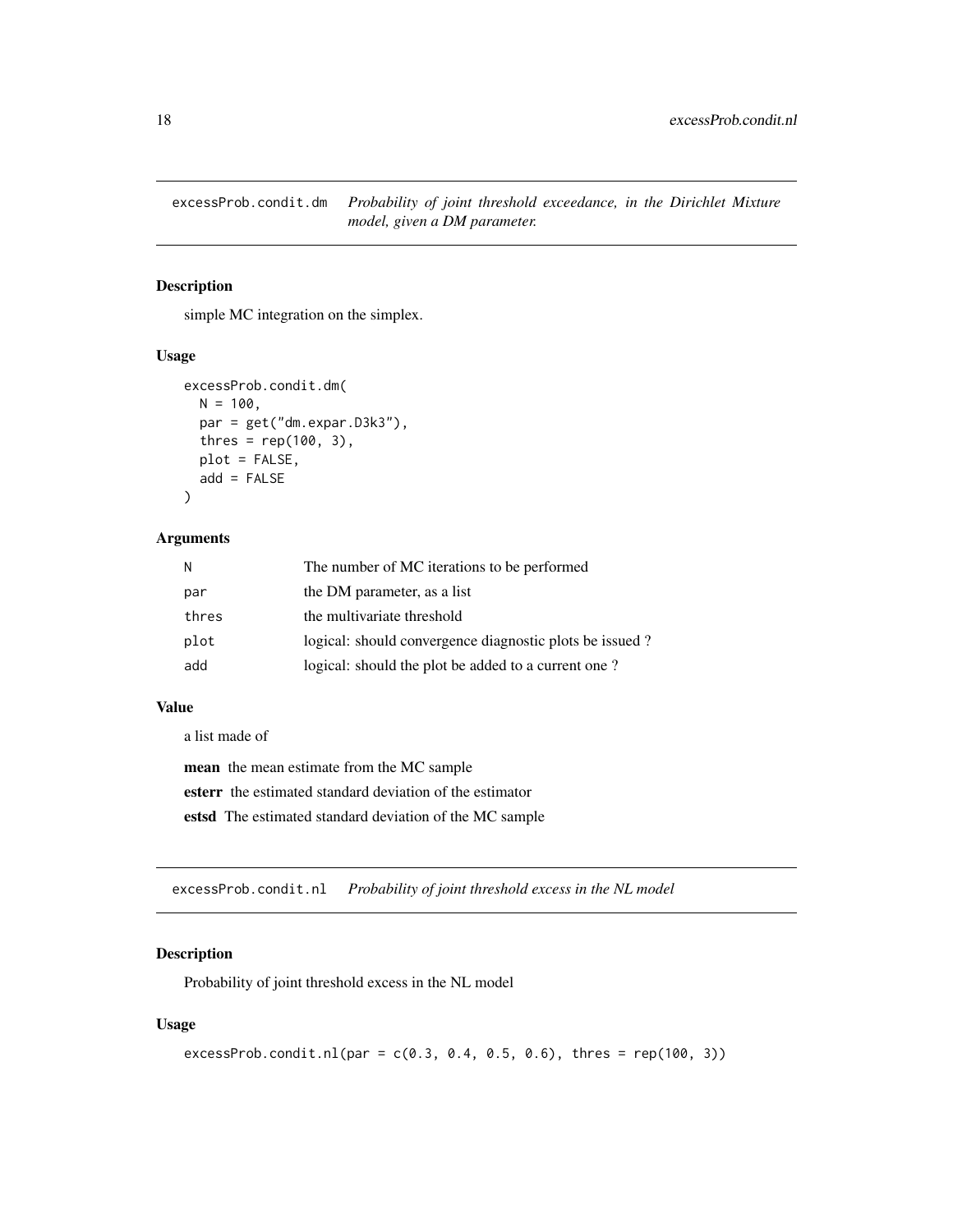## excessProb.condit.dm — *Probability of joint threshold exceedance, in the Dirichlet Mixture model, given a DM parameter.*

### Description

simple MC integration on the simplex.

### Usage

```
excessProb.condit.dm(
  N = 100,
  par = get("dm.expar.D3k3"),
  thres = rep(100, 3),
  plot = FALSE,
  add = FALSE
)
```

### Arguments

| | |
|---|---|
| N | The number of MC iterations to be performed |
| par | the DM parameter, as a list |
| thres | the multivariate threshold |
| plot | logical: should convergence diagnostic plots be issued ? |
| add | logical: should the plot be added to a current one ? |

### Value

a list made of

**mean** the mean estimate from the MC sample

**esterr** the estimated standard deviation of the estimator

**estsd** The estimated standard deviation of the MC sample

## excessProb.condit.nl — *Probability of joint threshold excess in the NL model*

### Description

Probability of joint threshold excess in the NL model

### Usage

```
excessProb.condit.nl(par = c(0.3, 0.4, 0.5, 0.6), thres = rep(100, 3))
```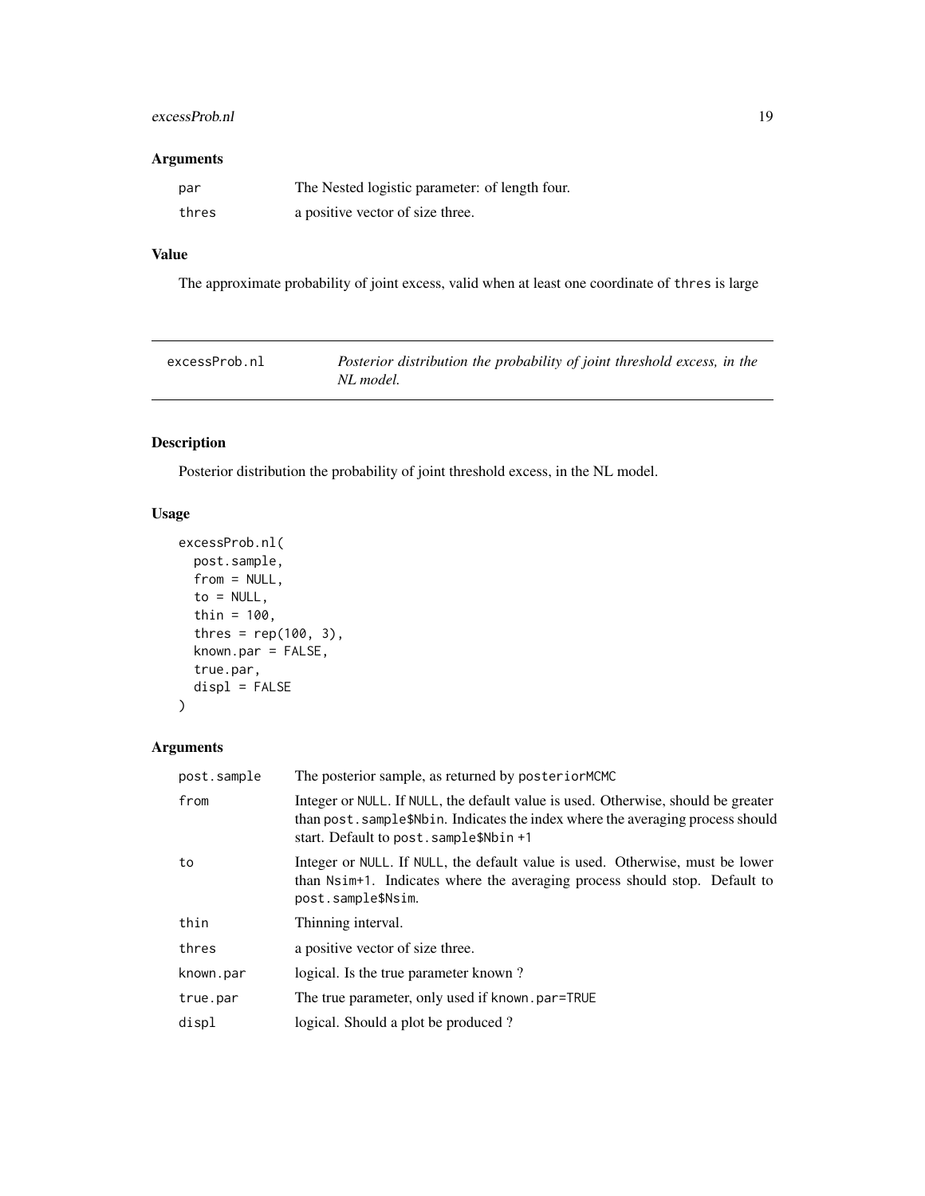### Arguments

| | |
|---|---|
| par | The Nested logistic parameter: of length four. |
| thres | a positive vector of size three. |

### Value

The approximate probability of joint excess, valid when at least one coordinate of thres is large

---

## excessProb.nl — *Posterior distribution the probability of joint threshold excess, in the NL model.*

---

### Description

Posterior distribution the probability of joint threshold excess, in the NL model.

### Usage

```
excessProb.nl(
  post.sample,
  from = NULL,
  to = NULL,
  thin = 100,
  thres = rep(100, 3),
  known.par = FALSE,
  true.par,
  displ = FALSE
)
```

### Arguments

| | |
|---|---|
| post.sample | The posterior sample, as returned by posteriorMCMC |
| from | Integer or NULL. If NULL, the default value is used. Otherwise, should be greater than post.sample$Nbin. Indicates the index where the averaging process should start. Default to post.sample$Nbin +1 |
| to | Integer or NULL. If NULL, the default value is used. Otherwise, must be lower than Nsim+1. Indicates where the averaging process should stop. Default to post.sample$Nsim. |
| thin | Thinning interval. |
| thres | a positive vector of size three. |
| known.par | logical. Is the true parameter known ? |
| true.par | The true parameter, only used if known.par=TRUE |
| displ | logical. Should a plot be produced ? |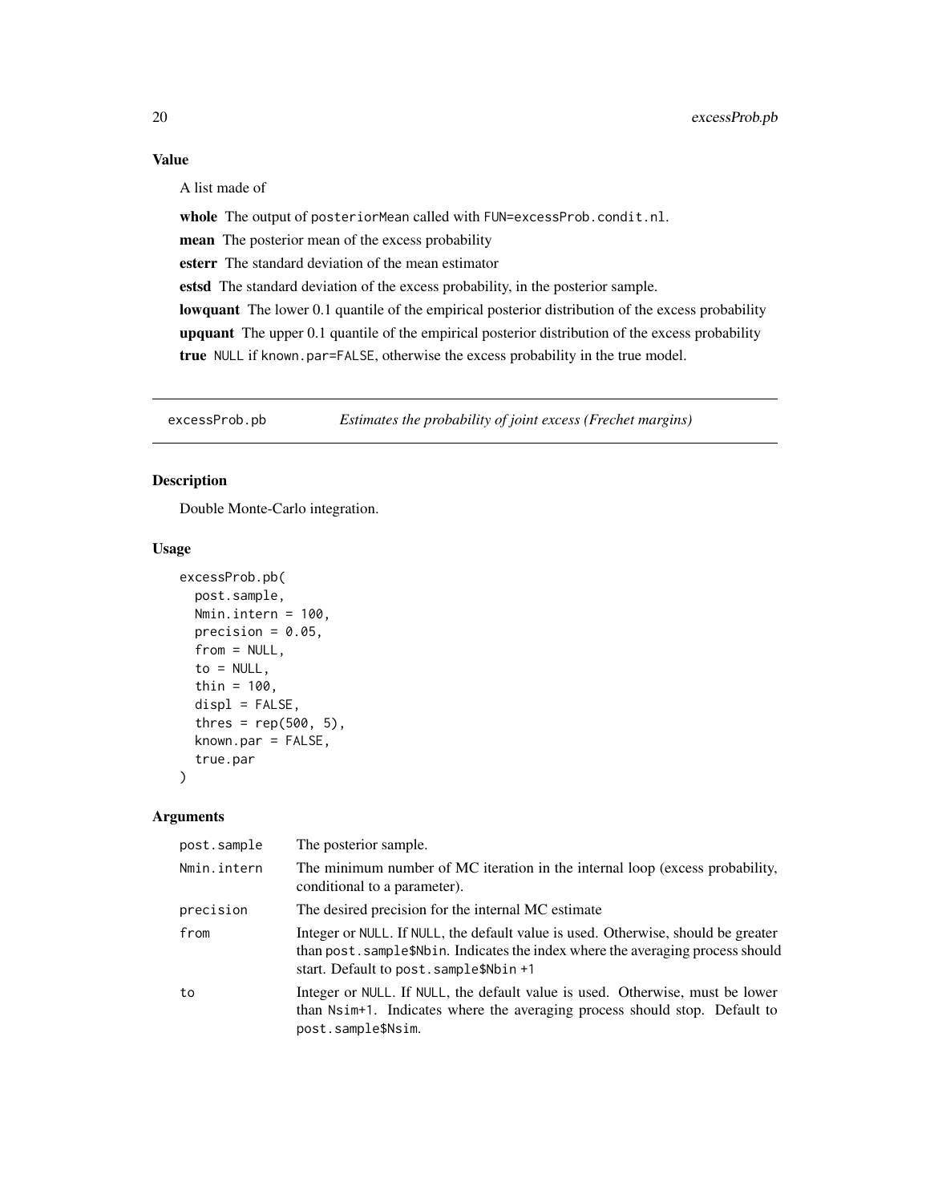### Value

A list made of

**whole** The output of posteriorMean called with FUN=excessProb.condit.nl.

**mean** The posterior mean of the excess probability

**esterr** The standard deviation of the mean estimator

**estsd** The standard deviation of the excess probability, in the posterior sample.

**lowquant** The lower 0.1 quantile of the empirical posterior distribution of the excess probability

**upquant** The upper 0.1 quantile of the empirical posterior distribution of the excess probability

**true** NULL if known.par=FALSE, otherwise the excess probability in the true model.

---

## excessProb.pb *Estimates the probability of joint excess (Frechet margins)*

---

### Description

Double Monte-Carlo integration.

### Usage

```
excessProb.pb(
  post.sample,
  Nmin.intern = 100,
  precision = 0.05,
  from = NULL,
  to = NULL,
  thin = 100,
  displ = FALSE,
  thres = rep(500, 5),
  known.par = FALSE,
  true.par
)
```

### Arguments

| | |
|---|---|
| post.sample | The posterior sample. |
| Nmin.intern | The minimum number of MC iteration in the internal loop (excess probability, conditional to a parameter). |
| precision | The desired precision for the internal MC estimate |
| from | Integer or NULL. If NULL, the default value is used. Otherwise, should be greater than post.sample$Nbin. Indicates the index where the averaging process should start. Default to post.sample$Nbin +1 |
| to | Integer or NULL. If NULL, the default value is used. Otherwise, must be lower than Nsim+1. Indicates where the averaging process should stop. Default to post.sample$Nsim. |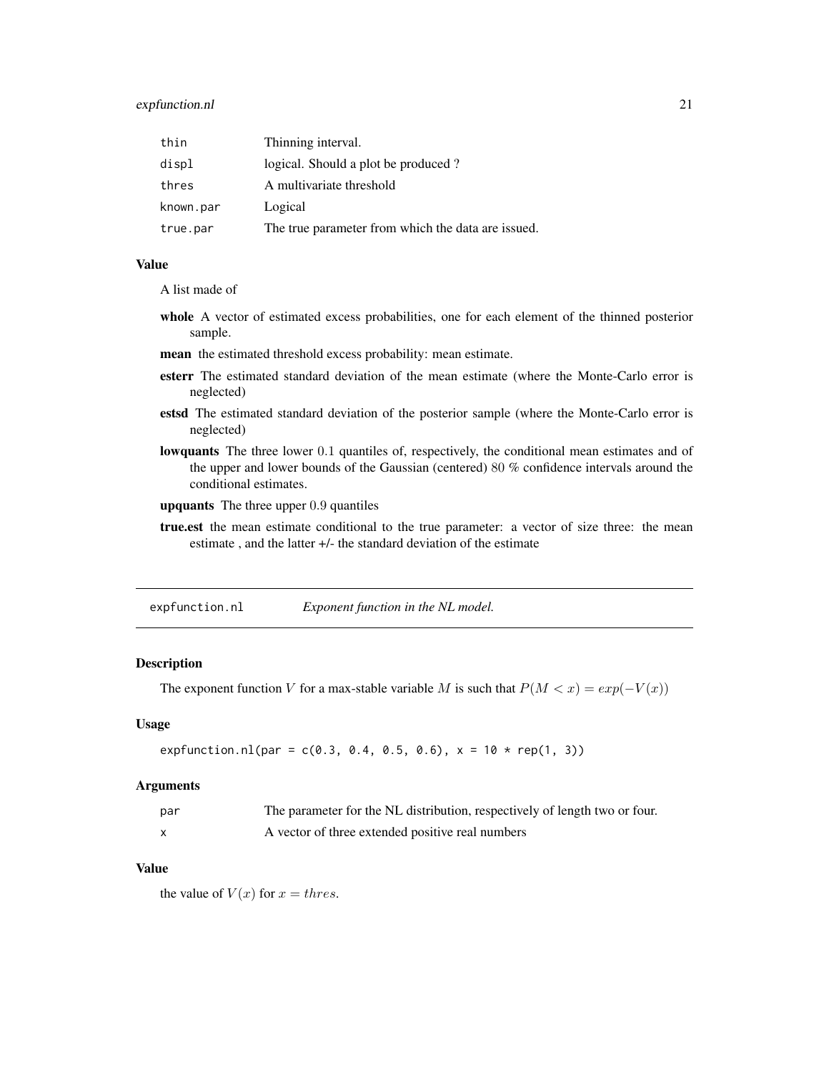| | |
|---|---|
| thin | Thinning interval. |
| displ | logical. Should a plot be produced ? |
| thres | A multivariate threshold |
| known.par | Logical |
| true.par | The true parameter from which the data are issued. |

### Value

A list made of

- **whole** A vector of estimated excess probabilities, one for each element of the thinned posterior sample.
- **mean** the estimated threshold excess probability: mean estimate.
- **esterr** The estimated standard deviation of the mean estimate (where the Monte-Carlo error is neglected)
- **estsd** The estimated standard deviation of the posterior sample (where the Monte-Carlo error is neglected)
- **lowquants** The three lower $0.1$ quantiles of, respectively, the conditional mean estimates and of the upper and lower bounds of the Gaussian (centered) $80$ % confidence intervals around the conditional estimates.
- **upquants** The three upper $0.9$ quantiles
- **true.est** the mean estimate conditional to the true parameter: a vector of size three: the mean estimate , and the latter +/- the standard deviation of the estimate

---

## expfunction.nl *Exponent function in the NL model.*

---

### Description

The exponent function $V$ for a max-stable variable $M$ is such that $P(M < x) = exp(-V(x))$

### Usage

```
expfunction.nl(par = c(0.3, 0.4, 0.5, 0.6), x = 10 * rep(1, 3))
```

### Arguments

| | |
|---|---|
| par | The parameter for the NL distribution, respectively of length two or four. |
| x | A vector of three extended positive real numbers |

### Value

the value of $V(x)$ for $x = thres$.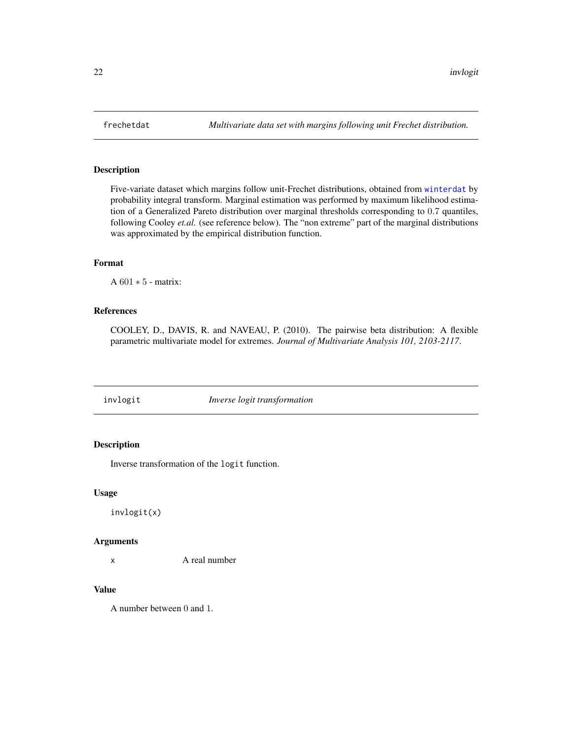## frechetdat — *Multivariate data set with margins following unit Frechet distribution.*

### Description

Five-variate dataset which margins follow unit-Frechet distributions, obtained from winterdat by probability integral transform. Marginal estimation was performed by maximum likelihood estimation of a Generalized Pareto distribution over marginal thresholds corresponding to $0.7$ quantiles, following Cooley *et.al.* (see reference below). The "non extreme" part of the marginal distributions was approximated by the empirical distribution function.

### Format

A $601 * 5$ - matrix:

### References

COOLEY, D., DAVIS, R. and NAVEAU, P. (2010). The pairwise beta distribution: A flexible parametric multivariate model for extremes. *Journal of Multivariate Analysis 101, 2103-2117*.

## invlogit — *Inverse logit transformation*

### Description

Inverse transformation of the `logit` function.

### Usage

```
invlogit(x)
```

### Arguments

| | |
|---|---|
| x | A real number |

### Value

A number between $0$ and $1$.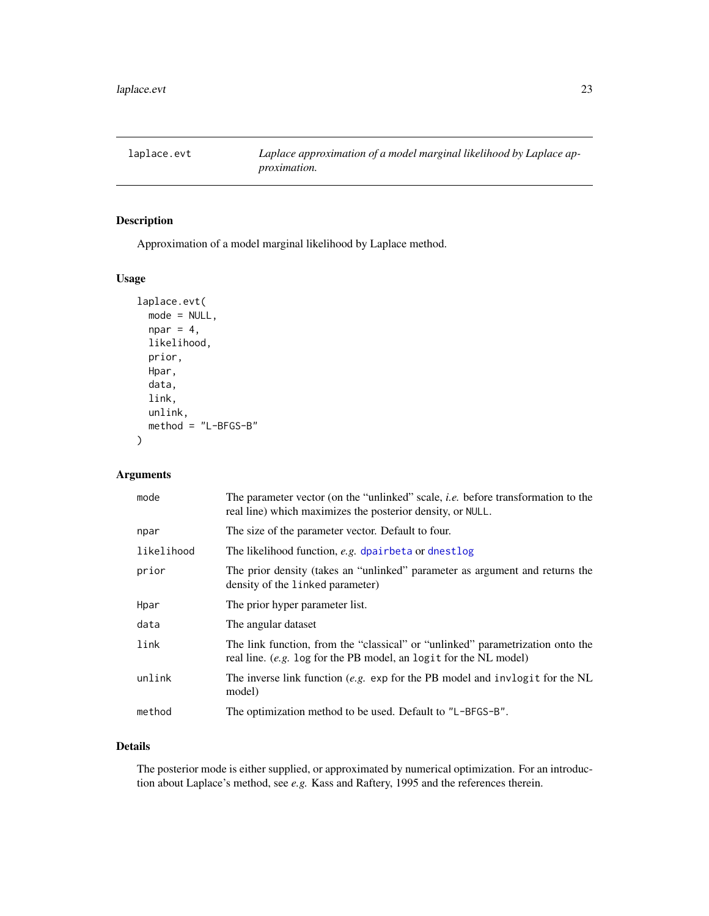## laplace.evt — *Laplace approximation of a model marginal likelihood by Laplace approximation.*

### Description

Approximation of a model marginal likelihood by Laplace method.

### Usage

```
laplace.evt(
  mode = NULL,
  npar = 4,
  likelihood,
  prior,
  Hpar,
  data,
  link,
  unlink,
  method = "L-BFGS-B"
)
```

### Arguments

| | |
|---|---|
| `mode` | The parameter vector (on the "unlinked" scale, *i.e.* before transformation to the real line) which maximizes the posterior density, or `NULL`. |
| `npar` | The size of the parameter vector. Default to four. |
| `likelihood` | The likelihood function, *e.g.* `dpairbeta` or `dnestlog` |
| `prior` | The prior density (takes an "unlinked" parameter as argument and returns the density of the `linked` parameter) |
| `Hpar` | The prior hyper parameter list. |
| `data` | The angular dataset |
| `link` | The link function, from the "classical" or "unlinked" parametrization onto the real line. (*e.g.* `log` for the PB model, an `logit` for the NL model) |
| `unlink` | The inverse link function (*e.g.* `exp` for the PB model and `invlogit` for the NL model) |
| `method` | The optimization method to be used. Default to `"L-BFGS-B"`. |

### Details

The posterior mode is either supplied, or approximated by numerical optimization. For an introduction about Laplace's method, see *e.g.* Kass and Raftery, 1995 and the references therein.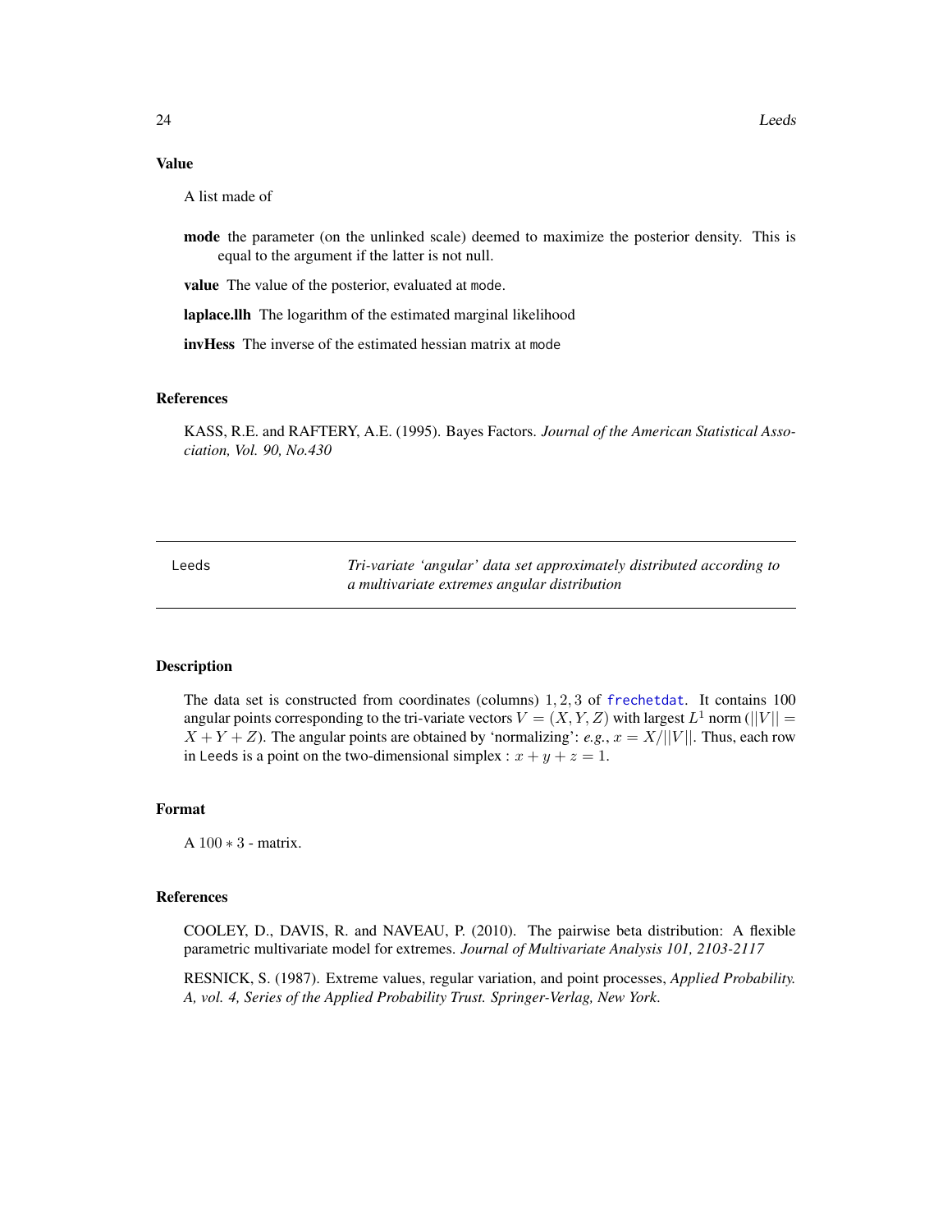### Value

A list made of

**mode** the parameter (on the unlinked scale) deemed to maximize the posterior density. This is equal to the argument if the latter is not null.

**value** The value of the posterior, evaluated at `mode`.

**laplace.llh** The logarithm of the estimated marginal likelihood

**invHess** The inverse of the estimated hessian matrix at `mode`

### References

KASS, R.E. and RAFTERY, A.E. (1995). Bayes Factors. *Journal of the American Statistical Association, Vol. 90, No.430*

---

## Leeds — *Tri-variate 'angular' data set approximately distributed according to a multivariate extremes angular distribution*

---

### Description

The data set is constructed from coordinates (columns) $1, 2, 3$ of `frechetdat`. It contains 100 angular points corresponding to the tri-variate vectors $V = (X, Y, Z)$ with largest $L^1$ norm ($||V|| = X + Y + Z$). The angular points are obtained by 'normalizing': *e.g.*, $x = X/||V||$. Thus, each row in `Leeds` is a point on the two-dimensional simplex : $x + y + z = 1$.

### Format

A $100 * 3$ - matrix.

### References

COOLEY, D., DAVIS, R. and NAVEAU, P. (2010). The pairwise beta distribution: A flexible parametric multivariate model for extremes. *Journal of Multivariate Analysis 101, 2103-2117*

RESNICK, S. (1987). Extreme values, regular variation, and point processes, *Applied Probability. A, vol. 4, Series of the Applied Probability Trust. Springer-Verlag, New York.*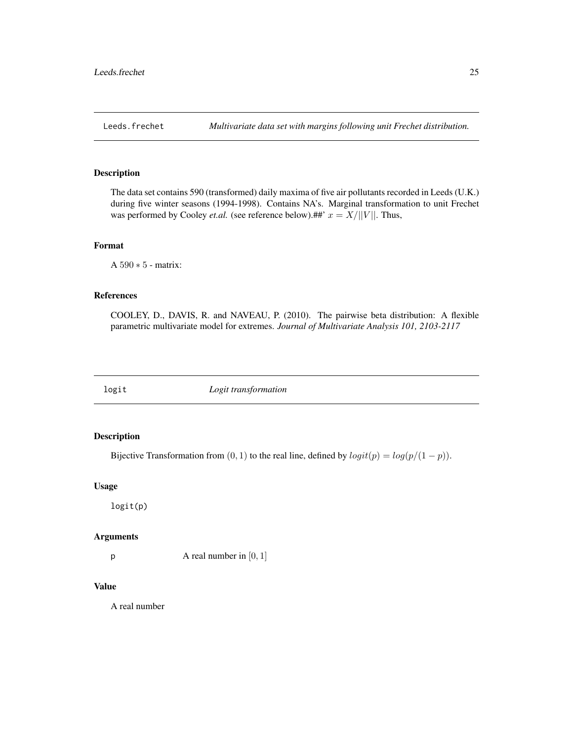## Leeds.frechet — *Multivariate data set with margins following unit Frechet distribution.*

### Description

The data set contains 590 (transformed) daily maxima of five air pollutants recorded in Leeds (U.K.) during five winter seasons (1994-1998). Contains NA's. Marginal transformation to unit Frechet was performed by Cooley *et.al.* (see reference below).##' $x = X/||V||$. Thus,

### Format

A $590 * 5$ - matrix:

### References

COOLEY, D., DAVIS, R. and NAVEAU, P. (2010). The pairwise beta distribution: A flexible parametric multivariate model for extremes. *Journal of Multivariate Analysis 101, 2103-2117*

## logit — *Logit transformation*

### Description

Bijective Transformation from $(0, 1)$ to the real line, defined by $logit(p) = log(p/(1 - p))$.

### Usage

```
logit(p)
```

### Arguments

p — A real number in $[0, 1]$

### Value

A real number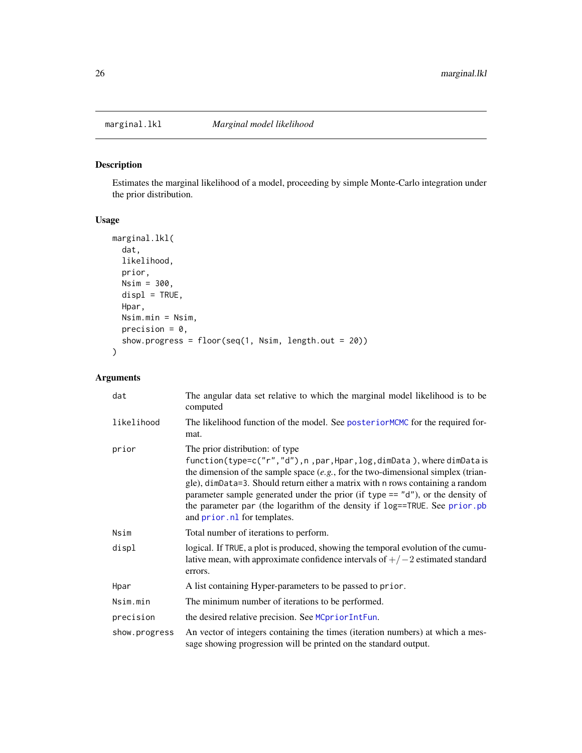## marginal.lkl — *Marginal model likelihood*

### Description

Estimates the marginal likelihood of a model, proceeding by simple Monte-Carlo integration under the prior distribution.

### Usage

```
marginal.lkl(
  dat,
  likelihood,
  prior,
  Nsim = 300,
  displ = TRUE,
  Hpar,
  Nsim.min = Nsim,
  precision = 0,
  show.progress = floor(seq(1, Nsim, length.out = 20))
)
```

### Arguments

| | |
|---|---|
| `dat` | The angular data set relative to which the marginal model likelihood is to be computed |
| `likelihood` | The likelihood function of the model. See `posteriorMCMC` for the required format. |
| `prior` | The prior distribution: of type `function(type=c("r","d"),n ,par,Hpar,log,dimData )`, where `dimData` is the dimension of the sample space (*e.g.*, for the two-dimensional simplex (triangle), `dimData=3`. Should return either a matrix with `n` rows containing a random parameter sample generated under the prior (if `type == "d"`), or the density of the parameter `par` (the logarithm of the density if `log==TRUE`. See `prior.pb` and `prior.nl` for templates. |
| `Nsim` | Total number of iterations to perform. |
| `displ` | logical. If `TRUE`, a plot is produced, showing the temporal evolution of the cumulative mean, with approximate confidence intervals of $+/-2$ estimated standard errors. |
| `Hpar` | A list containing Hyper-parameters to be passed to `prior`. |
| `Nsim.min` | The minimum number of iterations to be performed. |
| `precision` | the desired relative precision. See `MCpriorIntFun`. |
| `show.progress` | An vector of integers containing the times (iteration numbers) at which a message showing progression will be printed on the standard output. |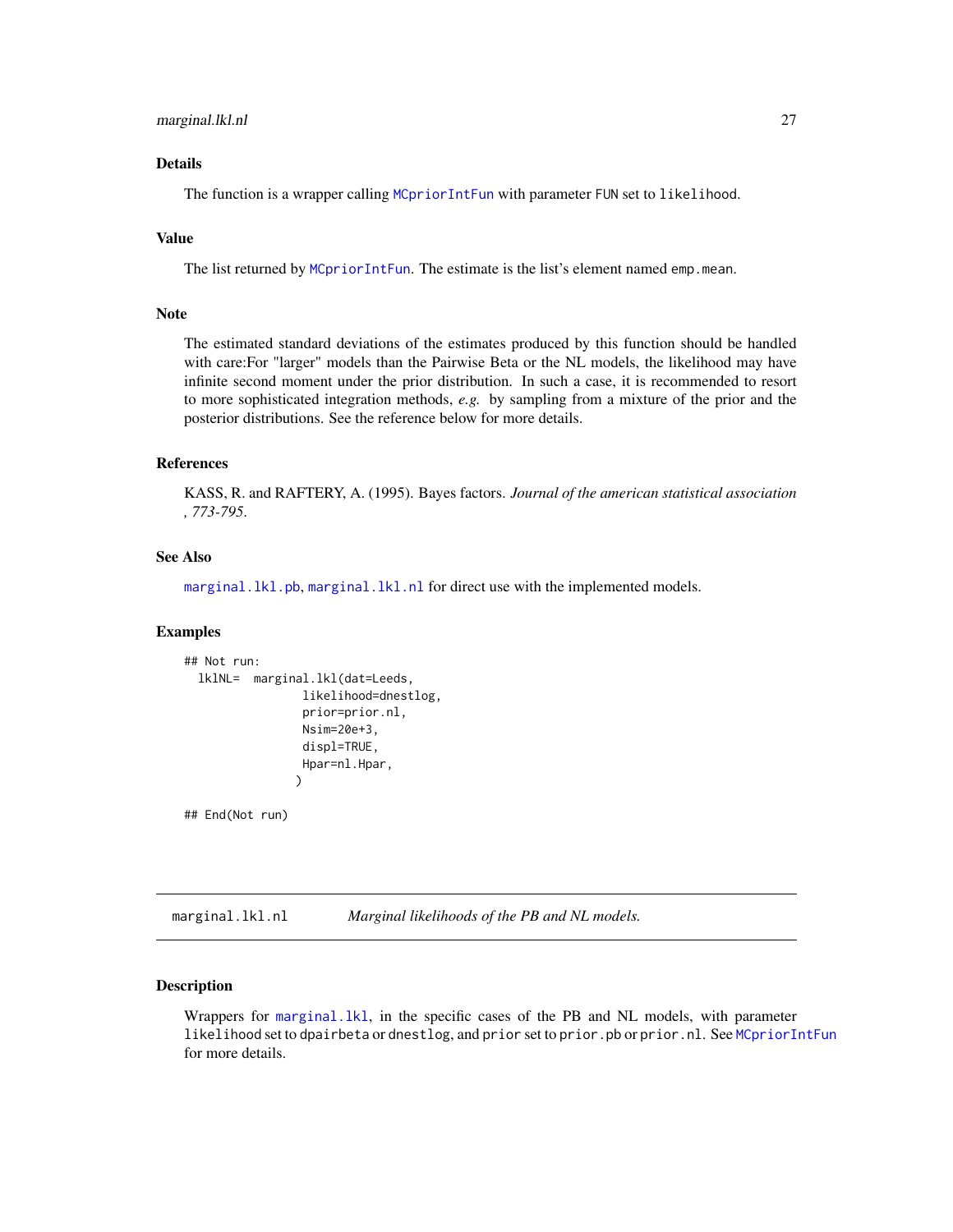## Details

The function is a wrapper calling MCpriorIntFun with parameter FUN set to likelihood.

## Value

The list returned by MCpriorIntFun. The estimate is the list's element named emp.mean.

## Note

The estimated standard deviations of the estimates produced by this function should be handled with care:For "larger" models than the Pairwise Beta or the NL models, the likelihood may have infinite second moment under the prior distribution. In such a case, it is recommended to resort to more sophisticated integration methods, *e.g.* by sampling from a mixture of the prior and the posterior distributions. See the reference below for more details.

## References

KASS, R. and RAFTERY, A. (1995). Bayes factors. *Journal of the american statistical association , 773-795.*

## See Also

marginal.lkl.pb, marginal.lkl.nl for direct use with the implemented models.

## Examples

```
## Not run:
  lklNL=  marginal.lkl(dat=Leeds,
                likelihood=dnestlog,
                prior=prior.nl,
                Nsim=20e+3,
                displ=TRUE,
                Hpar=nl.Hpar,
               )

## End(Not run)
```

---

# marginal.lkl.nl — *Marginal likelihoods of the PB and NL models.*

## Description

Wrappers for marginal.lkl, in the specific cases of the PB and NL models, with parameter likelihood set to dpairbeta or dnestlog, and prior set to prior.pb or prior.nl. See MCpriorIntFun for more details.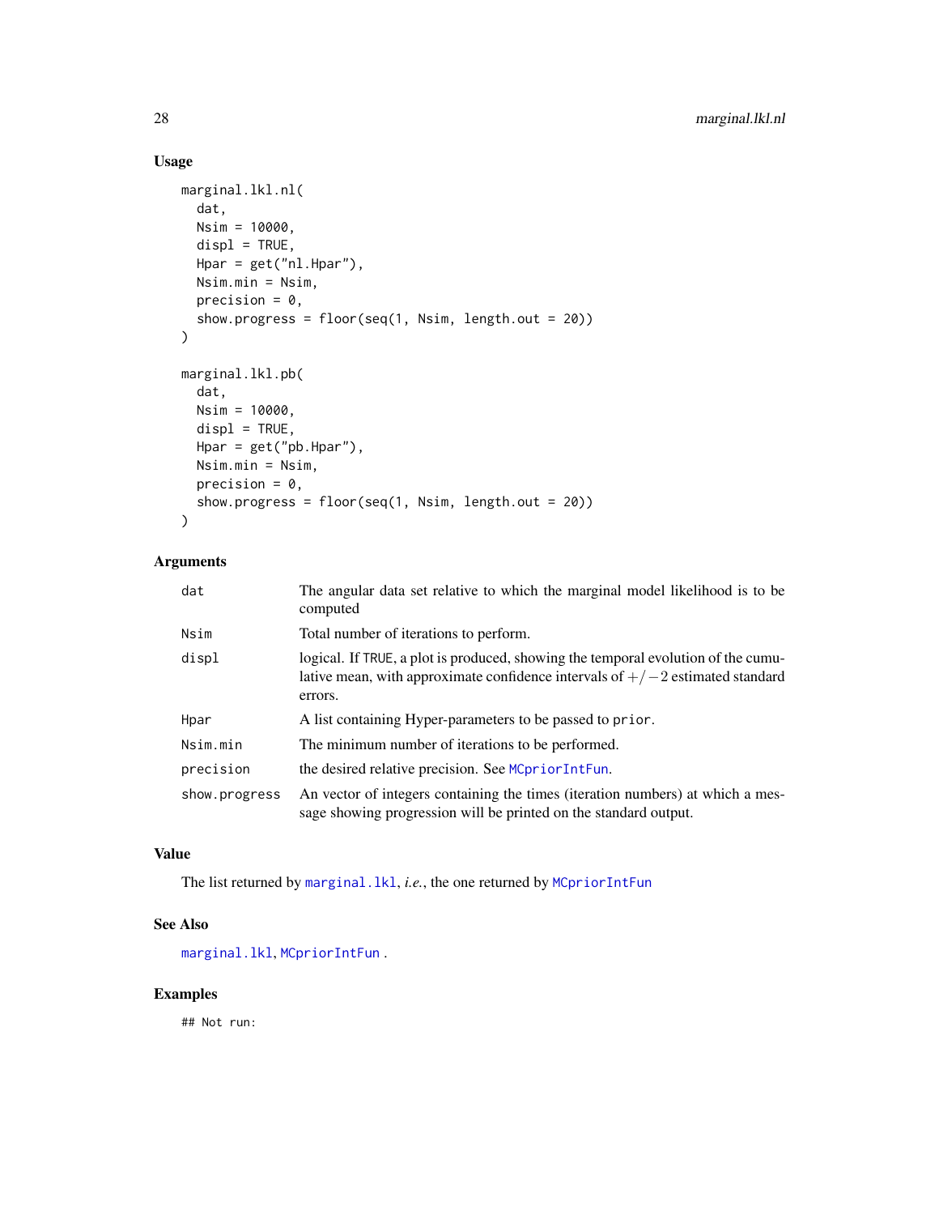## Usage

```
marginal.lkl.nl(
  dat,
  Nsim = 10000,
  displ = TRUE,
  Hpar = get("nl.Hpar"),
  Nsim.min = Nsim,
  precision = 0,
  show.progress = floor(seq(1, Nsim, length.out = 20))
)

marginal.lkl.pb(
  dat,
  Nsim = 10000,
  displ = TRUE,
  Hpar = get("pb.Hpar"),
  Nsim.min = Nsim,
  precision = 0,
  show.progress = floor(seq(1, Nsim, length.out = 20))
)
```

## Arguments

| | |
|---|---|
| `dat` | The angular data set relative to which the marginal model likelihood is to be computed |
| `Nsim` | Total number of iterations to perform. |
| `displ` | logical. If `TRUE`, a plot is produced, showing the temporal evolution of the cumulative mean, with approximate confidence intervals of $+/-2$ estimated standard errors. |
| `Hpar` | A list containing Hyper-parameters to be passed to `prior`. |
| `Nsim.min` | The minimum number of iterations to be performed. |
| `precision` | the desired relative precision. See `MCpriorIntFun`. |
| `show.progress` | An vector of integers containing the times (iteration numbers) at which a message showing progression will be printed on the standard output. |

## Value

The list returned by `marginal.lkl`, *i.e.*, the one returned by `MCpriorIntFun`

## See Also

`marginal.lkl`, `MCpriorIntFun` .

## Examples

```
## Not run:
```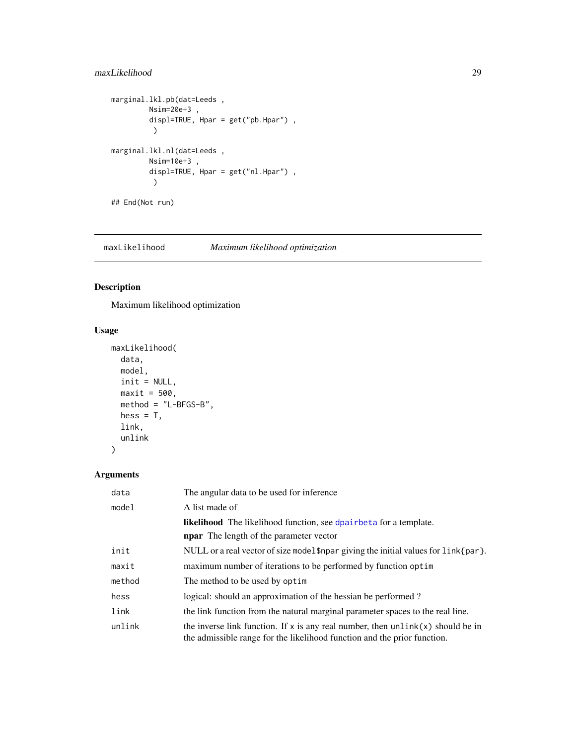```
marginal.lkl.pb(dat=Leeds ,
         Nsim=20e+3 ,
         displ=TRUE, Hpar = get("pb.Hpar") ,
          )

marginal.lkl.nl(dat=Leeds ,
         Nsim=10e+3 ,
         displ=TRUE, Hpar = get("nl.Hpar") ,
          )

## End(Not run)
```

## maxLikelihood *Maximum likelihood optimization*

### Description

Maximum likelihood optimization

### Usage

```
maxLikelihood(
  data,
  model,
  init = NULL,
  maxit = 500,
  method = "L-BFGS-B",
  hess = T,
  link,
  unlink
)
```

### Arguments

| | |
|---|---|
| `data` | The angular data to be used for inference |
| `model` | A list made of<br>**likelihood** The likelihood function, see `dpairbeta` for a template.<br>**npar** The length of the parameter vector |
| `init` | NULL or a real vector of size `model$npar` giving the initial values for `link{par}`. |
| `maxit` | maximum number of iterations to be performed by function `optim` |
| `method` | The method to be used by `optim` |
| `hess` | logical: should an approximation of the hessian be performed ? |
| `link` | the link function from the natural marginal parameter spaces to the real line. |
| `unlink` | the inverse link function. If `x` is any real number, then `unlink(x)` should be in the admissible range for the likelihood function and the prior function. |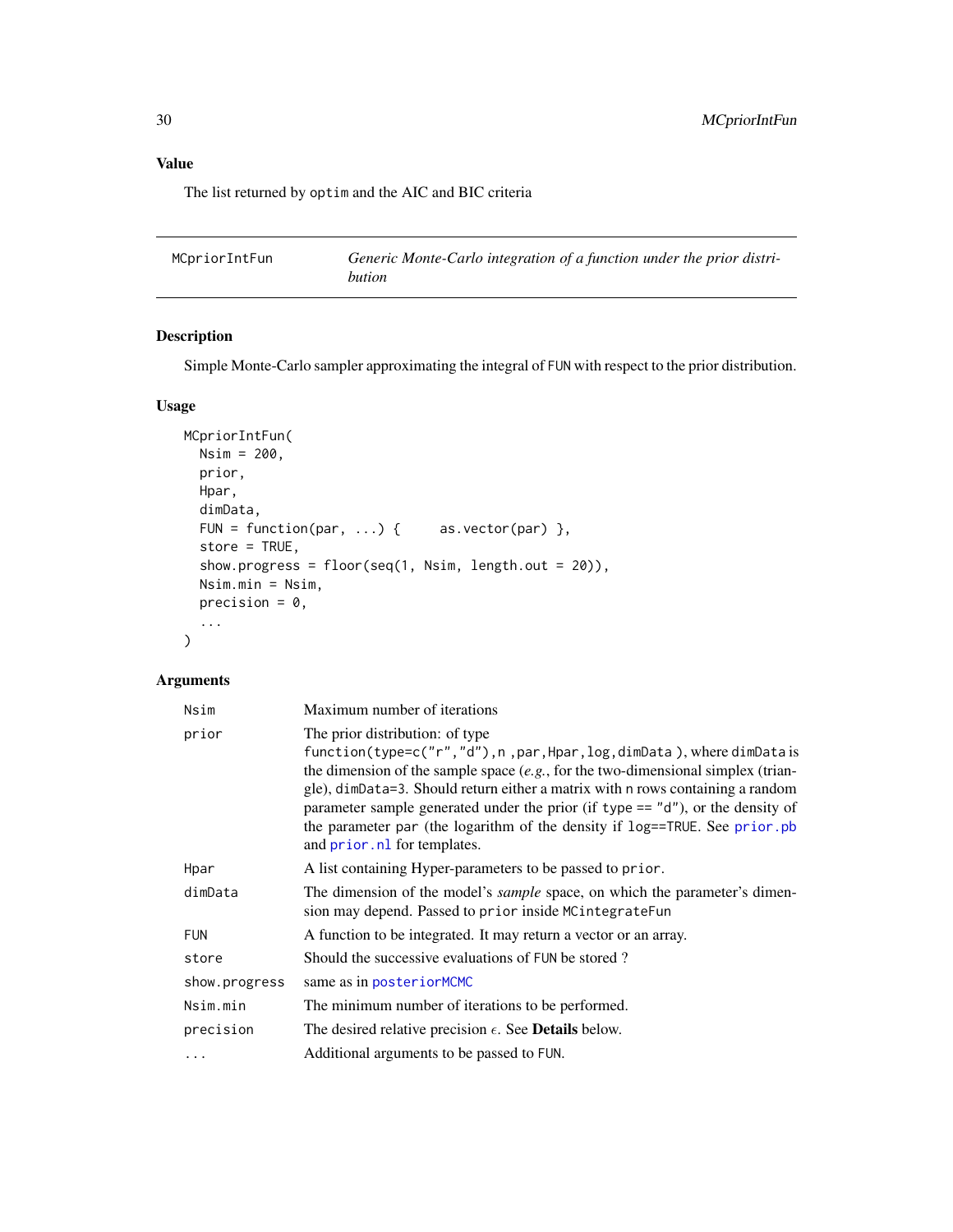## Value

The list returned by optim and the AIC and BIC criteria

---

## MCpriorIntFun — *Generic Monte-Carlo integration of a function under the prior distribution*

---

### Description

Simple Monte-Carlo sampler approximating the integral of FUN with respect to the prior distribution.

### Usage

```
MCpriorIntFun(
  Nsim = 200,
  prior,
  Hpar,
  dimData,
  FUN = function(par, ...) {     as.vector(par) },
  store = TRUE,
  show.progress = floor(seq(1, Nsim, length.out = 20)),
  Nsim.min = Nsim,
  precision = 0,
  ...
)
```

### Arguments

| | |
|---|---|
| Nsim | Maximum number of iterations |
| prior | The prior distribution: of type `function(type=c("r","d"),n ,par,Hpar,log,dimData )`, where dimData is the dimension of the sample space (*e.g.*, for the two-dimensional simplex (triangle), dimData=3. Should return either a matrix with n rows containing a random parameter sample generated under the prior (if type == "d"), or the density of the parameter par (the logarithm of the density if log==TRUE. See prior.pb and prior.nl for templates. |
| Hpar | A list containing Hyper-parameters to be passed to prior. |
| dimData | The dimension of the model's *sample* space, on which the parameter's dimension may depend. Passed to prior inside MCintegrateFun |
| FUN | A function to be integrated. It may return a vector or an array. |
| store | Should the successive evaluations of FUN be stored ? |
| show.progress | same as in posteriorMCMC |
| Nsim.min | The minimum number of iterations to be performed. |
| precision | The desired relative precision $\epsilon$. See **Details** below. |
| ... | Additional arguments to be passed to FUN. |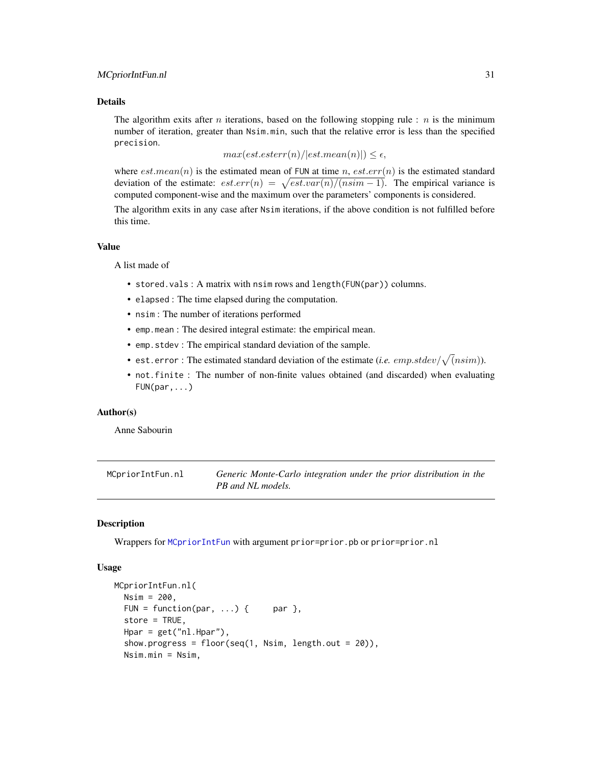### Details

The algorithm exits after $n$ iterations, based on the following stopping rule : $n$ is the minimum number of iteration, greater than `Nsim.min`, such that the relative error is less than the specified `precision`.

$$max(est.esterr(n)/|est.mean(n)|) \leq \epsilon,$$

where $est.mean(n)$ is the estimated mean of `FUN` at time $n$, $est.err(n)$ is the estimated standard deviation of the estimate: $est.err(n) = \sqrt{est.var(n)/(nsim-1)}$. The empirical variance is computed component-wise and the maximum over the parameters' components is considered.

The algorithm exits in any case after `Nsim` iterations, if the above condition is not fulfilled before this time.

### Value

A list made of

- `stored.vals` : A matrix with `nsim` rows and `length(FUN(par))` columns.
- `elapsed` : The time elapsed during the computation.
- `nsim` : The number of iterations performed
- `emp.mean` : The desired integral estimate: the empirical mean.
- `emp.stdev` : The empirical standard deviation of the sample.
- `est.error` : The estimated standard deviation of the estimate (*i.e.* $emp.stdev/\sqrt(nsim)$).
- `not.finite` : The number of non-finite values obtained (and discarded) when evaluating `FUN(par,...)`

### Author(s)

Anne Sabourin

---

`MCpriorIntFun.nl` — *Generic Monte-Carlo integration under the prior distribution in the PB and NL models.*

---

### Description

Wrappers for `MCpriorIntFun` with argument `prior=prior.pb` or `prior=prior.nl`

### Usage

```
MCpriorIntFun.nl(
  Nsim = 200,
  FUN = function(par, ...) {      par },
  store = TRUE,
  Hpar = get("nl.Hpar"),
  show.progress = floor(seq(1, Nsim, length.out = 20)),
  Nsim.min = Nsim,
```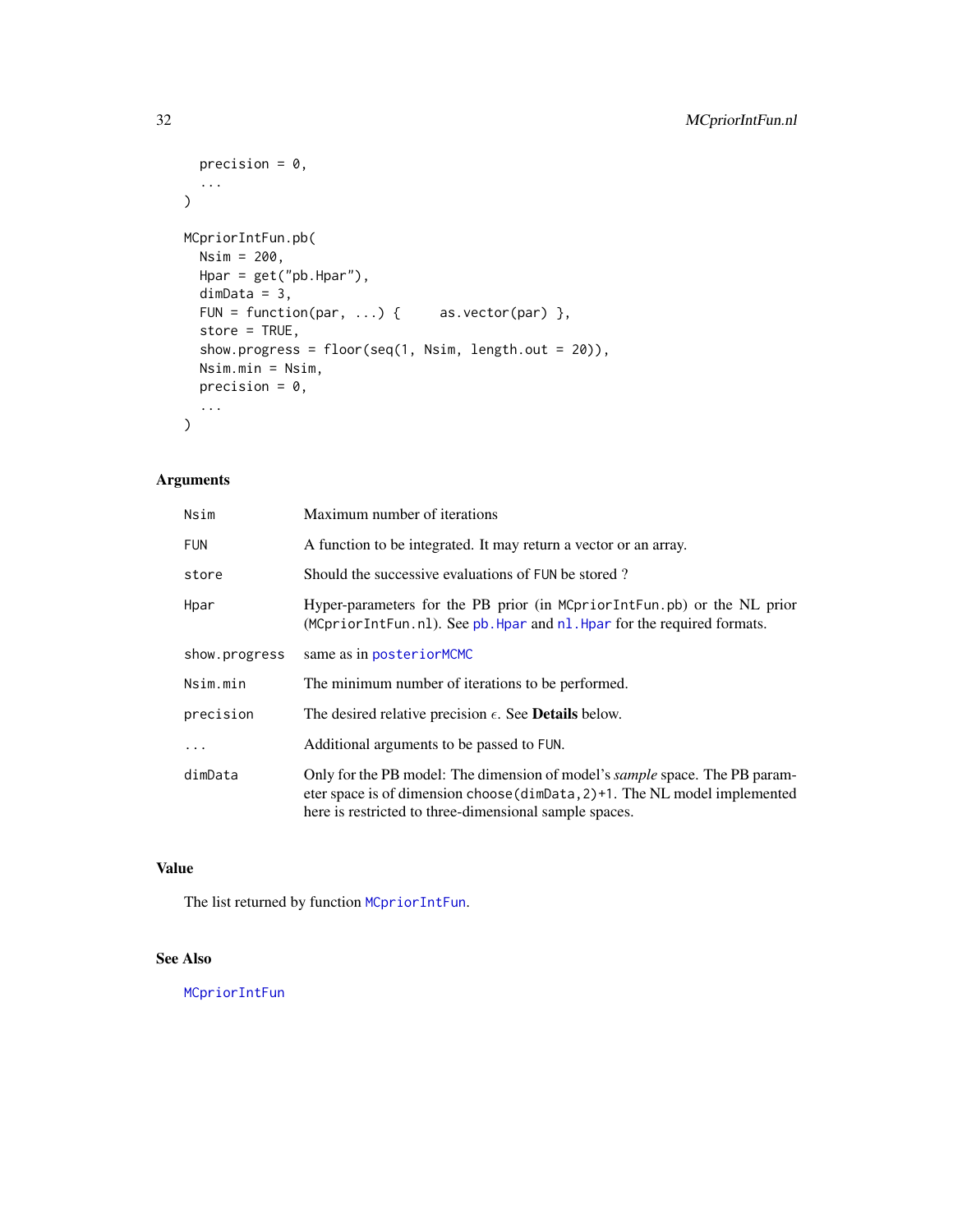```
  precision = 0,
  ...
)

MCpriorIntFun.pb(
  Nsim = 200,
  Hpar = get("pb.Hpar"),
  dimData = 3,
  FUN = function(par, ...) {      as.vector(par) },
  store = TRUE,
  show.progress = floor(seq(1, Nsim, length.out = 20)),
  Nsim.min = Nsim,
  precision = 0,
  ...
)
```

## Arguments

| | |
|---|---|
| `Nsim` | Maximum number of iterations |
| `FUN` | A function to be integrated. It may return a vector or an array. |
| `store` | Should the successive evaluations of `FUN` be stored ? |
| `Hpar` | Hyper-parameters for the PB prior (in `MCpriorIntFun.pb`) or the NL prior (`MCpriorIntFun.nl`). See `pb.Hpar` and `nl.Hpar` for the required formats. |
| `show.progress` | same as in `posteriorMCMC` |
| `Nsim.min` | The minimum number of iterations to be performed. |
| `precision` | The desired relative precision $\epsilon$. See **Details** below. |
| `...` | Additional arguments to be passed to `FUN`. |
| `dimData` | Only for the PB model: The dimension of model's *sample* space. The PB parameter space is of dimension `choose(dimData,2)+1`. The NL model implemented here is restricted to three-dimensional sample spaces. |

## Value

The list returned by function `MCpriorIntFun`.

## See Also

`MCpriorIntFun`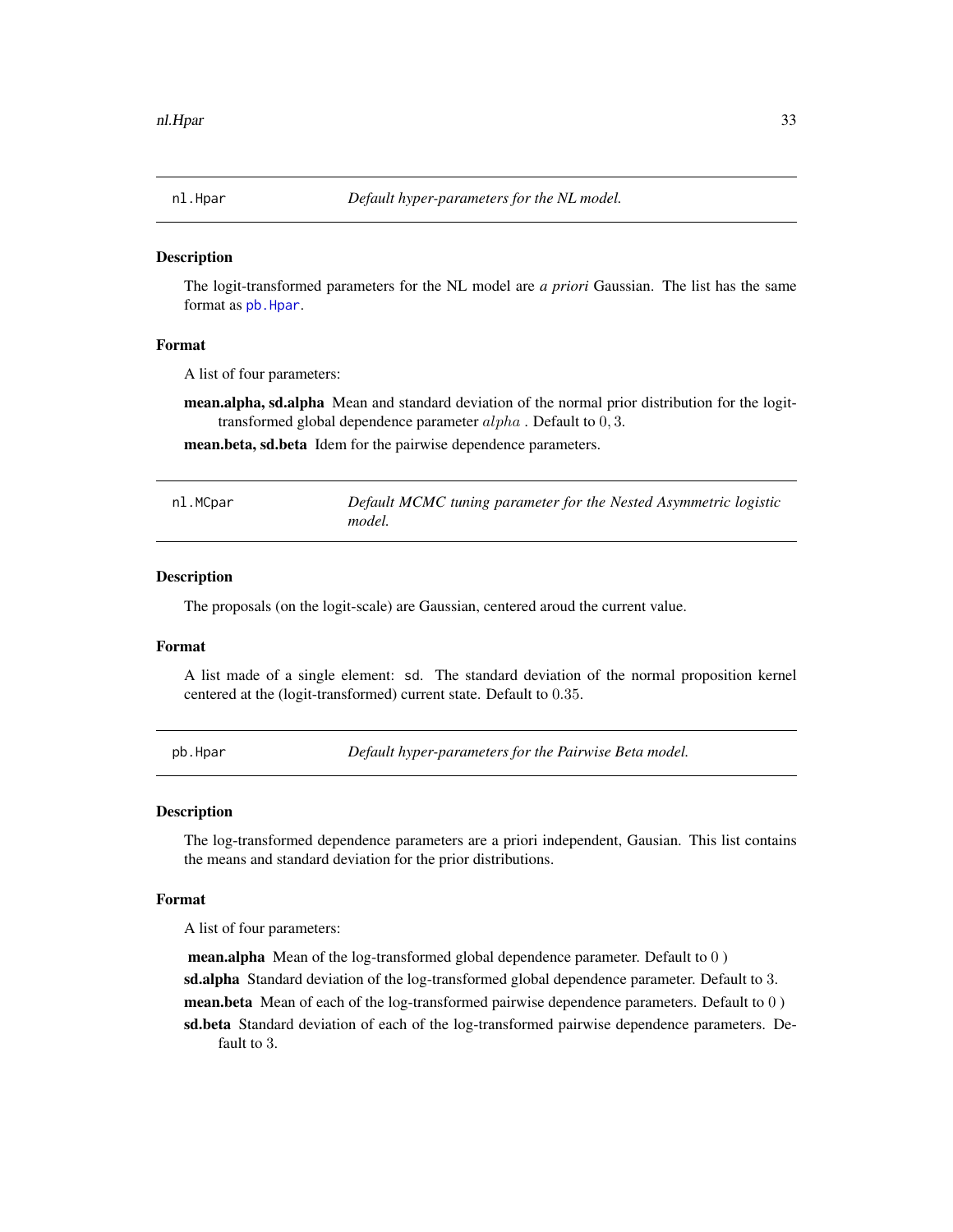## nl.Hpar — *Default hyper-parameters for the NL model.*

### Description

The logit-transformed parameters for the NL model are *a priori* Gaussian. The list has the same format as pb.Hpar.

### Format

A list of four parameters:

**mean.alpha, sd.alpha** Mean and standard deviation of the normal prior distribution for the logit-transformed global dependence parameter $alpha$ . Default to $0, 3$.

**mean.beta, sd.beta** Idem for the pairwise dependence parameters.

## nl.MCpar — *Default MCMC tuning parameter for the Nested Asymmetric logistic model.*

### Description

The proposals (on the logit-scale) are Gaussian, centered aroud the current value.

### Format

A list made of a single element: sd. The standard deviation of the normal proposition kernel centered at the (logit-transformed) current state. Default to $0.35$.

## pb.Hpar — *Default hyper-parameters for the Pairwise Beta model.*

### Description

The log-transformed dependence parameters are a priori independent, Gausian. This list contains the means and standard deviation for the prior distributions.

### Format

A list of four parameters:

**mean.alpha** Mean of the log-transformed global dependence parameter. Default to $0$ )

**sd.alpha** Standard deviation of the log-transformed global dependence parameter. Default to $3$.

**mean.beta** Mean of each of the log-transformed pairwise dependence parameters. Default to $0$ )

**sd.beta** Standard deviation of each of the log-transformed pairwise dependence parameters. Default to $3$.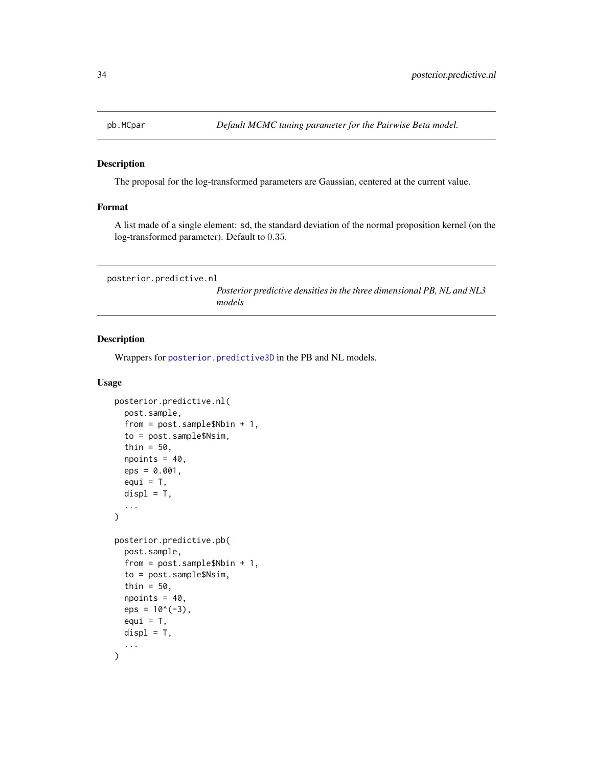## pb.MCpar — *Default MCMC tuning parameter for the Pairwise Beta model.*

### Description

The proposal for the log-transformed parameters are Gaussian, centered at the current value.

### Format

A list made of a single element: sd, the standard deviation of the normal proposition kernel (on the log-transformed parameter). Default to $0.35$.

## posterior.predictive.nl — *Posterior predictive densities in the three dimensional PB, NL and NL3 models*

### Description

Wrappers for posterior.predictive3D in the PB and NL models.

### Usage

```
posterior.predictive.nl(
  post.sample,
  from = post.sample$Nbin + 1,
  to = post.sample$Nsim,
  thin = 50,
  npoints = 40,
  eps = 0.001,
  equi = T,
  displ = T,
  ...
)

posterior.predictive.pb(
  post.sample,
  from = post.sample$Nbin + 1,
  to = post.sample$Nsim,
  thin = 50,
  npoints = 40,
  eps = 10^(-3),
  equi = T,
  displ = T,
  ...
)
```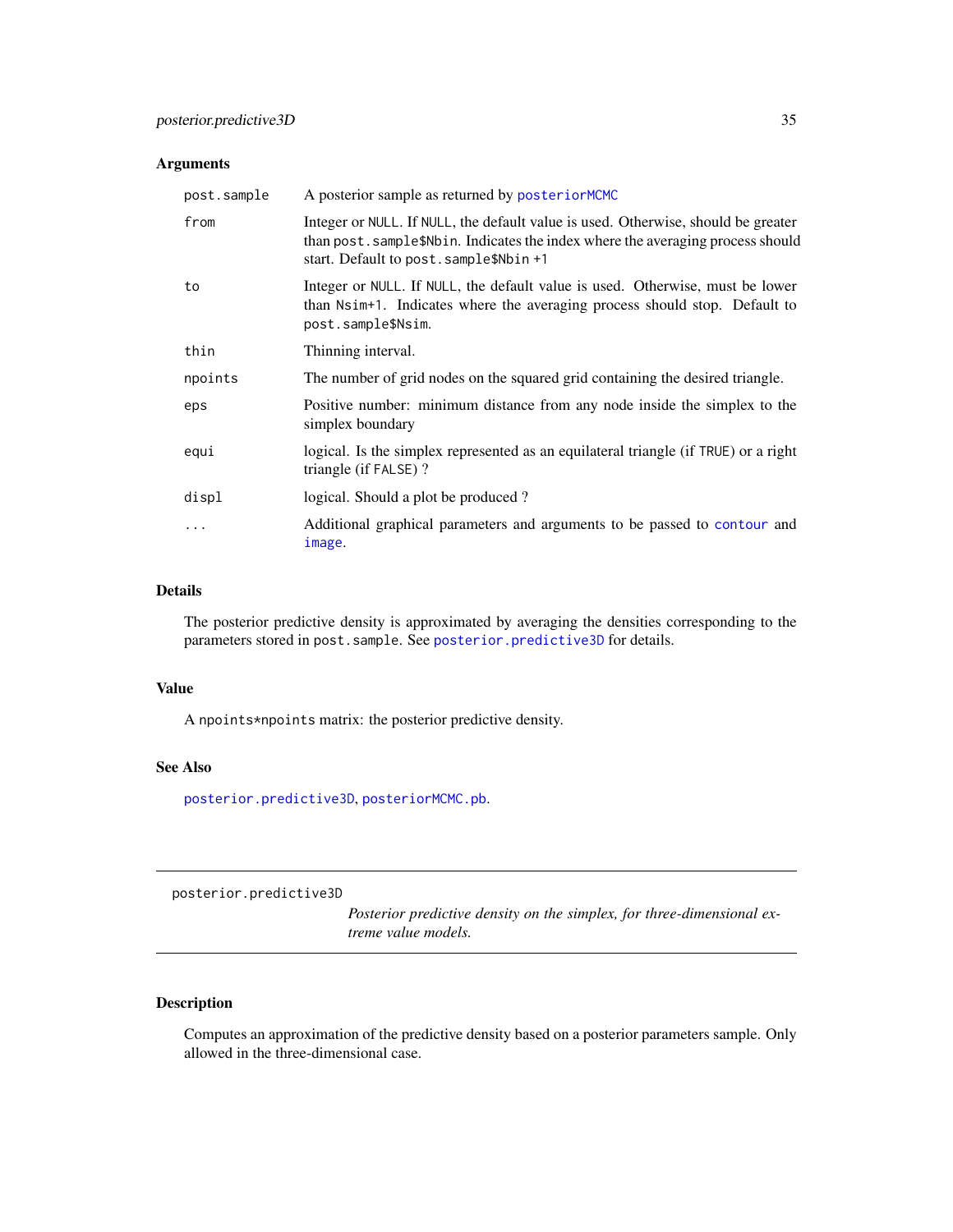### Arguments

| | |
|---|---|
| `post.sample` | A posterior sample as returned by `posteriorMCMC` |
| `from` | Integer or `NULL`. If `NULL`, the default value is used. Otherwise, should be greater than `post.sample$Nbin`. Indicates the index where the averaging process should start. Default to `post.sample$Nbin +1` |
| `to` | Integer or `NULL`. If `NULL`, the default value is used. Otherwise, must be lower than `Nsim+1`. Indicates where the averaging process should stop. Default to `post.sample$Nsim`. |
| `thin` | Thinning interval. |
| `npoints` | The number of grid nodes on the squared grid containing the desired triangle. |
| `eps` | Positive number: minimum distance from any node inside the simplex to the simplex boundary |
| `equi` | logical. Is the simplex represented as an equilateral triangle (if `TRUE`) or a right triangle (if `FALSE`) ? |
| `displ` | logical. Should a plot be produced ? |
| `...` | Additional graphical parameters and arguments to be passed to `contour` and `image`. |

### Details

The posterior predictive density is approximated by averaging the densities corresponding to the parameters stored in `post.sample`. See `posterior.predictive3D` for details.

### Value

A `npoints*npoints` matrix: the posterior predictive density.

### See Also

`posterior.predictive3D`, `posteriorMCMC.pb`.

---

`posterior.predictive3D` *Posterior predictive density on the simplex, for three-dimensional extreme value models.*

---

### Description

Computes an approximation of the predictive density based on a posterior parameters sample. Only allowed in the three-dimensional case.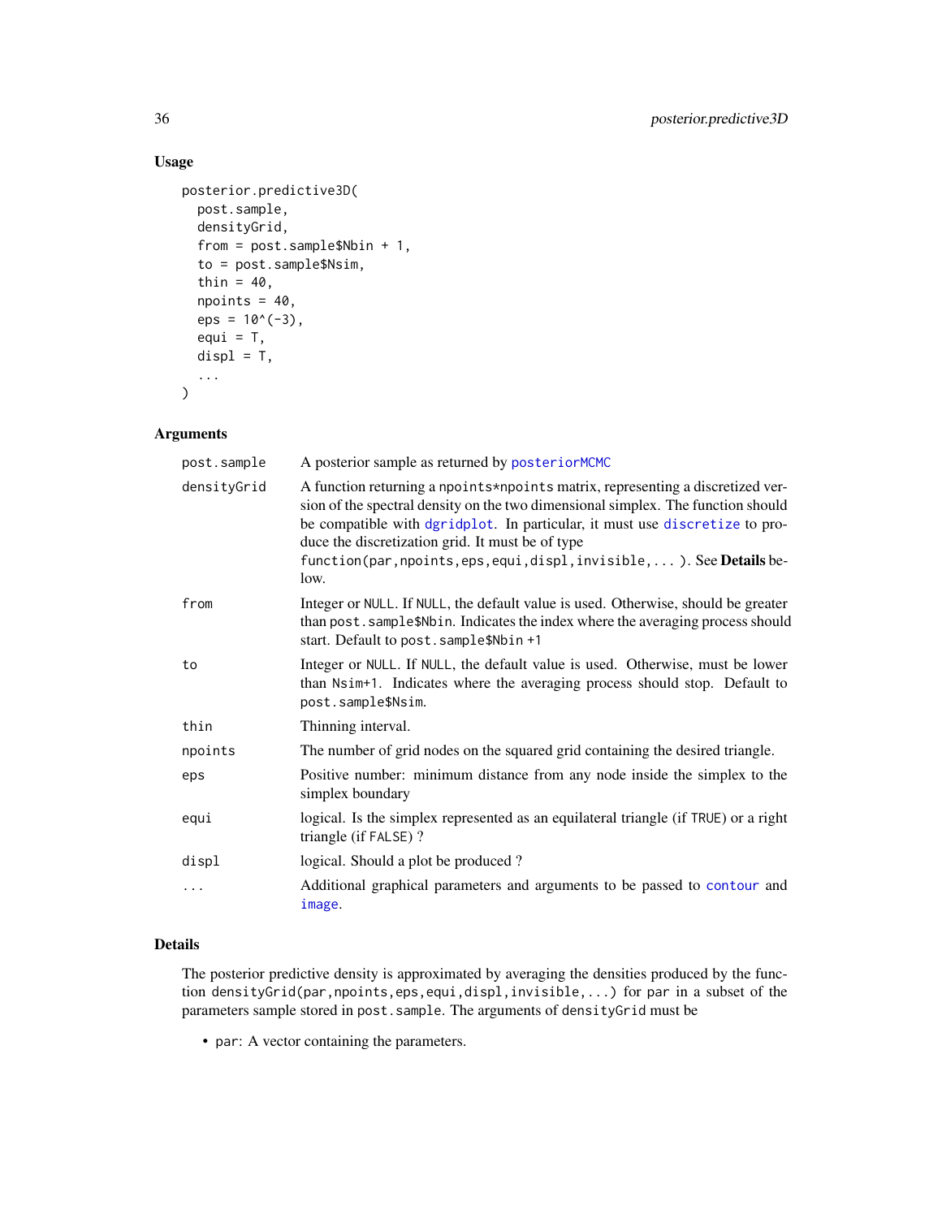## Usage

```
posterior.predictive3D(
  post.sample,
  densityGrid,
  from = post.sample$Nbin + 1,
  to = post.sample$Nsim,
  thin = 40,
  npoints = 40,
  eps = 10^(-3),
  equi = T,
  displ = T,
  ...
)
```

## Arguments

| | |
|---|---|
| `post.sample` | A posterior sample as returned by `posteriorMCMC` |
| `densityGrid` | A function returning a `npoints*npoints` matrix, representing a discretized version of the spectral density on the two dimensional simplex. The function should be compatible with `dgridplot`. In particular, it must use `discretize` to produce the discretization grid. It must be of type `function(par,npoints,eps,equi,displ,invisible,...)`. See **Details** below. |
| `from` | Integer or `NULL`. If `NULL`, the default value is used. Otherwise, should be greater than `post.sample$Nbin`. Indicates the index where the averaging process should start. Default to `post.sample$Nbin +1` |
| `to` | Integer or `NULL`. If `NULL`, the default value is used. Otherwise, must be lower than `Nsim+1`. Indicates where the averaging process should stop. Default to `post.sample$Nsim`. |
| `thin` | Thinning interval. |
| `npoints` | The number of grid nodes on the squared grid containing the desired triangle. |
| `eps` | Positive number: minimum distance from any node inside the simplex to the simplex boundary |
| `equi` | logical. Is the simplex represented as an equilateral triangle (if `TRUE`) or a right triangle (if `FALSE`) ? |
| `displ` | logical. Should a plot be produced ? |
| `...` | Additional graphical parameters and arguments to be passed to `contour` and `image`. |

## Details

The posterior predictive density is approximated by averaging the densities produced by the function `densityGrid(par,npoints,eps,equi,displ,invisible,...)` for `par` in a subset of the parameters sample stored in `post.sample`. The arguments of `densityGrid` must be

- `par`: A vector containing the parameters.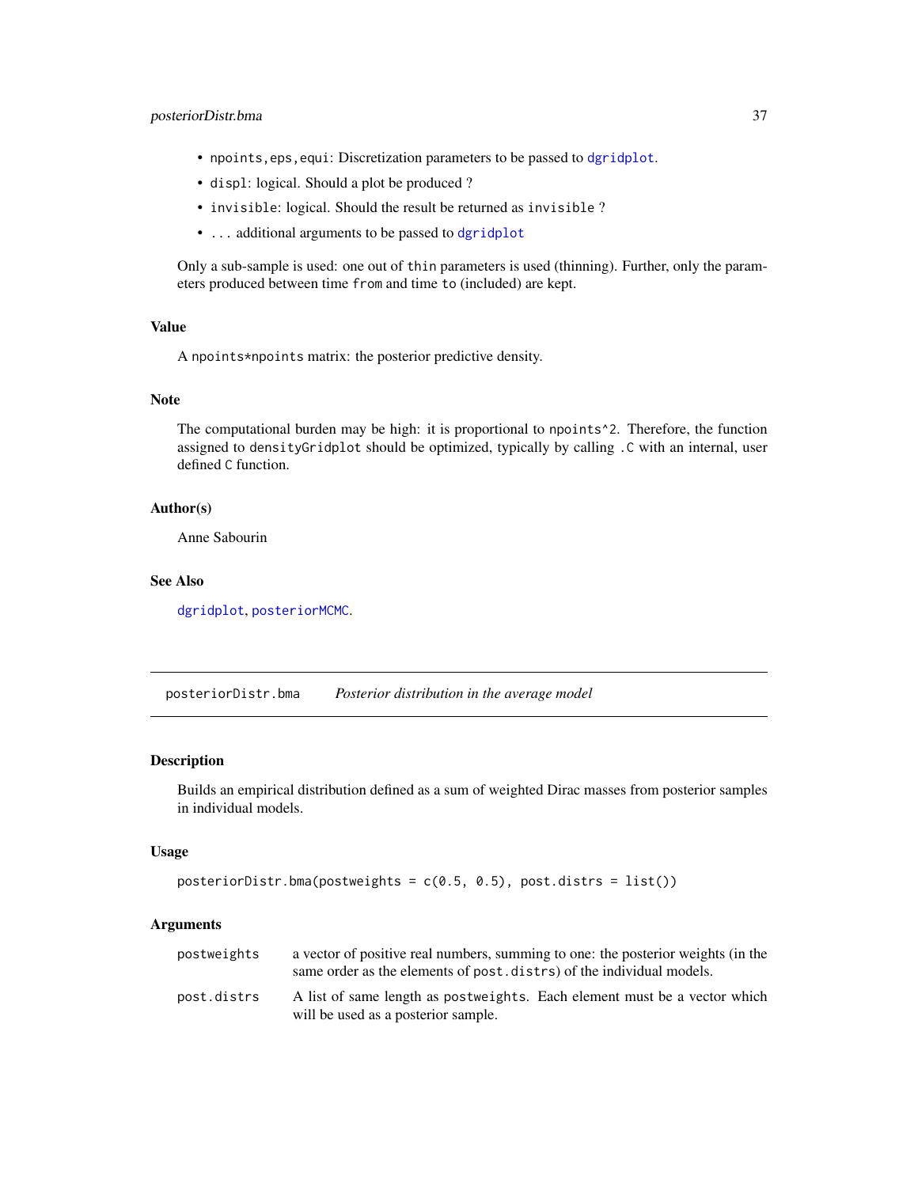- `npoints,eps,equi`: Discretization parameters to be passed to `dgridplot`.
- `displ`: logical. Should a plot be produced ?
- `invisible`: logical. Should the result be returned as `invisible` ?
- `...` additional arguments to be passed to `dgridplot`

Only a sub-sample is used: one out of `thin` parameters is used (thinning). Further, only the parameters produced between time `from` and time `to` (included) are kept.

### Value

A `npoints*npoints` matrix: the posterior predictive density.

### Note

The computational burden may be high: it is proportional to `npoints^2`. Therefore, the function assigned to `densityGridplot` should be optimized, typically by calling `.C` with an internal, user defined `C` function.

### Author(s)

Anne Sabourin

### See Also

`dgridplot`, `posteriorMCMC`.

---

## posteriorDistr.bma — *Posterior distribution in the average model*

### Description

Builds an empirical distribution defined as a sum of weighted Dirac masses from posterior samples in individual models.

### Usage

```
posteriorDistr.bma(postweights = c(0.5, 0.5), post.distrs = list())
```

### Arguments

| | |
|---|---|
| `postweights` | a vector of positive real numbers, summing to one: the posterior weights (in the same order as the elements of `post.distrs`) of the individual models. |
| `post.distrs` | A list of same length as `postweights`. Each element must be a vector which will be used as a posterior sample. |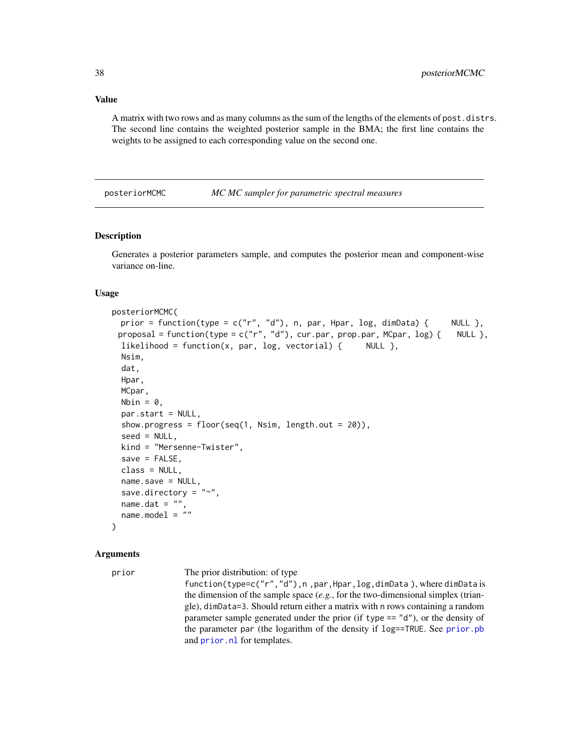## Value

A matrix with two rows and as many columns as the sum of the lengths of the elements of `post.distrs`. The second line contains the weighted posterior sample in the BMA; the first line contains the weights to be assigned to each corresponding value on the second one.

---

# posteriorMCMC *MC MC sampler for parametric spectral measures*

---

## Description

Generates a posterior parameters sample, and computes the posterior mean and component-wise variance on-line.

## Usage

```
posteriorMCMC(
  prior = function(type = c("r", "d"), n, par, Hpar, log, dimData) {     NULL },
 proposal = function(type = c("r", "d"), cur.par, prop.par, MCpar, log) {    NULL },
  likelihood = function(x, par, log, vectorial) {     NULL },
  Nsim,
  dat,
  Hpar,
  MCpar,
  Nbin = 0,
  par.start = NULL,
  show.progress = floor(seq(1, Nsim, length.out = 20)),
  seed = NULL,
  kind = "Mersenne-Twister",
  save = FALSE,
  class = NULL,
  name.save = NULL,
  save.directory = "~",
  name.dat = "",
  name.model = ""
)
```

## Arguments

`prior` The prior distribution: of type `function(type=c("r","d"),n ,par,Hpar,log,dimData )`, where `dimData` is the dimension of the sample space (*e.g.*, for the two-dimensional simplex (triangle), `dimData=3`. Should return either a matrix with `n` rows containing a random parameter sample generated under the prior (if `type == "d"`), or the density of the parameter `par` (the logarithm of the density if `log==TRUE`. See `prior.pb` and `prior.nl` for templates.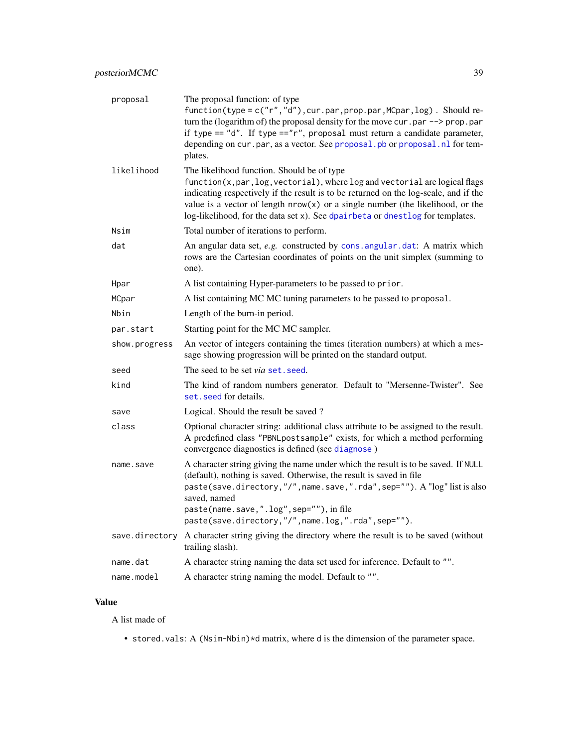| | |
|---|---|
| proposal | The proposal function: of type `function(type = c("r","d"),cur.par,prop.par,MCpar,log)`. Should return the (logarithm of) the proposal density for the move `cur.par --> prop.par` if `type == "d"`. If `type =="r"`, `proposal` must return a candidate parameter, depending on `cur.par`, as a vector. See `proposal.pb` or `proposal.nl` for templates. |
| likelihood | The likelihood function. Should be of type `function(x,par,log,vectorial)`, where `log` and `vectorial` are logical flags indicating respectively if the result is to be returned on the log-scale, and if the value is a vector of length `nrow(x)` or a single number (the likelihood, or the log-likelihood, for the data set `x`). See `dpairbeta` or `dnestlog` for templates. |
| Nsim | Total number of iterations to perform. |
| dat | An angular data set, *e.g.* constructed by `cons.angular.dat`: A matrix which rows are the Cartesian coordinates of points on the unit simplex (summing to one). |
| Hpar | A list containing Hyper-parameters to be passed to `prior`. |
| MCpar | A list containing MC MC tuning parameters to be passed to `proposal`. |
| Nbin | Length of the burn-in period. |
| par.start | Starting point for the MC MC sampler. |
| show.progress | An vector of integers containing the times (iteration numbers) at which a message showing progression will be printed on the standard output. |
| seed | The seed to be set *via* `set.seed`. |
| kind | The kind of random numbers generator. Default to "Mersenne-Twister". See `set.seed` for details. |
| save | Logical. Should the result be saved ? |
| class | Optional character string: additional class attribute to be assigned to the result. A predefined class `"PBNLpostsample"` exists, for which a method performing convergence diagnostics is defined (see `diagnose` ) |
| name.save | A character string giving the name under which the result is to be saved. If `NULL` (default), nothing is saved. Otherwise, the result is saved in file `paste(save.directory,"/",name.save,".rda",sep="")`. A "log" list is also saved, named `paste(name.save,".log",sep="")`, in file `paste(save.directory,"/",name.log,".rda",sep="")`. |
| save.directory | A character string giving the directory where the result is to be saved (without trailing slash). |
| name.dat | A character string naming the data set used for inference. Default to `""`. |
| name.model | A character string naming the model. Default to `""`. |

## Value

A list made of

- `stored.vals`: A `(Nsim-Nbin)*d` matrix, where `d` is the dimension of the parameter space.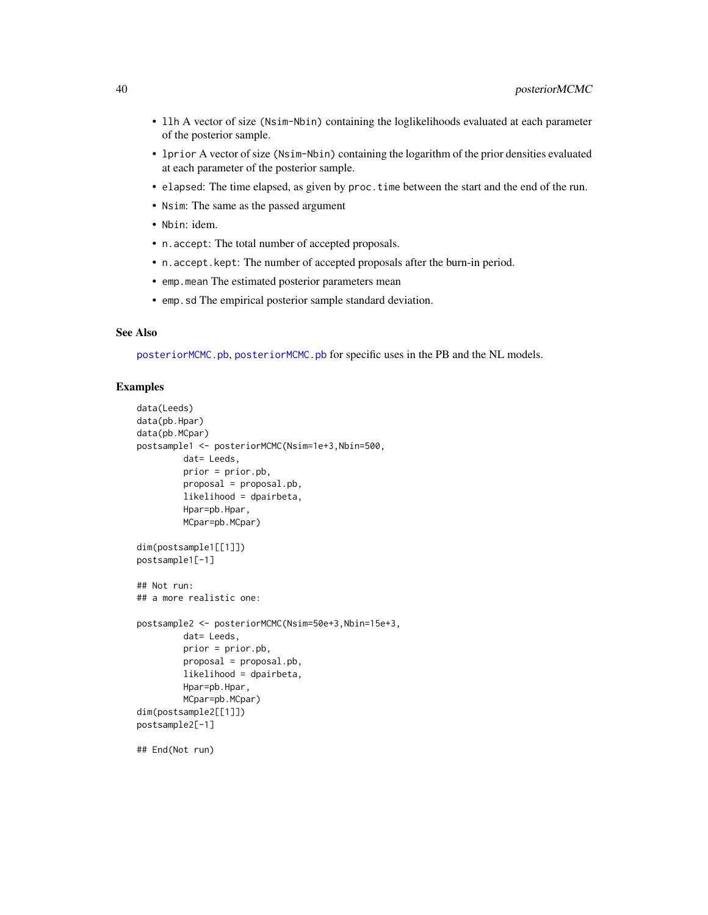- `llh` A vector of size `(Nsim-Nbin)` containing the loglikelihoods evaluated at each parameter of the posterior sample.
- `lprior` A vector of size `(Nsim-Nbin)` containing the logarithm of the prior densities evaluated at each parameter of the posterior sample.
- `elapsed`: The time elapsed, as given by `proc.time` between the start and the end of the run.
- `Nsim`: The same as the passed argument
- `Nbin`: idem.
- `n.accept`: The total number of accepted proposals.
- `n.accept.kept`: The number of accepted proposals after the burn-in period.
- `emp.mean` The estimated posterior parameters mean
- `emp.sd` The empirical posterior sample standard deviation.

### See Also

`posteriorMCMC.pb`, `posteriorMCMC.pb` for specific uses in the PB and the NL models.

### Examples

```
data(Leeds)
data(pb.Hpar)
data(pb.MCpar)
postsample1 <- posteriorMCMC(Nsim=1e+3,Nbin=500,
         dat= Leeds,
         prior = prior.pb,
         proposal = proposal.pb,
         likelihood = dpairbeta,
         Hpar=pb.Hpar,
         MCpar=pb.MCpar)

dim(postsample1[[1]])
postsample1[-1]

## Not run:
## a more realistic one:

postsample2 <- posteriorMCMC(Nsim=50e+3,Nbin=15e+3,
         dat= Leeds,
         prior = prior.pb,
         proposal = proposal.pb,
         likelihood = dpairbeta,
         Hpar=pb.Hpar,
         MCpar=pb.MCpar)
dim(postsample2[[1]])
postsample2[-1]

## End(Not run)
```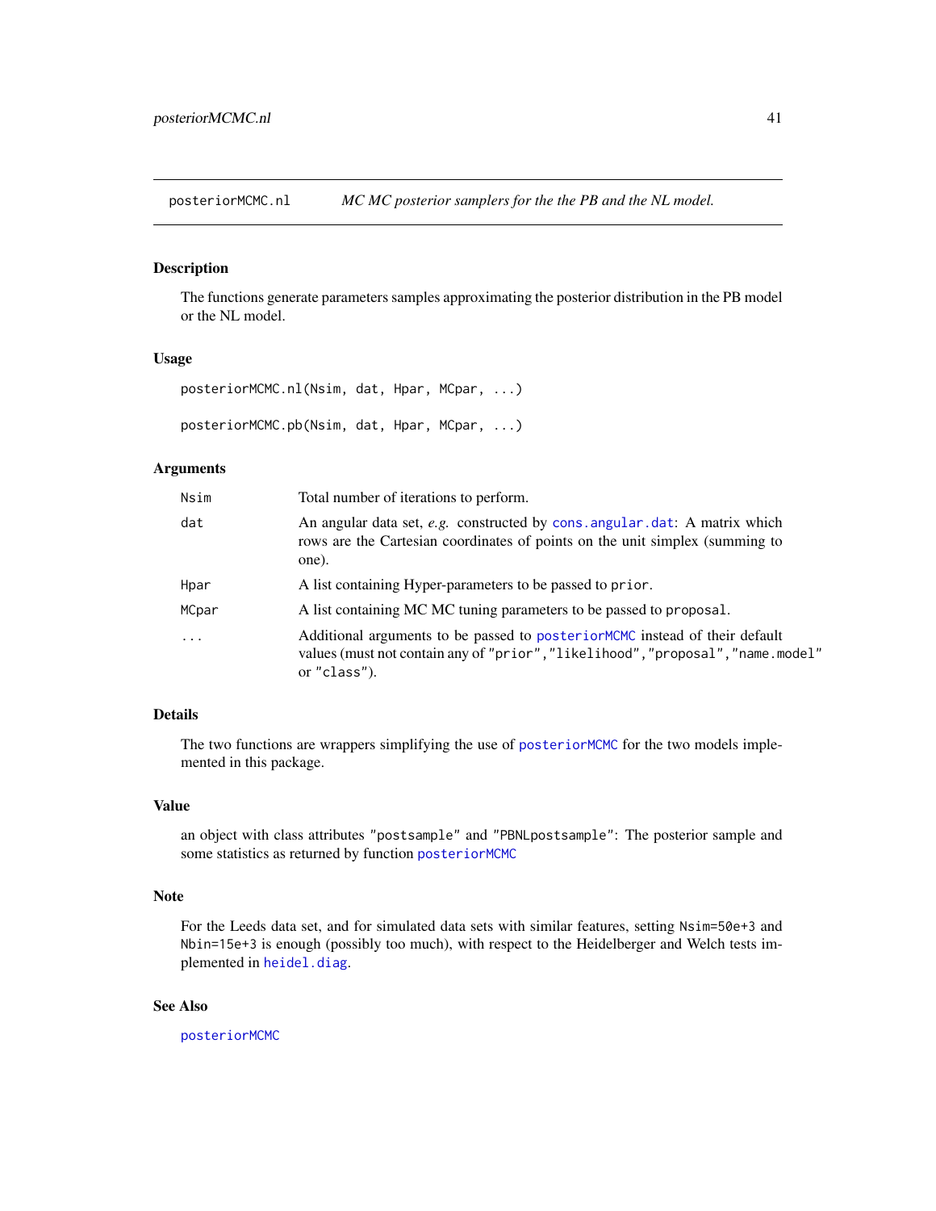## posteriorMCMC.nl — *MC MC posterior samplers for the the PB and the NL model.*

### Description

The functions generate parameters samples approximating the posterior distribution in the PB model or the NL model.

### Usage

```
posteriorMCMC.nl(Nsim, dat, Hpar, MCpar, ...)

posteriorMCMC.pb(Nsim, dat, Hpar, MCpar, ...)
```

### Arguments

| | |
|---|---|
| `Nsim` | Total number of iterations to perform. |
| `dat` | An angular data set, *e.g.* constructed by `cons.angular.dat`: A matrix which rows are the Cartesian coordinates of points on the unit simplex (summing to one). |
| `Hpar` | A list containing Hyper-parameters to be passed to `prior`. |
| `MCpar` | A list containing MC MC tuning parameters to be passed to `proposal`. |
| `...` | Additional arguments to be passed to `posteriorMCMC` instead of their default values (must not contain any of `"prior"`,`"likelihood"`,`"proposal"`,`"name.model"` or `"class"`). |

### Details

The two functions are wrappers simplifying the use of `posteriorMCMC` for the two models implemented in this package.

### Value

an object with class attributes `"postsample"` and `"PBNLpostsample"`: The posterior sample and some statistics as returned by function `posteriorMCMC`

### Note

For the Leeds data set, and for simulated data sets with similar features, setting `Nsim=50e+3` and `Nbin=15e+3` is enough (possibly too much), with respect to the Heidelberger and Welch tests implemented in `heidel.diag`.

### See Also

`posteriorMCMC`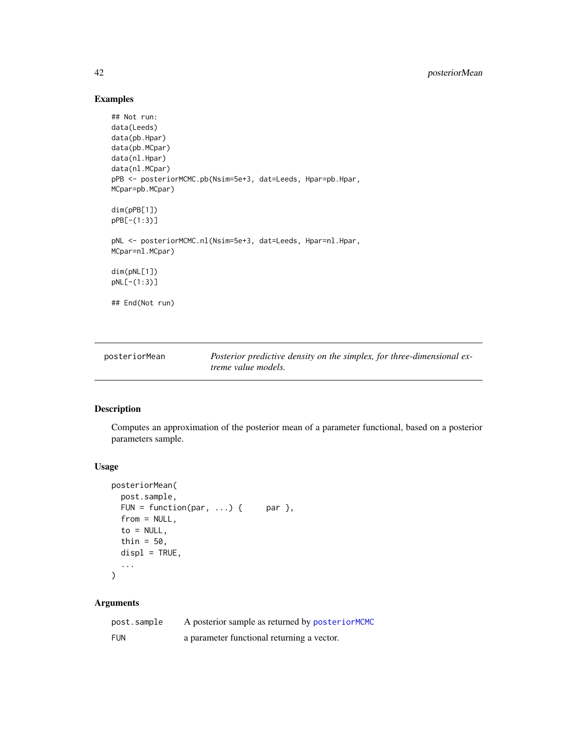## Examples

```
## Not run:
data(Leeds)
data(pb.Hpar)
data(pb.MCpar)
data(nl.Hpar)
data(nl.MCpar)
pPB <- posteriorMCMC.pb(Nsim=5e+3, dat=Leeds, Hpar=pb.Hpar,
MCpar=pb.MCpar)

dim(pPB[1])
pPB[-(1:3)]

pNL <- posteriorMCMC.nl(Nsim=5e+3, dat=Leeds, Hpar=nl.Hpar,
MCpar=nl.MCpar)

dim(pNL[1])
pNL[-(1:3)]

## End(Not run)
```

---

**posteriorMean** *Posterior predictive density on the simplex, for three-dimensional extreme value models.*

---

## Description

Computes an approximation of the posterior mean of a parameter functional, based on a posterior parameters sample.

## Usage

```
posteriorMean(
  post.sample,
  FUN = function(par, ...) {     par },
  from = NULL,
  to = NULL,
  thin = 50,
  displ = TRUE,
  ...
)
```

## Arguments

| | |
|---|---|
| post.sample | A posterior sample as returned by posteriorMCMC |
| FUN | a parameter functional returning a vector. |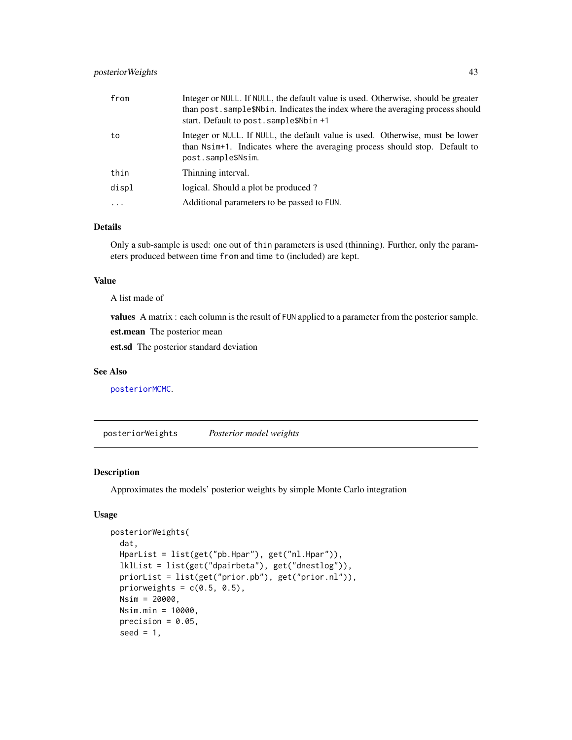| | |
|---|---|
| from | Integer or NULL. If NULL, the default value is used. Otherwise, should be greater than post.sample$Nbin. Indicates the index where the averaging process should start. Default to post.sample$Nbin +1 |
| to | Integer or NULL. If NULL, the default value is used. Otherwise, must be lower than Nsim+1. Indicates where the averaging process should stop. Default to post.sample$Nsim. |
| thin | Thinning interval. |
| displ | logical. Should a plot be produced ? |
| ... | Additional parameters to be passed to FUN. |

### Details

Only a sub-sample is used: one out of thin parameters is used (thinning). Further, only the parameters produced between time from and time to (included) are kept.

### Value

A list made of

**values** A matrix : each column is the result of FUN applied to a parameter from the posterior sample.

**est.mean** The posterior mean

**est.sd** The posterior standard deviation

### See Also

posteriorMCMC.

---

## posteriorWeights *Posterior model weights*

### Description

Approximates the models' posterior weights by simple Monte Carlo integration

### Usage

```
posteriorWeights(
  dat,
  HparList = list(get("pb.Hpar"), get("nl.Hpar")),
  lklList = list(get("dpairbeta"), get("dnestlog")),
  priorList = list(get("prior.pb"), get("prior.nl")),
  priorweights = c(0.5, 0.5),
  Nsim = 20000,
  Nsim.min = 10000,
  precision = 0.05,
  seed = 1,
```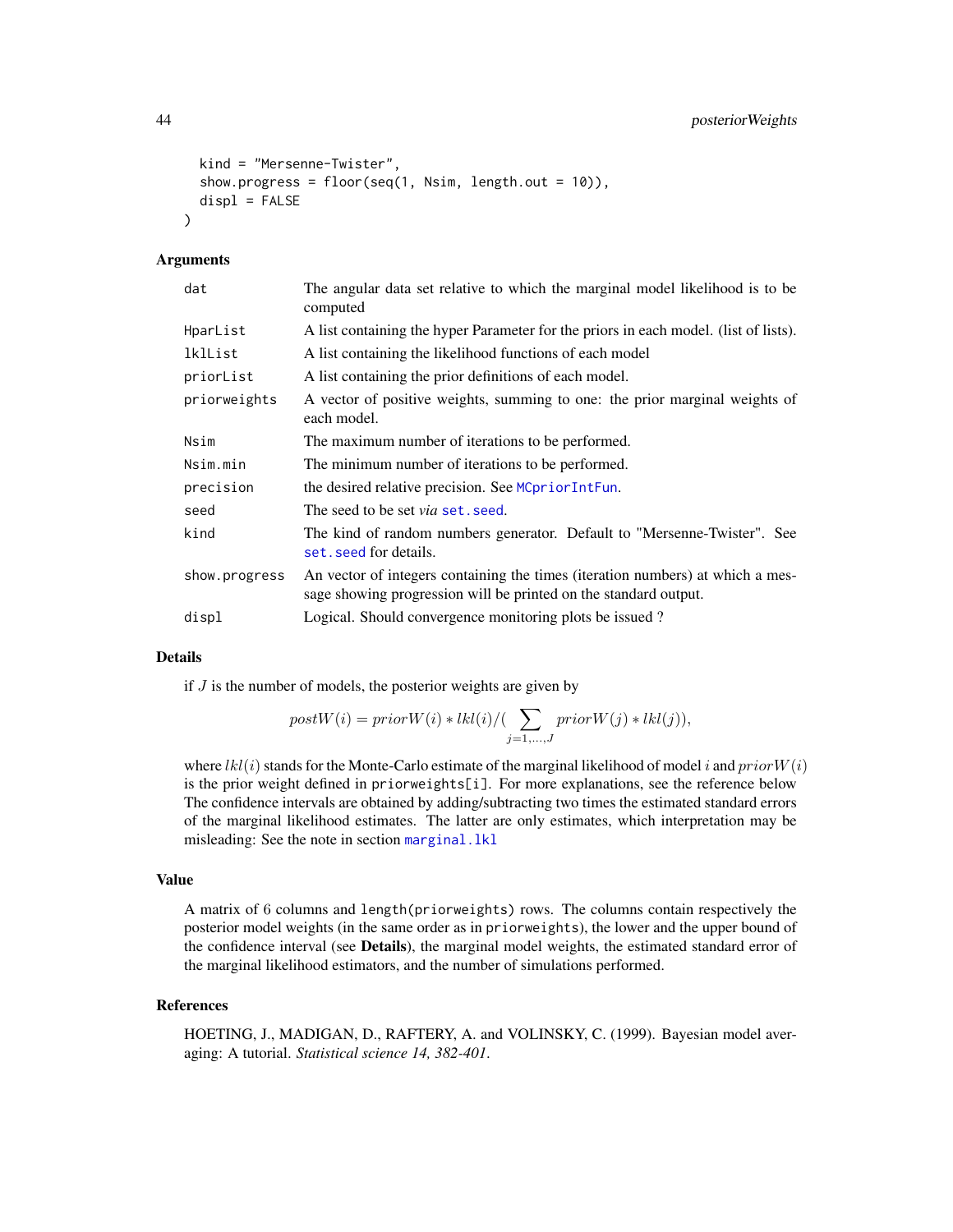```
  kind = "Mersenne-Twister",
  show.progress = floor(seq(1, Nsim, length.out = 10)),
  displ = FALSE
)
```

### Arguments

| | |
|---|---|
| dat | The angular data set relative to which the marginal model likelihood is to be computed |
| HparList | A list containing the hyper Parameter for the priors in each model. (list of lists). |
| lklList | A list containing the likelihood functions of each model |
| priorList | A list containing the prior definitions of each model. |
| priorweights | A vector of positive weights, summing to one: the prior marginal weights of each model. |
| Nsim | The maximum number of iterations to be performed. |
| Nsim.min | The minimum number of iterations to be performed. |
| precision | the desired relative precision. See MCpriorIntFun. |
| seed | The seed to be set *via* set.seed. |
| kind | The kind of random numbers generator. Default to "Mersenne-Twister". See set.seed for details. |
| show.progress | An vector of integers containing the times (iteration numbers) at which a message showing progression will be printed on the standard output. |
| displ | Logical. Should convergence monitoring plots be issued ? |

### Details

if $J$ is the number of models, the posterior weights are given by

$$postW(i) = priorW(i) * lkl(i) / (\sum_{j=1,\ldots,J} priorW(j) * lkl(j)),$$

where $lkl(i)$ stands for the Monte-Carlo estimate of the marginal likelihood of model $i$ and $priorW(i)$ is the prior weight defined in priorweights[i]. For more explanations, see the reference below The confidence intervals are obtained by adding/subtracting two times the estimated standard errors of the marginal likelihood estimates. The latter are only estimates, which interpretation may be misleading: See the note in section marginal.lkl

### Value

A matrix of 6 columns and length(priorweights) rows. The columns contain respectively the posterior model weights (in the same order as in priorweights), the lower and the upper bound of the confidence interval (see **Details**), the marginal model weights, the estimated standard error of the marginal likelihood estimators, and the number of simulations performed.

### References

HOETING, J., MADIGAN, D., RAFTERY, A. and VOLINSKY, C. (1999). Bayesian model averaging: A tutorial. *Statistical science 14, 382-401.*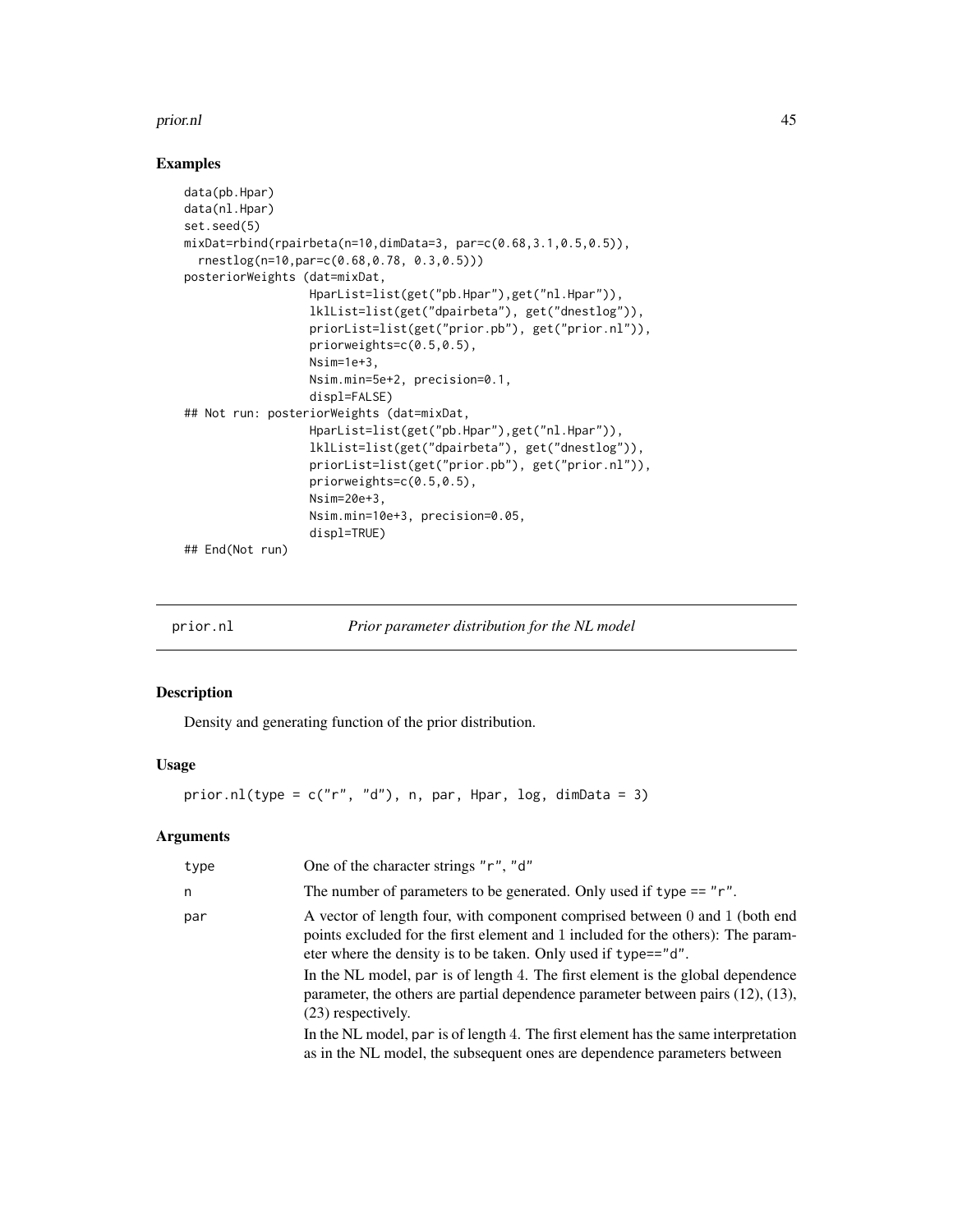## Examples

```
data(pb.Hpar)
data(nl.Hpar)
set.seed(5)
mixDat=rbind(rpairbeta(n=10,dimData=3, par=c(0.68,3.1,0.5,0.5)),
  rnestlog(n=10,par=c(0.68,0.78, 0.3,0.5)))
posteriorWeights (dat=mixDat,
                  HparList=list(get("pb.Hpar"),get("nl.Hpar")),
                  lklList=list(get("dpairbeta"), get("dnestlog")),
                  priorList=list(get("prior.pb"), get("prior.nl")),
                  priorweights=c(0.5,0.5),
                  Nsim=1e+3,
                  Nsim.min=5e+2, precision=0.1,
                  displ=FALSE)
## Not run: posteriorWeights (dat=mixDat,
                  HparList=list(get("pb.Hpar"),get("nl.Hpar")),
                  lklList=list(get("dpairbeta"), get("dnestlog")),
                  priorList=list(get("prior.pb"), get("prior.nl")),
                  priorweights=c(0.5,0.5),
                  Nsim=20e+3,
                  Nsim.min=10e+3, precision=0.05,
                  displ=TRUE)
## End(Not run)
```

---

# prior.nl — *Prior parameter distribution for the NL model*

## Description

Density and generating function of the prior distribution.

## Usage

```
prior.nl(type = c("r", "d"), n, par, Hpar, log, dimData = 3)
```

## Arguments

| | |
|---|---|
| type | One of the character strings "r", "d" |
| n | The number of parameters to be generated. Only used if type == "r". |
| par | A vector of length four, with component comprised between 0 and 1 (both end points excluded for the first element and 1 included for the others): The parameter where the density is to be taken. Only used if type=="d". <br> In the NL model, par is of length 4. The first element is the global dependence parameter, the others are partial dependence parameter between pairs (12), (13), (23) respectively. <br> In the NL model, par is of length 4. The first element has the same interpretation as in the NL model, the subsequent ones are dependence parameters between |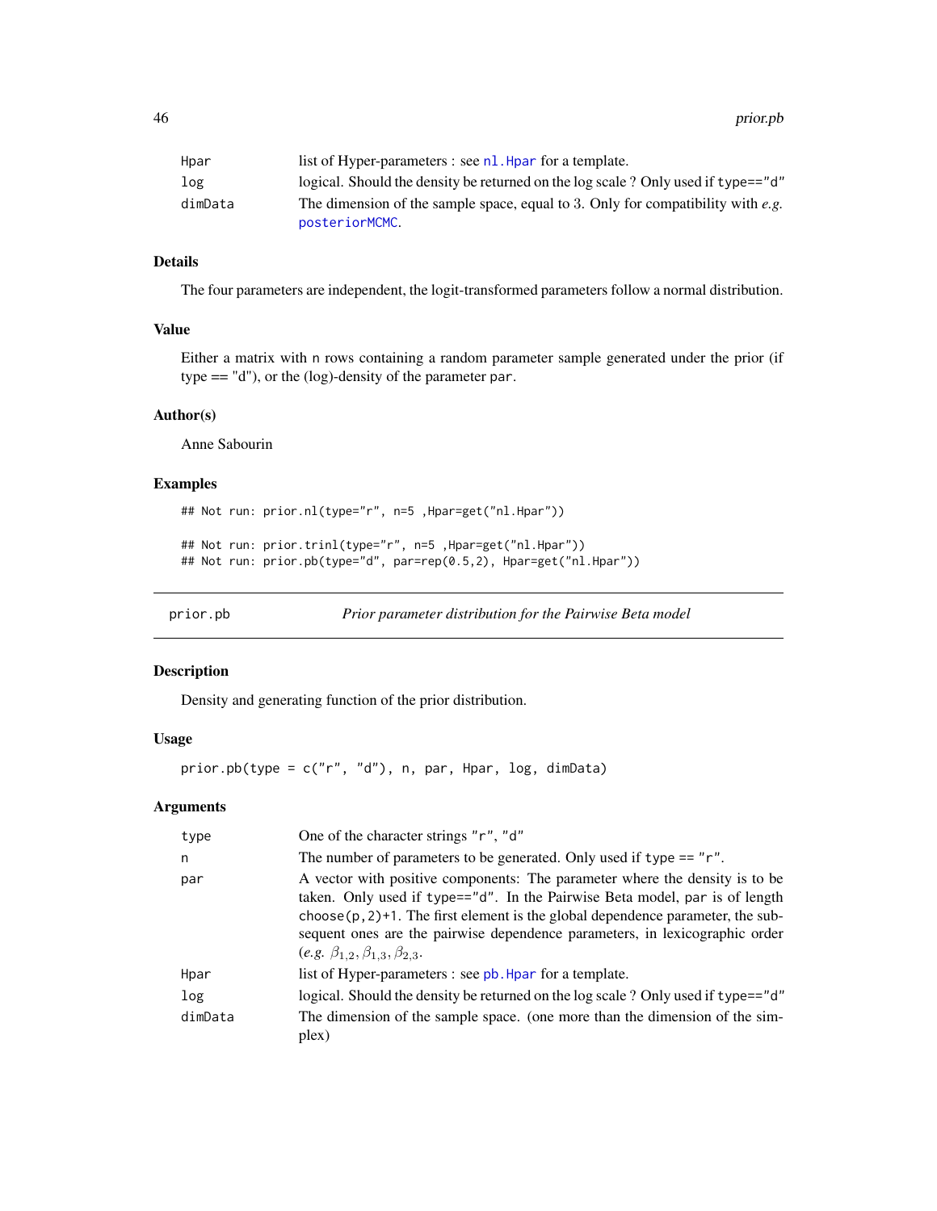| | |
|---|---|
| Hpar | list of Hyper-parameters : see `nl.Hpar` for a template. |
| log | logical. Should the density be returned on the log scale ? Only used if `type=="d"` |
| dimData | The dimension of the sample space, equal to 3. Only for compatibility with *e.g.* `posteriorMCMC`. |

### Details

The four parameters are independent, the logit-transformed parameters follow a normal distribution.

### Value

Either a matrix with `n` rows containing a random parameter sample generated under the prior (if type == "d"), or the (log)-density of the parameter `par`.

### Author(s)

Anne Sabourin

### Examples

```
## Not run: prior.nl(type="r", n=5 ,Hpar=get("nl.Hpar"))

## Not run: prior.trinl(type="r", n=5 ,Hpar=get("nl.Hpar"))
## Not run: prior.pb(type="d", par=rep(0.5,2), Hpar=get("nl.Hpar"))
```

---

## prior.pb *Prior parameter distribution for the Pairwise Beta model*

### Description

Density and generating function of the prior distribution.

### Usage

```
prior.pb(type = c("r", "d"), n, par, Hpar, log, dimData)
```

### Arguments

| | |
|---|---|
| type | One of the character strings `"r"`, `"d"` |
| n | The number of parameters to be generated. Only used if `type == "r"`. |
| par | A vector with positive components: The parameter where the density is to be taken. Only used if `type=="d"`. In the Pairwise Beta model, `par` is of length `choose(p,2)+1`. The first element is the global dependence parameter, the subsequent ones are the pairwise dependence parameters, in lexicographic order (*e.g.* $\beta_{1,2}, \beta_{1,3}, \beta_{2,3}$. |
| Hpar | list of Hyper-parameters : see `pb.Hpar` for a template. |
| log | logical. Should the density be returned on the log scale ? Only used if `type=="d"` |
| dimData | The dimension of the sample space. (one more than the dimension of the simplex) |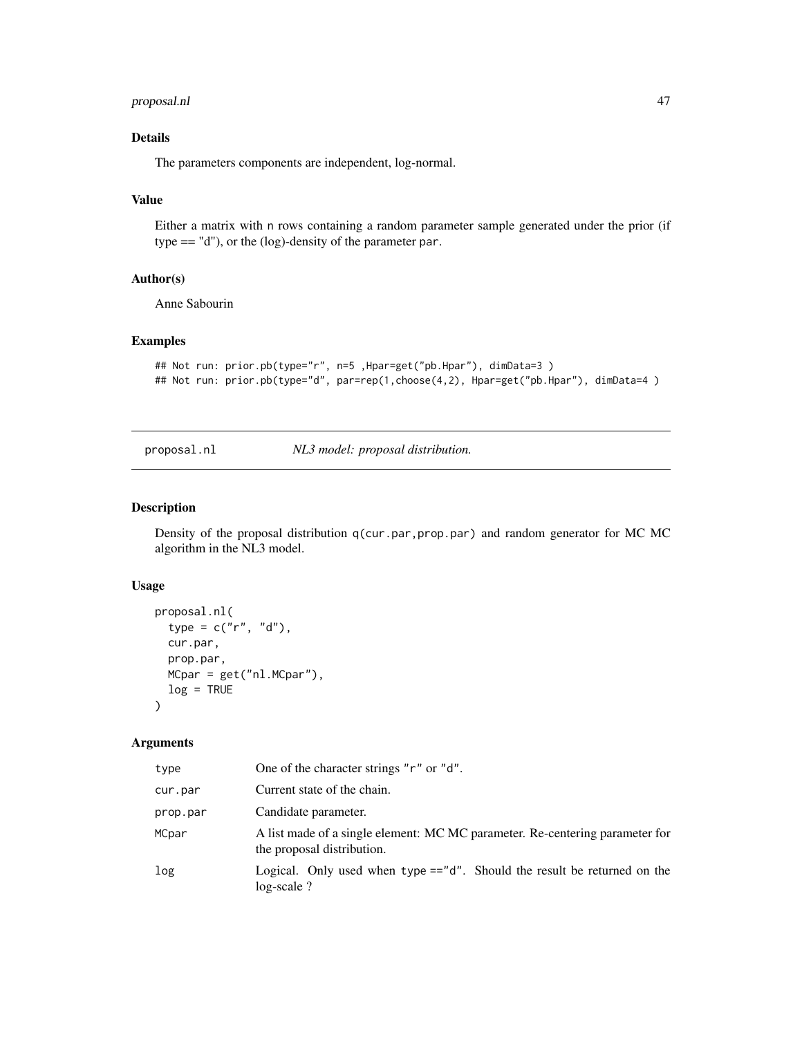## Details

The parameters components are independent, log-normal.

## Value

Either a matrix with n rows containing a random parameter sample generated under the prior (if type == "d"), or the (log)-density of the parameter par.

## Author(s)

Anne Sabourin

## Examples

```
## Not run: prior.pb(type="r", n=5 ,Hpar=get("pb.Hpar"), dimData=3 )
## Not run: prior.pb(type="d", par=rep(1,choose(4,2), Hpar=get("pb.Hpar"), dimData=4 )
```

---

# proposal.nl &nbsp;&nbsp;&nbsp;&nbsp; *NL3 model: proposal distribution.*

---

## Description

Density of the proposal distribution q(cur.par,prop.par) and random generator for MC MC algorithm in the NL3 model.

## Usage

```
proposal.nl(
  type = c("r", "d"),
  cur.par,
  prop.par,
  MCpar = get("nl.MCpar"),
  log = TRUE
)
```

## Arguments

| | |
|---|---|
| type | One of the character strings "r" or "d". |
| cur.par | Current state of the chain. |
| prop.par | Candidate parameter. |
| MCpar | A list made of a single element: MC MC parameter. Re-centering parameter for the proposal distribution. |
| log | Logical. Only used when type =="d". Should the result be returned on the log-scale ? |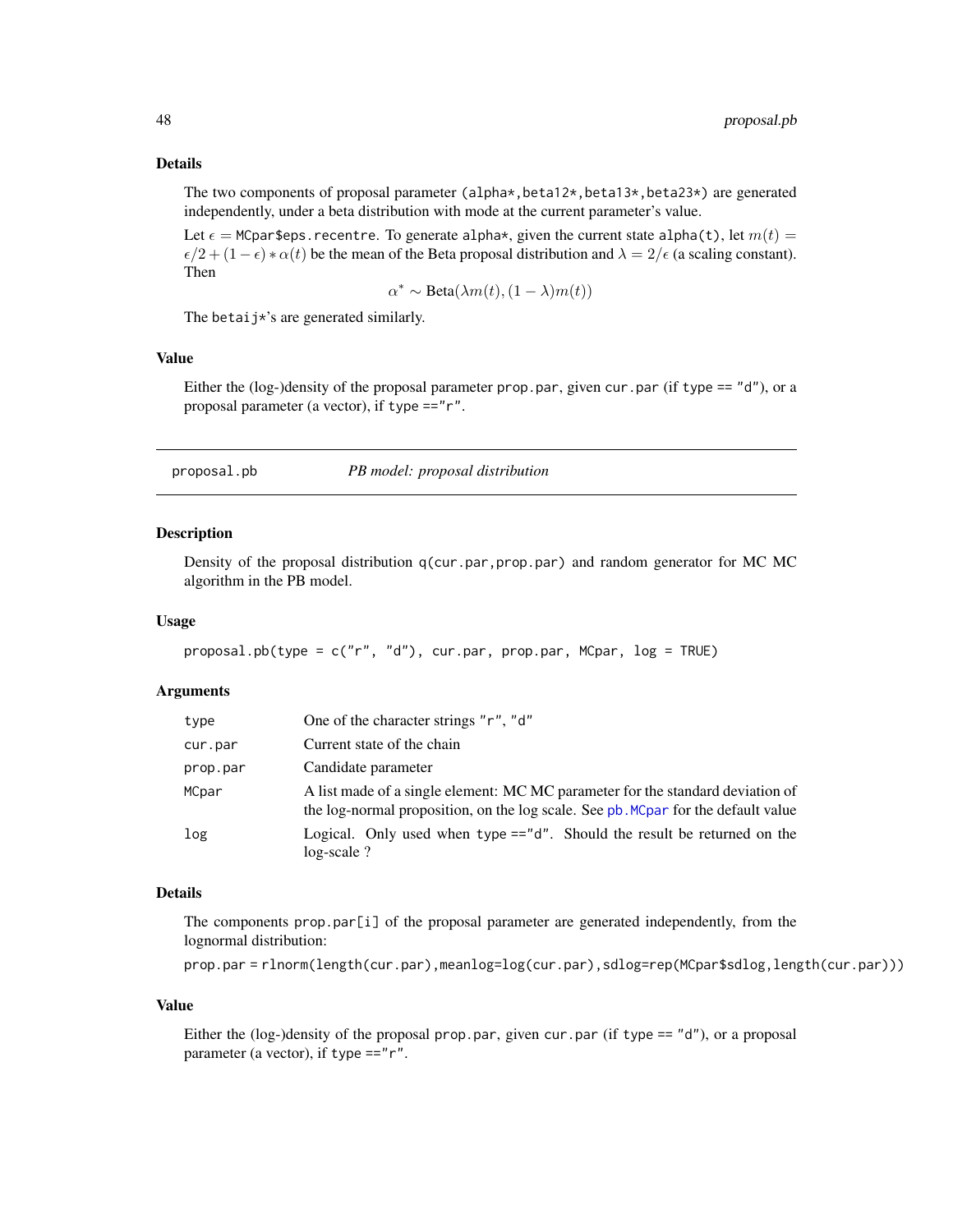### Details

The two components of proposal parameter `(alpha*,beta12*,beta13*,beta23*)` are generated independently, under a beta distribution with mode at the current parameter's value.

Let $\epsilon$ = `MCpar$eps.recentre`. To generate `alpha*`, given the current state `alpha(t)`, let $m(t) = \epsilon/2 + (1-\epsilon) * \alpha(t)$ be the mean of the Beta proposal distribution and $\lambda = 2/\epsilon$ (a scaling constant). Then

$$\alpha^* \sim \mathrm{Beta}(\lambda m(t), (1-\lambda)m(t))$$

The `betaij*`'s are generated similarly.

### Value

Either the (log-)density of the proposal parameter `prop.par`, given `cur.par` (if `type == "d"`), or a proposal parameter (a vector), if `type =="r"`.

---

## proposal.pb — *PB model: proposal distribution*

### Description

Density of the proposal distribution `q(cur.par,prop.par)` and random generator for MC MC algorithm in the PB model.

### Usage

```
proposal.pb(type = c("r", "d"), cur.par, prop.par, MCpar, log = TRUE)
```

### Arguments

| | |
|---|---|
| `type` | One of the character strings `"r"`, `"d"` |
| `cur.par` | Current state of the chain |
| `prop.par` | Candidate parameter |
| `MCpar` | A list made of a single element: MC MC parameter for the standard deviation of the log-normal proposition, on the log scale. See `pb.MCpar` for the default value |
| `log` | Logical. Only used when `type =="d"`. Should the result be returned on the log-scale ? |

### Details

The components `prop.par[i]` of the proposal parameter are generated independently, from the lognormal distribution:

`prop.par = rlnorm(length(cur.par),meanlog=log(cur.par),sdlog=rep(MCpar$sdlog,length(cur.par)))`

### Value

Either the (log-)density of the proposal `prop.par`, given `cur.par` (if `type == "d"`), or a proposal parameter (a vector), if `type =="r"`.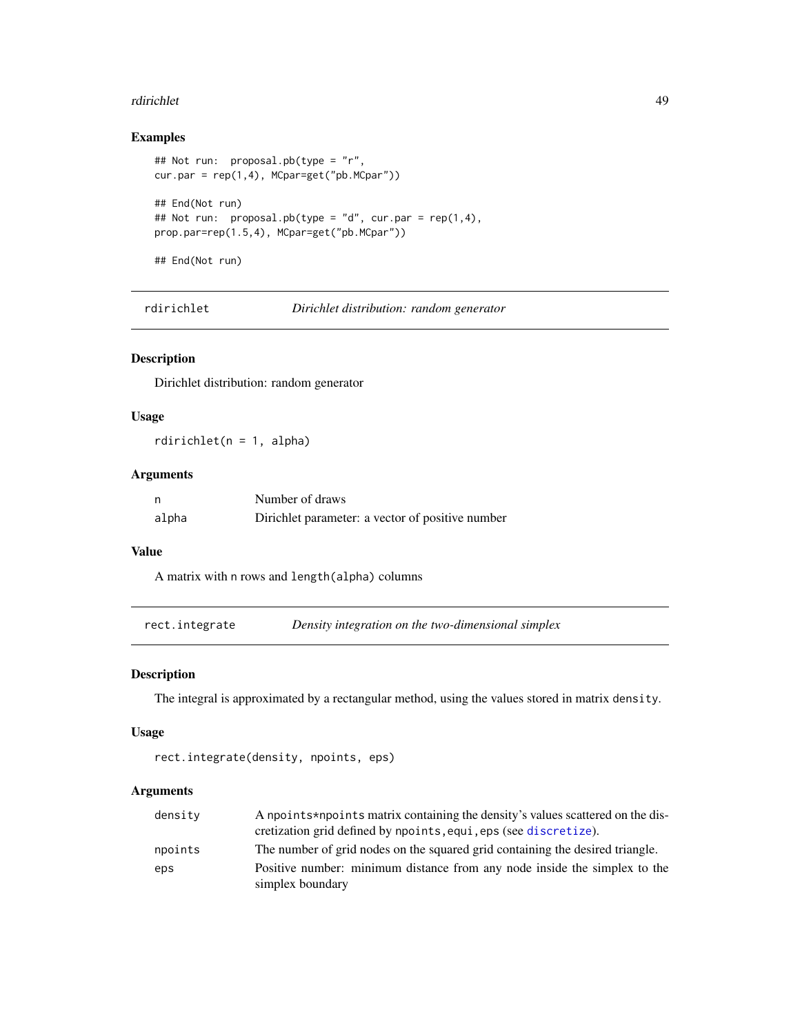### Examples

```
## Not run:  proposal.pb(type = "r",
cur.par = rep(1,4), MCpar=get("pb.MCpar"))

## End(Not run)
## Not run:  proposal.pb(type = "d", cur.par = rep(1,4),
prop.par=rep(1.5,4), MCpar=get("pb.MCpar"))

## End(Not run)
```

---

## rdirichlet — *Dirichlet distribution: random generator*

### Description

Dirichlet distribution: random generator

### Usage

```
rdirichlet(n = 1, alpha)
```

### Arguments

| | |
|---|---|
| `n` | Number of draws |
| `alpha` | Dirichlet parameter: a vector of positive number |

### Value

A matrix with `n` rows and `length(alpha)` columns

---

## rect.integrate — *Density integration on the two-dimensional simplex*

### Description

The integral is approximated by a rectangular method, using the values stored in matrix `density`.

### Usage

```
rect.integrate(density, npoints, eps)
```

### Arguments

| | |
|---|---|
| `density` | A `npoints*npoints` matrix containing the density's values scattered on the discretization grid defined by `npoints,equi,eps` (see discretize). |
| `npoints` | The number of grid nodes on the squared grid containing the desired triangle. |
| `eps` | Positive number: minimum distance from any node inside the simplex to the simplex boundary |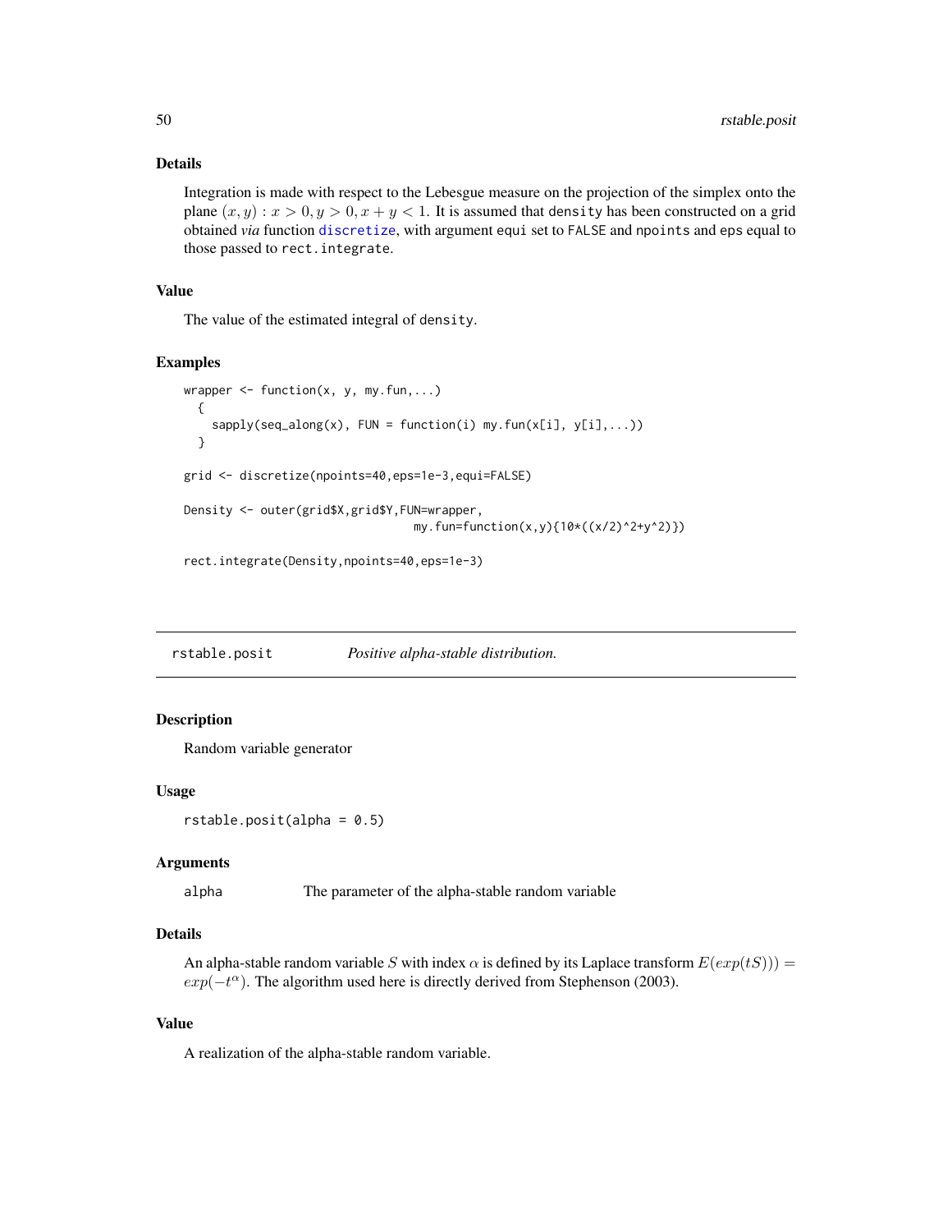### Details

Integration is made with respect to the Lebesgue measure on the projection of the simplex onto the plane $(x, y) : x > 0, y > 0, x + y < 1$. It is assumed that `density` has been constructed on a grid obtained *via* function `discretize`, with argument `equi` set to `FALSE` and `npoints` and `eps` equal to those passed to `rect.integrate`.

### Value

The value of the estimated integral of `density`.

### Examples

```
wrapper <- function(x, y, my.fun,...)
  {
    sapply(seq_along(x), FUN = function(i) my.fun(x[i], y[i],...))
  }

grid <- discretize(npoints=40,eps=1e-3,equi=FALSE)

Density <- outer(grid$X,grid$Y,FUN=wrapper,
                                  my.fun=function(x,y){10*((x/2)^2+y^2)})

rect.integrate(Density,npoints=40,eps=1e-3)
```

---

## rstable.posit — *Positive alpha-stable distribution.*

### Description

Random variable generator

### Usage

```
rstable.posit(alpha = 0.5)
```

### Arguments

| | |
|---|---|
| `alpha` | The parameter of the alpha-stable random variable |

### Details

An alpha-stable random variable $S$ with index $\alpha$ is defined by its Laplace transform $E(exp(tS))) = exp(-t^{\alpha})$. The algorithm used here is directly derived from Stephenson (2003).

### Value

A realization of the alpha-stable random variable.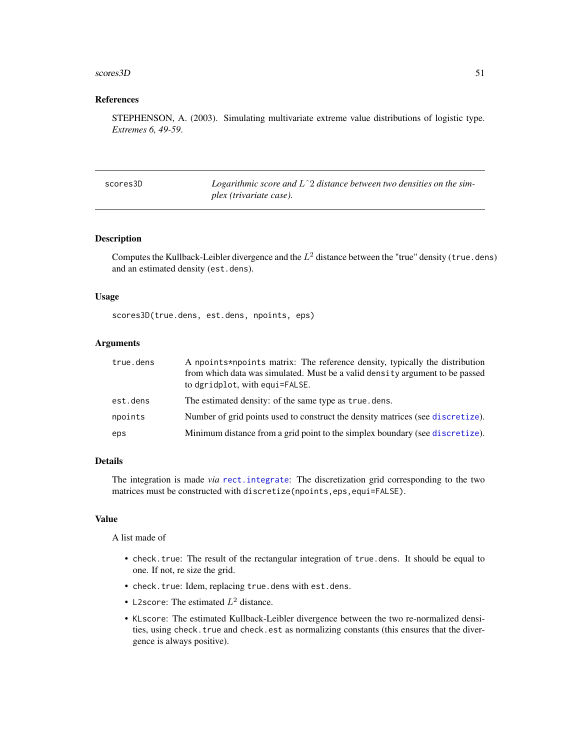## References

STEPHENSON, A. (2003). Simulating multivariate extreme value distributions of logistic type. *Extremes 6, 49-59*.

---

## scores3D — *Logarithmic score and L^2 distance between two densities on the simplex (trivariate case).*

---

### Description

Computes the Kullback-Leibler divergence and the $L^2$ distance between the "true" density (`true.dens`) and an estimated density (`est.dens`).

### Usage

```
scores3D(true.dens, est.dens, npoints, eps)
```

### Arguments

| | |
|---|---|
| `true.dens` | A `npoints*npoints` matrix: The reference density, typically the distribution from which data was simulated. Must be a valid `density` argument to be passed to `dgridplot`, with `equi=FALSE`. |
| `est.dens` | The estimated density: of the same type as `true.dens`. |
| `npoints` | Number of grid points used to construct the density matrices (see `discretize`). |
| `eps` | Minimum distance from a grid point to the simplex boundary (see `discretize`). |

### Details

The integration is made *via* `rect.integrate`: The discretization grid corresponding to the two matrices must be constructed with `discretize(npoints,eps,equi=FALSE)`.

### Value

A list made of

- `check.true`: The result of the rectangular integration of `true.dens`. It should be equal to one. If not, re size the grid.
- `check.true`: Idem, replacing `true.dens` with `est.dens`.
- `L2score`: The estimated $L^2$ distance.
- `KLscore`: The estimated Kullback-Leibler divergence between the two re-normalized densities, using `check.true` and `check.est` as normalizing constants (this ensures that the divergence is always positive).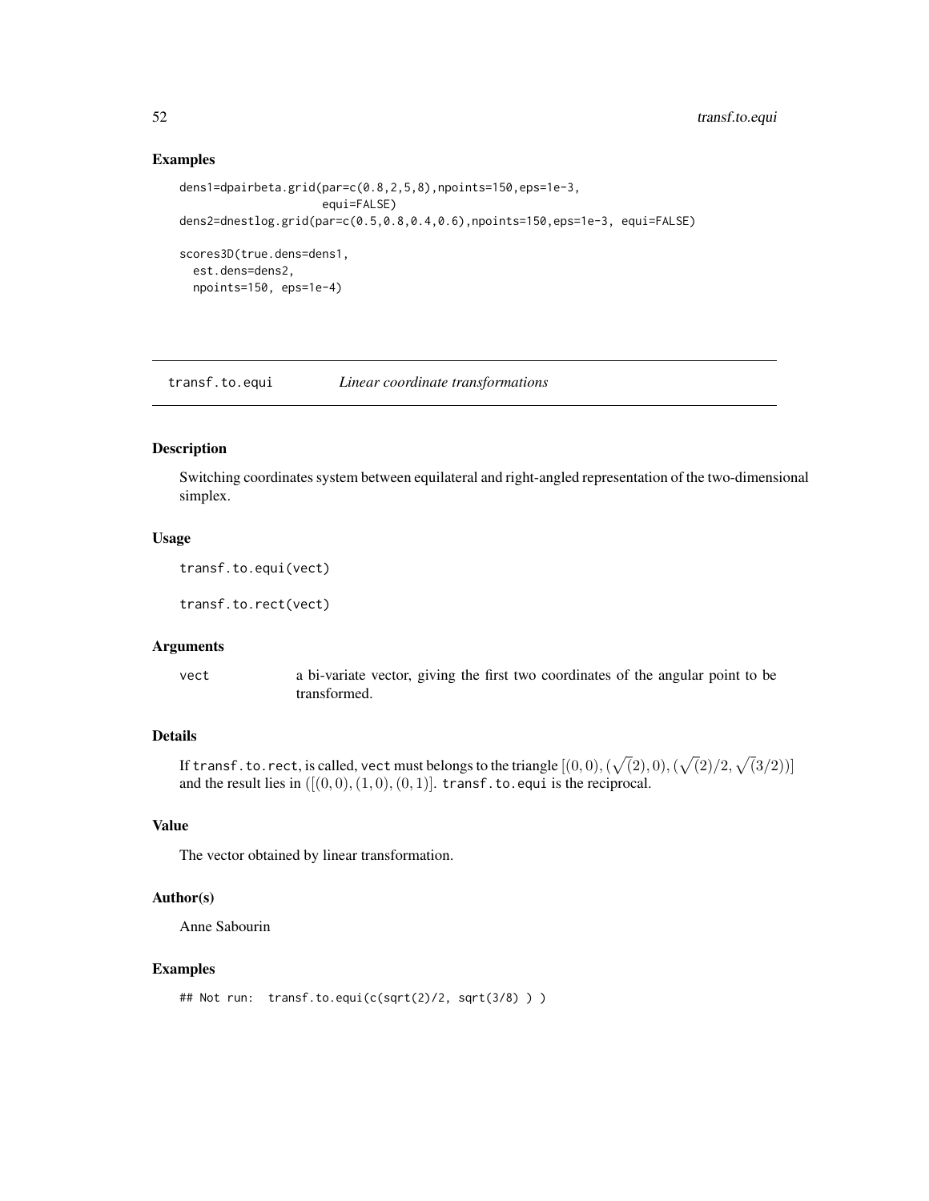## Examples

```
dens1=dpairbeta.grid(par=c(0.8,2,5,8),npoints=150,eps=1e-3,
                     equi=FALSE)
dens2=dnestlog.grid(par=c(0.5,0.8,0.4,0.6),npoints=150,eps=1e-3, equi=FALSE)

scores3D(true.dens=dens1,
  est.dens=dens2,
  npoints=150, eps=1e-4)
```

---

# transf.to.equi *Linear coordinate transformations*

---

## Description

Switching coordinates system between equilateral and right-angled representation of the two-dimensional simplex.

## Usage

```
transf.to.equi(vect)

transf.to.rect(vect)
```

## Arguments

vect a bi-variate vector, giving the first two coordinates of the angular point to be transformed.

## Details

If `transf.to.rect`, is called, `vect` must belongs to the triangle $[(0,0),(\sqrt(2),0),(\sqrt(2)/2,\sqrt(3/2))]$ and the result lies in $([(0,0),(1,0),(0,1)]$. `transf.to.equi` is the reciprocal.

## Value

The vector obtained by linear transformation.

## Author(s)

Anne Sabourin

## Examples

```
## Not run:  transf.to.equi(c(sqrt(2)/2, sqrt(3/8) ) )
```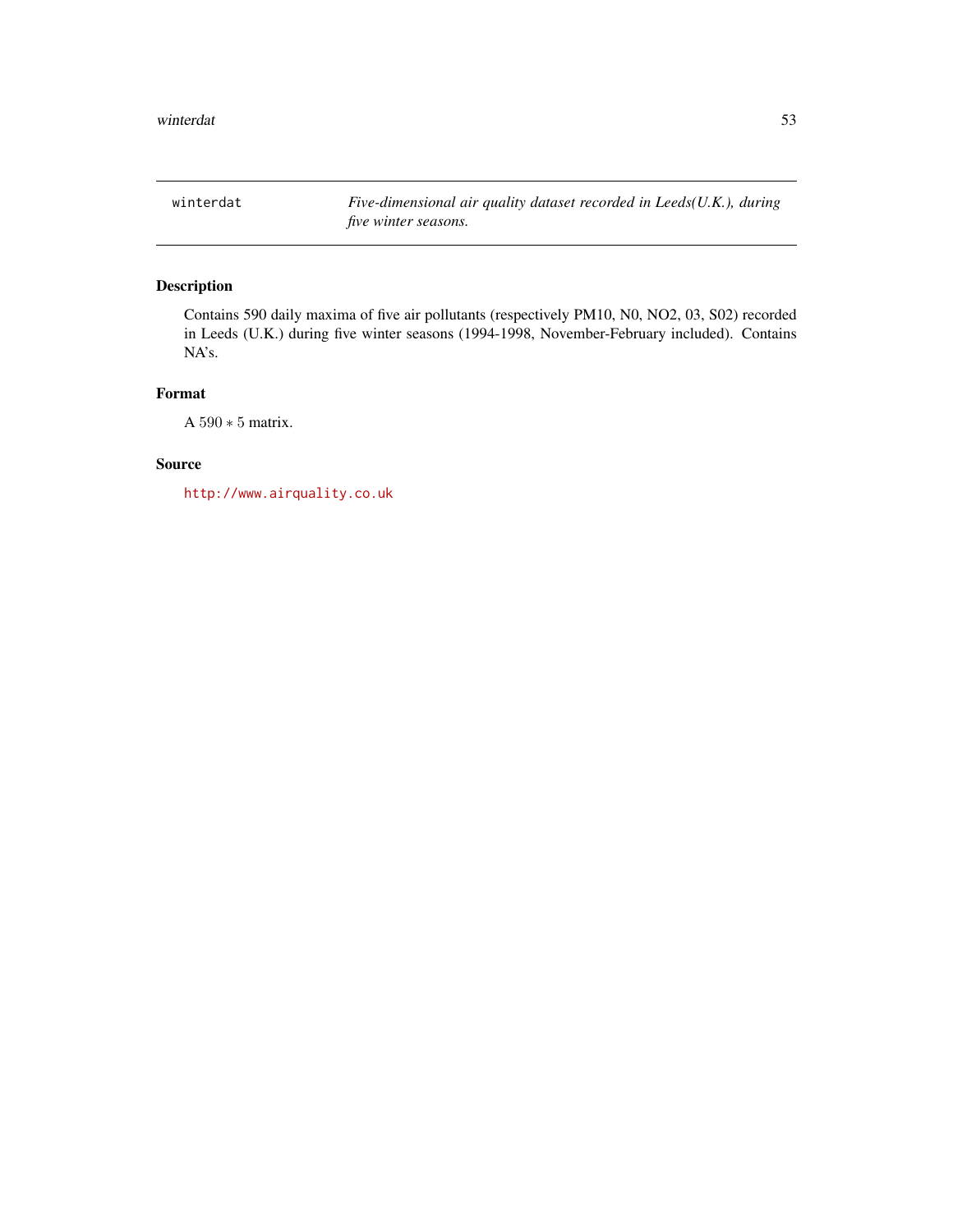## winterdat — *Five-dimensional air quality dataset recorded in Leeds(U.K.), during five winter seasons.*

### Description

Contains 590 daily maxima of five air pollutants (respectively PM10, N0, NO2, 03, S02) recorded in Leeds (U.K.) during five winter seasons (1994-1998, November-February included). Contains NA's.

### Format

A $590 * 5$ matrix.

### Source

http://www.airquality.co.uk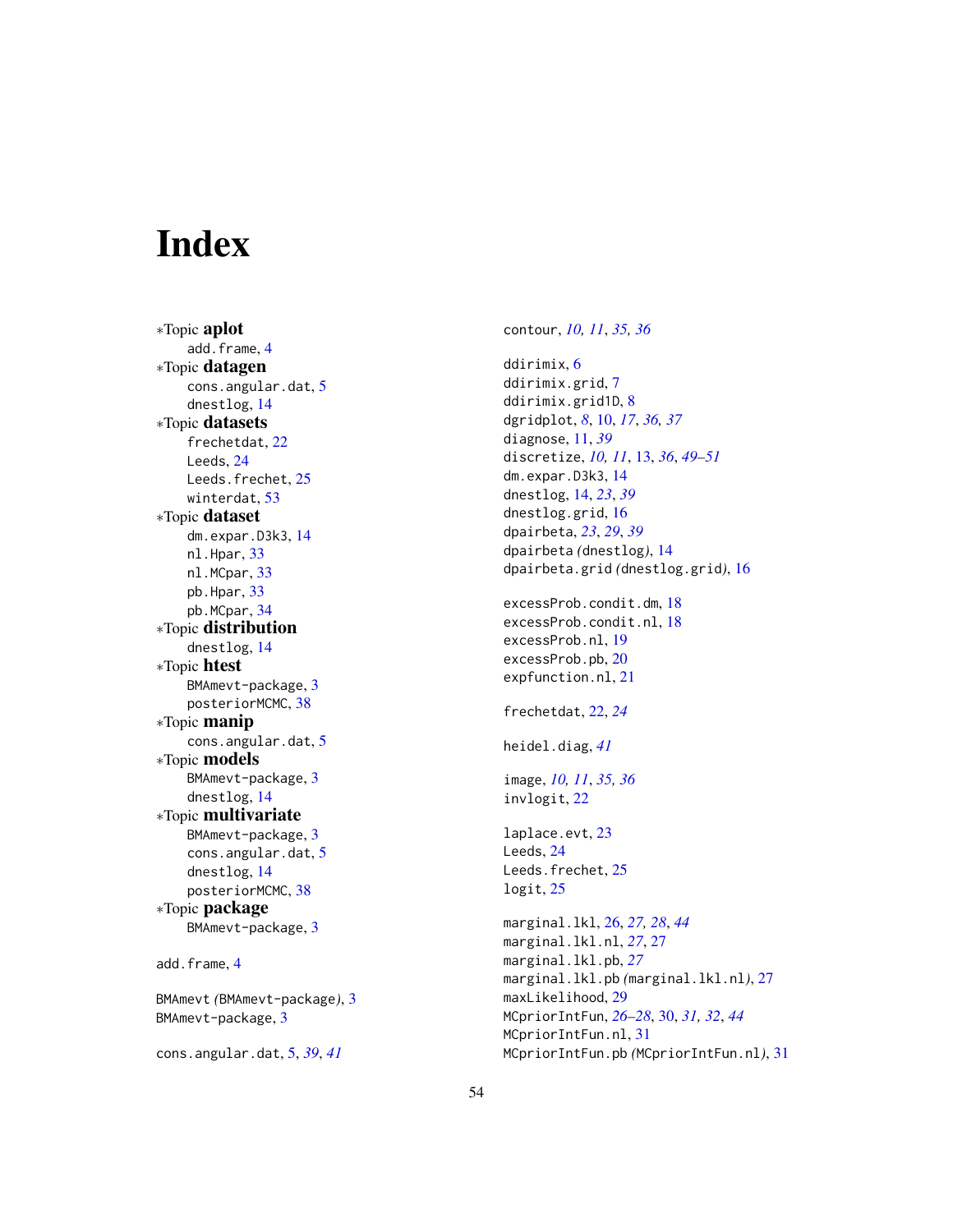# Index

∗Topic **aplot**
  add.frame, 4

∗Topic **datagen**
  cons.angular.dat, 5
  dnestlog, 14

∗Topic **datasets**
  frechetdat, 22
  Leeds, 24
  Leeds.frechet, 25
  winterdat, 53

∗Topic **dataset**
  dm.expar.D3k3, 14
  nl.Hpar, 33
  nl.MCpar, 33
  pb.Hpar, 33
  pb.MCpar, 34

∗Topic **distribution**
  dnestlog, 14

∗Topic **htest**
  BMAmevt-package, 3
  posteriorMCMC, 38

∗Topic **manip**
  cons.angular.dat, 5

∗Topic **models**
  BMAmevt-package, 3
  dnestlog, 14

∗Topic **multivariate**
  BMAmevt-package, 3
  cons.angular.dat, 5
  dnestlog, 14
  posteriorMCMC, 38

∗Topic **package**
  BMAmevt-package, 3

add.frame, 4

BMAmevt *(*BMAmevt-package*)*, 3
BMAmevt-package, 3

cons.angular.dat, 5, *39*, *41*
contour, *10, 11*, *35, 36*

ddirimix, 6
ddirimix.grid, 7
ddirimix.grid1D, 8
dgridplot, *8*, 10, *17*, *36, 37*
diagnose, 11, *39*
discretize, *10, 11*, 13, *36*, *49–51*
dm.expar.D3k3, 14
dnestlog, 14, *23*, *39*
dnestlog.grid, 16
dpairbeta, *23*, *29*, *39*
dpairbeta *(*dnestlog*)*, 14
dpairbeta.grid *(*dnestlog.grid*)*, 16

excessProb.condit.dm, 18
excessProb.condit.nl, 18
excessProb.nl, 19
excessProb.pb, 20
expfunction.nl, 21

frechetdat, 22, *24*

heidel.diag, *41*

image, *10, 11*, *35, 36*
invlogit, 22

laplace.evt, 23
Leeds, 24
Leeds.frechet, 25
logit, 25

marginal.lkl, 26, *27, 28*, *44*
marginal.lkl.nl, *27*, 27
marginal.lkl.pb, *27*
marginal.lkl.pb *(*marginal.lkl.nl*)*, 27
maxLikelihood, 29
MCpriorIntFun, *26–28*, 30, *31, 32*, *44*
MCpriorIntFun.nl, 31
MCpriorIntFun.pb *(*MCpriorIntFun.nl*)*, 31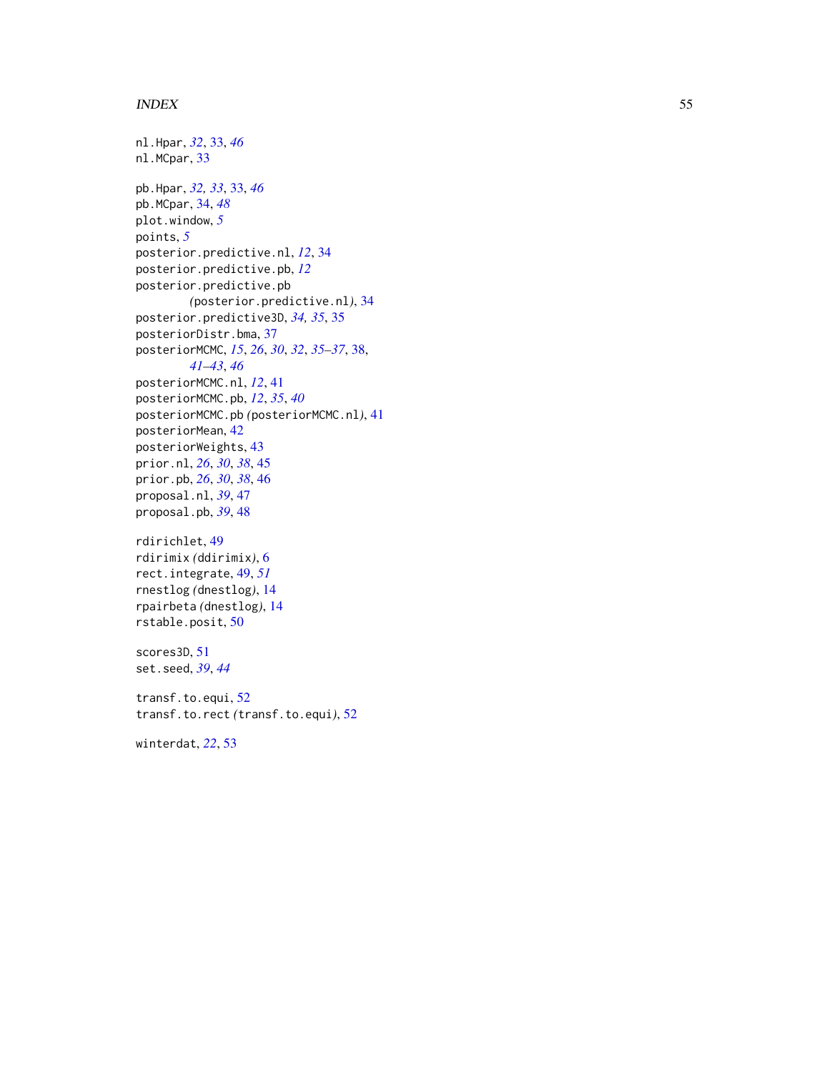nl.Hpar, *32*, 33, *46*
nl.MCpar, 33

pb.Hpar, *32*, *33*, 33, *46*
pb.MCpar, 34, *48*
plot.window, *5*
points, *5*
posterior.predictive.nl, *12*, 34
posterior.predictive.pb, *12*
posterior.predictive.pb
        (posterior.predictive.nl), 34
posterior.predictive3D, *34*, *35*, 35
posteriorDistr.bma, 37
posteriorMCMC, *15*, *26*, *30*, *32*, *35–37*, 38,
        *41–43*, *46*
posteriorMCMC.nl, *12*, 41
posteriorMCMC.pb, *12*, *35*, *40*
posteriorMCMC.pb (posteriorMCMC.nl), 41
posteriorMean, 42
posteriorWeights, 43
prior.nl, *26*, *30*, *38*, 45
prior.pb, *26*, *30*, *38*, 46
proposal.nl, *39*, 47
proposal.pb, *39*, 48

rdirichlet, 49
rdirimix (ddirimix), 6
rect.integrate, 49, *51*
rnestlog (dnestlog), 14
rpairbeta (dnestlog), 14
rstable.posit, 50

scores3D, 51
set.seed, *39*, *44*

transf.to.equi, 52
transf.to.rect (transf.to.equi), 52

winterdat, *22*, 53